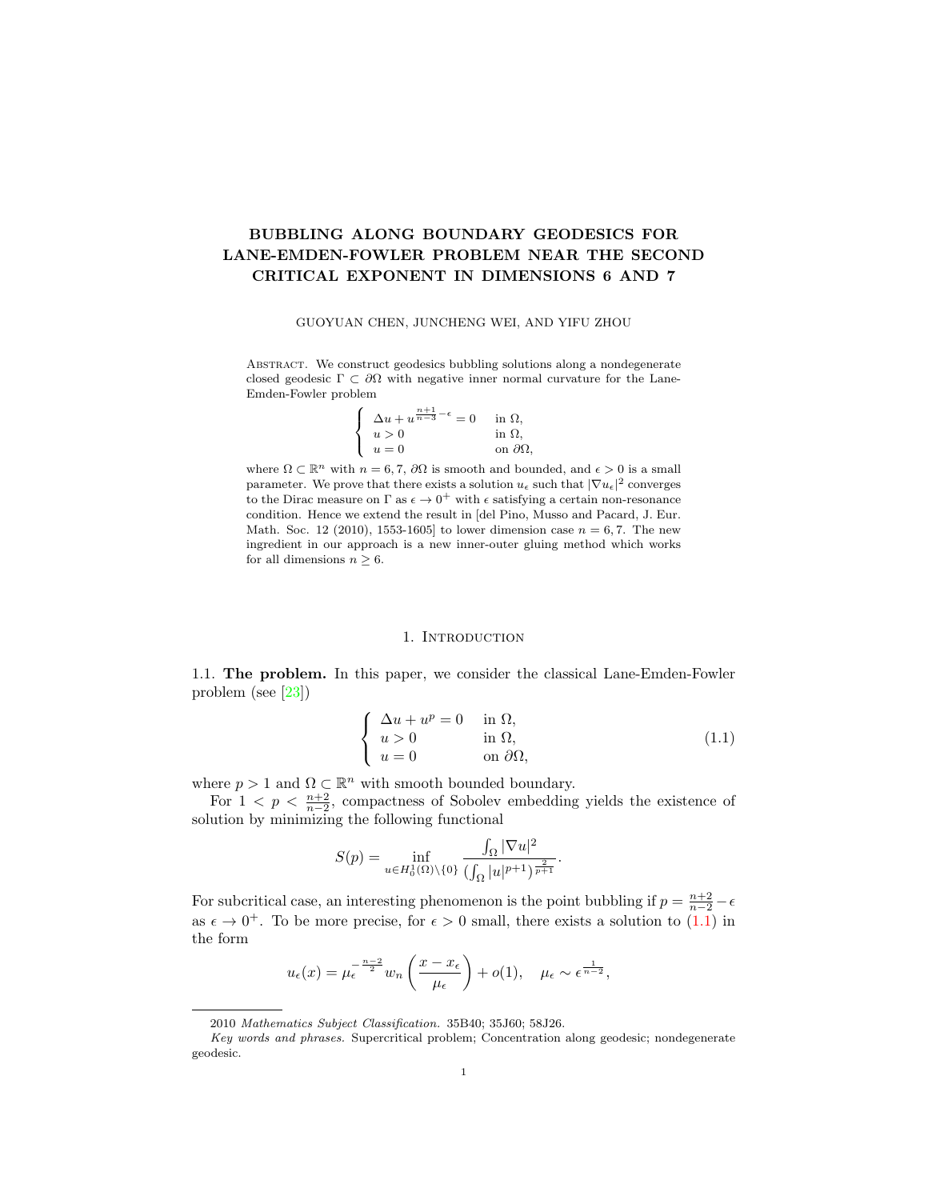# BUBBLING ALONG BOUNDARY GEODESICS FOR LANE-EMDEN-FOWLER PROBLEM NEAR THE SECOND CRITICAL EXPONENT IN DIMENSIONS 6 AND 7

GUOYUAN CHEN, JUNCHENG WEI, AND YIFU ZHOU

Abstract. We construct geodesics bubbling solutions along a nondegenerate closed geodesic $\Gamma \subset \partial\Omega$ with negative inner normal curvature for the Lane-Emden-Fowler problem

$$\begin{cases} \Delta u + u^{\frac{n+1}{n-3}-\epsilon} = 0 & \text{in } \Omega, \\ u > 0 & \text{in } \Omega, \\ u = 0 & \text{on } \partial\Omega, \end{cases}$$

where $\Omega \subset \mathbb{R}^n$ with $n = 6, 7$, $\partial\Omega$ is smooth and bounded, and $\epsilon > 0$ is a small parameter. We prove that there exists a solution $u_\epsilon$ such that $|\nabla u_\epsilon|^2$ converges to the Dirac measure on $\Gamma$ as $\epsilon \to 0^+$ with $\epsilon$ satisfying a certain non-resonance condition. Hence we extend the result in [del Pino, Musso and Pacard, J. Eur. Math. Soc. 12 (2010), 1553-1605] to lower dimension case $n = 6, 7$. The new ingredient in our approach is a new inner-outer gluing method which works for all dimensions $n \geq 6$.

## 1. Introduction

### 1.1. The problem.

In this paper, we consider the classical Lane-Emden-Fowler problem (see [23])

$$\begin{cases} \Delta u + u^p = 0 & \text{in } \Omega, \\ u > 0 & \text{in } \Omega, \\ u = 0 & \text{on } \partial\Omega, \end{cases} \tag{1.1}$$

where $p > 1$ and $\Omega \subset \mathbb{R}^n$ with smooth bounded boundary.

For $1 < p < \frac{n+2}{n-2}$, compactness of Sobolev embedding yields the existence of solution by minimizing the following functional

$$S(p) = \inf_{u \in H_0^1(\Omega)\setminus\{0\}} \frac{\int_\Omega |\nabla u|^2}{\left(\int_\Omega |u|^{p+1}\right)^{\frac{2}{p+1}}}.$$

For subcritical case, an interesting phenomenon is the point bubbling if $p = \frac{n+2}{n-2} - \epsilon$ as $\epsilon \to 0^+$. To be more precise, for $\epsilon > 0$ small, there exists a solution to (1.1) in the form

$$u_\epsilon(x) = \mu_\epsilon^{-\frac{n-2}{2}} w_n\left(\frac{x - x_\epsilon}{\mu_\epsilon}\right) + o(1), \quad \mu_\epsilon \sim \epsilon^{\frac{1}{n-2}},$$

2010 *Mathematics Subject Classification.* 35B40; 35J60; 58J26.

*Key words and phrases.* Supercritical problem; Concentration along geodesic; nondegenerate geodesic.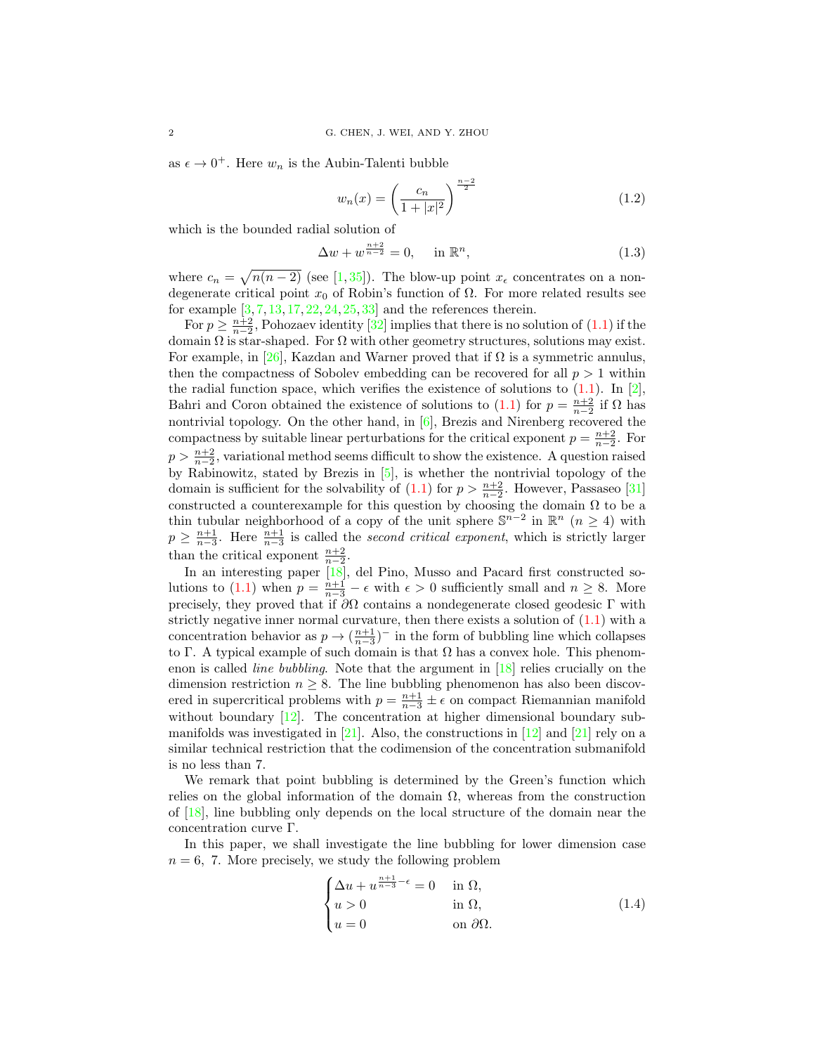as $\epsilon \to 0^+$. Here $w_n$ is the Aubin-Talenti bubble

$$w_n(x) = \left(\frac{c_n}{1+|x|^2}\right)^{\frac{n-2}{2}} \tag{1.2}$$

which is the bounded radial solution of

$$\Delta w + w^{\frac{n+2}{n-2}} = 0, \quad \text{ in } \mathbb{R}^n, \tag{1.3}$$

where $c_n = \sqrt{n(n-2)}$ (see [1, 35]). The blow-up point $x_\epsilon$ concentrates on a nondegenerate critical point $x_0$ of Robin's function of $\Omega$. For more related results see for example [3, 7, 13, 17, 22, 24, 25, 33] and the references therein.

For $p \geq \frac{n+2}{n-2}$, Pohozaev identity [32] implies that there is no solution of (1.1) if the domain $\Omega$ is star-shaped. For $\Omega$ with other geometry structures, solutions may exist. For example, in [26], Kazdan and Warner proved that if $\Omega$ is a symmetric annulus, then the compactness of Sobolev embedding can be recovered for all $p > 1$ within the radial function space, which verifies the existence of solutions to (1.1). In [2], Bahri and Coron obtained the existence of solutions to (1.1) for $p = \frac{n+2}{n-2}$ if $\Omega$ has nontrivial topology. On the other hand, in [6], Brezis and Nirenberg recovered the compactness by suitable linear perturbations for the critical exponent $p = \frac{n+2}{n-2}$. For $p > \frac{n+2}{n-2}$, variational method seems difficult to show the existence. A question raised by Rabinowitz, stated by Brezis in [5], is whether the nontrivial topology of the domain is sufficient for the solvability of (1.1) for $p > \frac{n+2}{n-2}$. However, Passaseo [31] constructed a counterexample for this question by choosing the domain $\Omega$ to be a thin tubular neighborhood of a copy of the unit sphere $\mathbb{S}^{n-2}$ in $\mathbb{R}^n$ ($n \geq 4$) with $p \geq \frac{n+1}{n-3}$. Here $\frac{n+1}{n-3}$ is called the *second critical exponent*, which is strictly larger than the critical exponent $\frac{n+2}{n-2}$.

In an interesting paper [18], del Pino, Musso and Pacard first constructed solutions to (1.1) when $p = \frac{n+1}{n-3} - \epsilon$ with $\epsilon > 0$ sufficiently small and $n \geq 8$. More precisely, they proved that if $\partial\Omega$ contains a nondegenerate closed geodesic $\Gamma$ with strictly negative inner normal curvature, then there exists a solution of (1.1) with a concentration behavior as $p \to (\frac{n+1}{n-3})^-$ in the form of bubbling line which collapses to $\Gamma$. A typical example of such domain is that $\Omega$ has a convex hole. This phenomenon is called *line bubbling*. Note that the argument in [18] relies crucially on the dimension restriction $n \geq 8$. The line bubbling phenomenon has also been discovered in supercritical problems with $p = \frac{n+1}{n-3} \pm \epsilon$ on compact Riemannian manifold without boundary [12]. The concentration at higher dimensional boundary submanifolds was investigated in [21]. Also, the constructions in [12] and [21] rely on a similar technical restriction that the codimension of the concentration submanifold is no less than 7.

We remark that point bubbling is determined by the Green's function which relies on the global information of the domain $\Omega$, whereas from the construction of [18], line bubbling only depends on the local structure of the domain near the concentration curve $\Gamma$.

In this paper, we shall investigate the line bubbling for lower dimension case $n = 6,\ 7$. More precisely, we study the following problem

$$\begin{cases} \Delta u + u^{\frac{n+1}{n-3} - \epsilon} = 0 & \text{in } \Omega, \\ u > 0 & \text{in } \Omega, \\ u = 0 & \text{on } \partial\Omega. \end{cases} \tag{1.4}$$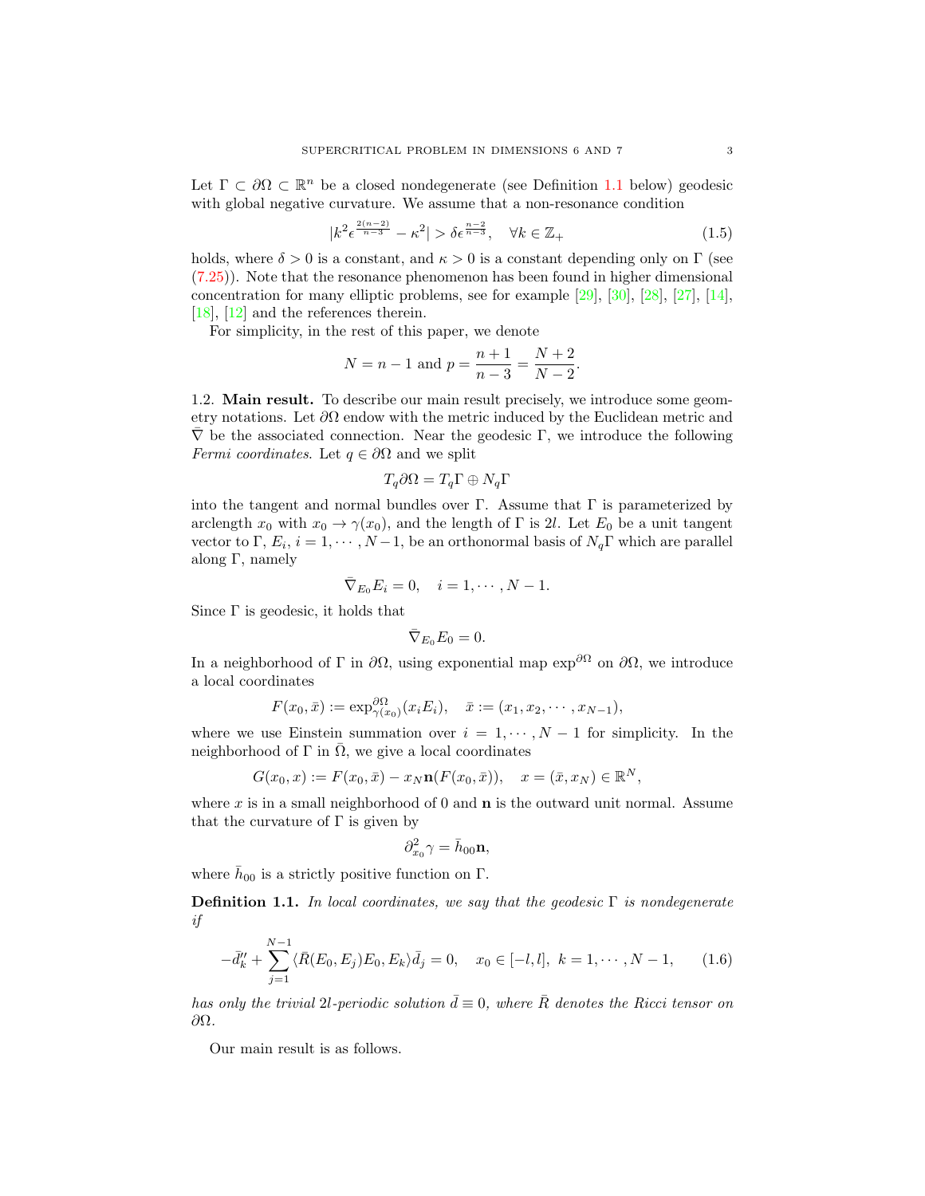Let $\Gamma \subset \partial\Omega \subset \mathbb{R}^n$ be a closed nondegenerate (see Definition 1.1 below) geodesic with global negative curvature. We assume that a non-resonance condition

$$|k^2 \epsilon^{\frac{2(n-2)}{n-3}} - \kappa^2| > \delta \epsilon^{\frac{n-2}{n-3}}, \quad \forall k \in \mathbb{Z}_+ \tag{1.5}$$

holds, where $\delta > 0$ is a constant, and $\kappa > 0$ is a constant depending only on $\Gamma$ (see (7.25)). Note that the resonance phenomenon has been found in higher dimensional concentration for many elliptic problems, see for example [29], [30], [28], [27], [14], [18], [12] and the references therein.

For simplicity, in the rest of this paper, we denote

$$N = n - 1 \text{ and } p = \frac{n+1}{n-3} = \frac{N+2}{N-2}.$$

1.2. **Main result.** To describe our main result precisely, we introduce some geometry notations. Let $\partial\Omega$ endow with the metric induced by the Euclidean metric and $\bar{\nabla}$ be the associated connection. Near the geodesic $\Gamma$, we introduce the following *Fermi coordinates*. Let $q \in \partial\Omega$ and we split

$$T_q\partial\Omega = T_q\Gamma \oplus N_q\Gamma$$

into the tangent and normal bundles over $\Gamma$. Assume that $\Gamma$ is parameterized by arclength $x_0$ with $x_0 \to \gamma(x_0)$, and the length of $\Gamma$ is $2l$. Let $E_0$ be a unit tangent vector to $\Gamma$, $E_i$, $i = 1, \cdots, N-1$, be an orthonormal basis of $N_q\Gamma$ which are parallel along $\Gamma$, namely

$$\bar{\nabla}_{E_0} E_i = 0, \quad i = 1, \cdots, N-1.$$

Since $\Gamma$ is geodesic, it holds that

$$\bar{\nabla}_{E_0} E_0 = 0.$$

In a neighborhood of $\Gamma$ in $\partial\Omega$, using exponential map $\exp^{\partial\Omega}$ on $\partial\Omega$, we introduce a local coordinates

$$F(x_0, \bar{x}) := \exp^{\partial\Omega}_{\gamma(x_0)}(x_i E_i), \quad \bar{x} := (x_1, x_2, \cdots, x_{N-1}),$$

where we use Einstein summation over $i = 1, \cdots, N-1$ for simplicity. In the neighborhood of $\Gamma$ in $\bar{\Omega}$, we give a local coordinates

$$G(x_0, x) := F(x_0, \bar{x}) - x_N \mathbf{n}(F(x_0, \bar{x})), \quad x = (\bar{x}, x_N) \in \mathbb{R}^N,$$

where $x$ is in a small neighborhood of 0 and $\mathbf{n}$ is the outward unit normal. Assume that the curvature of $\Gamma$ is given by

$$\partial^2_{x_0}\gamma = \bar{h}_{00}\mathbf{n},$$

where $\bar{h}_{00}$ is a strictly positive function on $\Gamma$.

**Definition 1.1.** *In local coordinates, we say that the geodesic $\Gamma$ is nondegenerate if*

$$-\bar{d}_k'' + \sum_{j=1}^{N-1} \langle \bar{R}(E_0, E_j)E_0, E_k \rangle \bar{d}_j = 0, \quad x_0 \in [-l, l], \ k = 1, \cdots, N-1, \tag{1.6}$$

*has only the trivial $2l$-periodic solution $\bar{d} \equiv 0$, where $\bar{R}$ denotes the Ricci tensor on $\partial\Omega$.*

Our main result is as follows.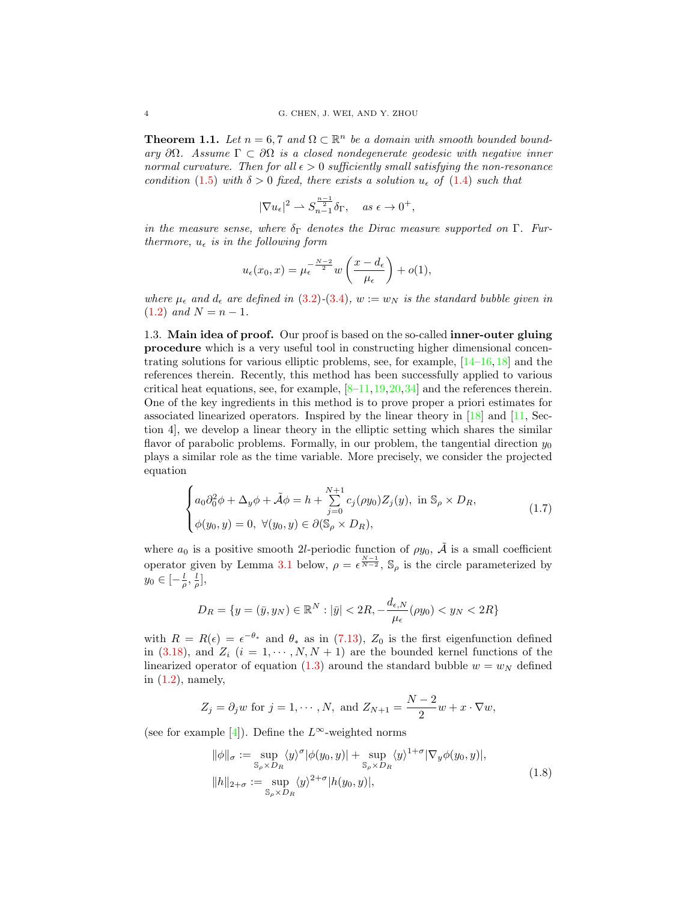**Theorem 1.1.** *Let $n = 6, 7$ and $\Omega \subset \mathbb{R}^n$ be a domain with smooth bounded boundary $\partial\Omega$. Assume $\Gamma \subset \partial\Omega$ is a closed nondegenerate geodesic with negative inner normal curvature. Then for all $\epsilon > 0$ sufficiently small satisfying the non-resonance condition (1.5) with $\delta > 0$ fixed, there exists a solution $u_\epsilon$ of (1.4) such that*

$$|\nabla u_\epsilon|^2 \rightharpoonup S_{n-1}^{\frac{n-1}{2}} \delta_\Gamma, \quad \text{as } \epsilon \to 0^+,$$

*in the measure sense, where $\delta_\Gamma$ denotes the Dirac measure supported on $\Gamma$. Furthermore, $u_\epsilon$ is in the following form*

$$u_\epsilon(x_0, x) = \mu_\epsilon^{-\frac{N-2}{2}} w\left(\frac{x - d_\epsilon}{\mu_\epsilon}\right) + o(1),$$

*where $\mu_\epsilon$ and $d_\epsilon$ are defined in (3.2)-(3.4), $w := w_N$ is the standard bubble given in (1.2) and $N = n - 1$.*

1.3. **Main idea of proof.** Our proof is based on the so-called **inner-outer gluing procedure** which is a very useful tool in constructing higher dimensional concentrating solutions for various elliptic problems, see, for example, [14–16,18] and the references therein. Recently, this method has been successfully applied to various critical heat equations, see, for example, [8–11,19,20,34] and the references therein. One of the key ingredients in this method is to prove proper a priori estimates for associated linearized operators. Inspired by the linear theory in [18] and [11, Section 4], we develop a linear theory in the elliptic setting which shares the similar flavor of parabolic problems. Formally, in our problem, the tangential direction $y_0$ plays a similar role as the time variable. More precisely, we consider the projected equation

$$\begin{cases} a_0 \partial_0^2 \phi + \Delta_y \phi + \tilde{\mathcal{A}} \phi = h + \sum\limits_{j=0}^{N+1} c_j(\rho y_0) Z_j(y), \text{ in } \mathbb{S}_\rho \times D_R, \\ \phi(y_0, y) = 0, \ \forall (y_0, y) \in \partial(\mathbb{S}_\rho \times D_R), \end{cases} \tag{1.7}$$

where $a_0$ is a positive smooth $2l$-periodic function of $\rho y_0$, $\tilde{\mathcal{A}}$ is a small coefficient operator given by Lemma 3.1 below, $\rho = \epsilon^{\frac{N-1}{N-2}}$, $\mathbb{S}_\rho$ is the circle parameterized by $y_0 \in [-\frac{l}{\rho}, \frac{l}{\rho}]$,

$$D_R = \{y = (\bar{y}, y_N) \in \mathbb{R}^N : |\bar{y}| < 2R, -\frac{d_{\epsilon,N}}{\mu_\epsilon}(\rho y_0) < y_N < 2R\}$$

with $R = R(\epsilon) = \epsilon^{-\theta_*}$ and $\theta_*$ as in (7.13), $Z_0$ is the first eigenfunction defined in (3.18), and $Z_i$ ($i = 1, \cdots, N, N+1$) are the bounded kernel functions of the linearized operator of equation (1.3) around the standard bubble $w = w_N$ defined in (1.2), namely,

$$Z_j = \partial_j w \text{ for } j = 1, \cdots, N, \text{ and } Z_{N+1} = \frac{N-2}{2} w + x \cdot \nabla w,$$

(see for example [4]). Define the $L^\infty$-weighted norms

$$\begin{aligned} \|\phi\|_\sigma &:= \sup_{\mathbb{S}_\rho \times D_R} \langle y \rangle^\sigma |\phi(y_0, y)| + \sup_{\mathbb{S}_\rho \times D_R} \langle y \rangle^{1+\sigma} |\nabla_y \phi(y_0, y)|, \\ \|h\|_{2+\sigma} &:= \sup_{\mathbb{S}_\rho \times D_R} \langle y \rangle^{2+\sigma} |h(y_0, y)|, \end{aligned} \tag{1.8}$$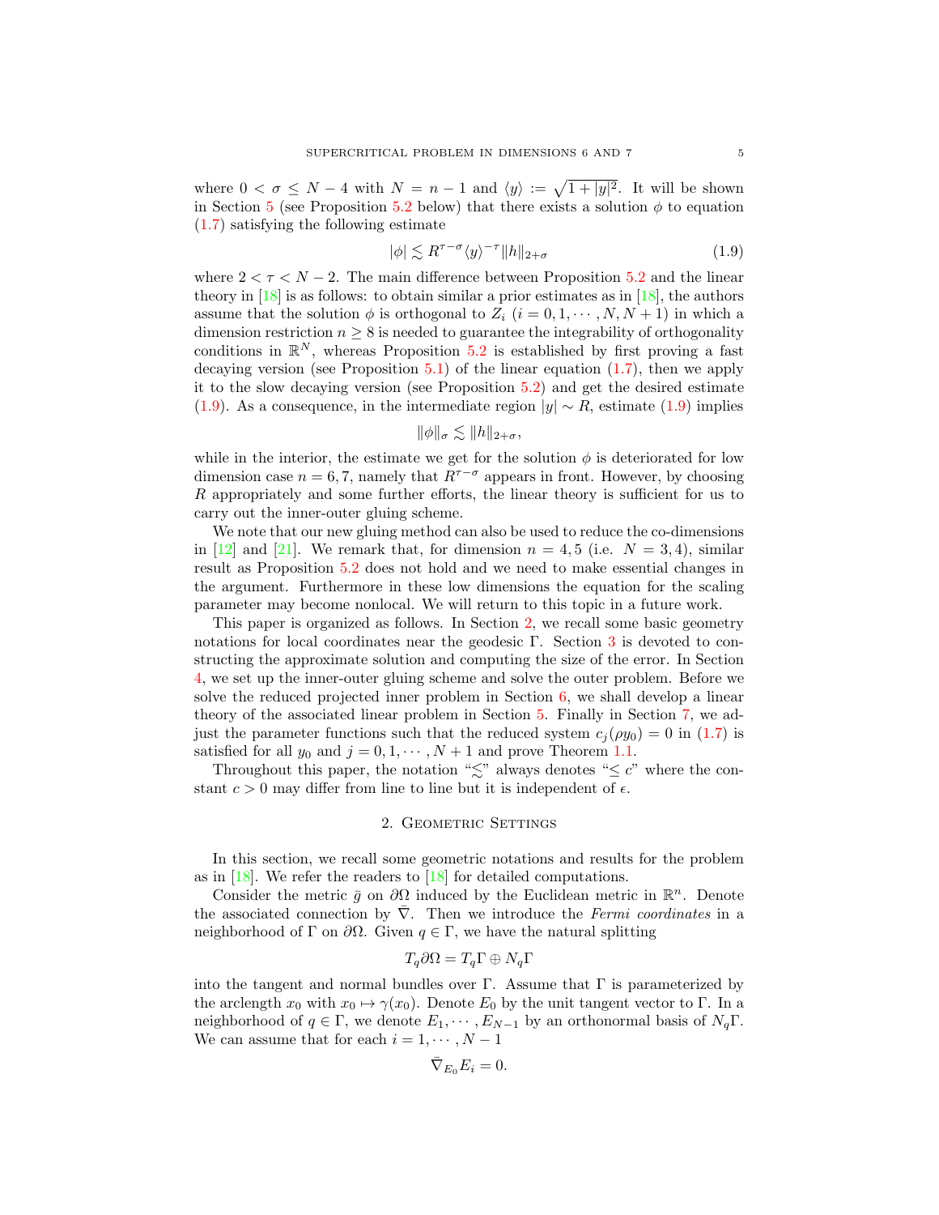where $0 < \sigma \leq N-4$ with $N = n-1$ and $\langle y \rangle := \sqrt{1+|y|^2}$. It will be shown in Section 5 (see Proposition 5.2 below) that there exists a solution $\phi$ to equation (1.7) satisfying the following estimate

$$|\phi| \lesssim R^{\tau-\sigma}\langle y \rangle^{-\tau}\|h\|_{2+\sigma} \tag{1.9}$$

where $2 < \tau < N-2$. The main difference between Proposition 5.2 and the linear theory in [18] is as follows: to obtain similar a prior estimates as in [18], the authors assume that the solution $\phi$ is orthogonal to $Z_i$ ($i = 0, 1, \cdots, N, N+1$) in which a dimension restriction $n \geq 8$ is needed to guarantee the integrability of orthogonality conditions in $\mathbb{R}^N$, whereas Proposition 5.2 is established by first proving a fast decaying version (see Proposition 5.1) of the linear equation (1.7), then we apply it to the slow decaying version (see Proposition 5.2) and get the desired estimate (1.9). As a consequence, in the intermediate region $|y| \sim R$, estimate (1.9) implies

$$\|\phi\|_\sigma \lesssim \|h\|_{2+\sigma},$$

while in the interior, the estimate we get for the solution $\phi$ is deteriorated for low dimension case $n = 6, 7$, namely that $R^{\tau-\sigma}$ appears in front. However, by choosing $R$ appropriately and some further efforts, the linear theory is sufficient for us to carry out the inner-outer gluing scheme.

We note that our new gluing method can also be used to reduce the co-dimensions in [12] and [21]. We remark that, for dimension $n = 4, 5$ (i.e. $N = 3, 4$), similar result as Proposition 5.2 does not hold and we need to make essential changes in the argument. Furthermore in these low dimensions the equation for the scaling parameter may become nonlocal. We will return to this topic in a future work.

This paper is organized as follows. In Section 2, we recall some basic geometry notations for local coordinates near the geodesic $\Gamma$. Section 3 is devoted to constructing the approximate solution and computing the size of the error. In Section 4, we set up the inner-outer gluing scheme and solve the outer problem. Before we solve the reduced projected inner problem in Section 6, we shall develop a linear theory of the associated linear problem in Section 5. Finally in Section 7, we adjust the parameter functions such that the reduced system $c_j(\rho y_0) = 0$ in (1.7) is satisfied for all $y_0$ and $j = 0, 1, \cdots, N+1$ and prove Theorem 1.1.

Throughout this paper, the notation "$\lesssim$" always denotes "$\leq c$" where the constant $c > 0$ may differ from line to line but it is independent of $\epsilon$.

## 2. Geometric Settings

In this section, we recall some geometric notations and results for the problem as in [18]. We refer the readers to [18] for detailed computations.

Consider the metric $\bar{g}$ on $\partial\Omega$ induced by the Euclidean metric in $\mathbb{R}^n$. Denote the associated connection by $\bar{\nabla}$. Then we introduce the *Fermi coordinates* in a neighborhood of $\Gamma$ on $\partial\Omega$. Given $q \in \Gamma$, we have the natural splitting

$$T_q\partial\Omega = T_q\Gamma \oplus N_q\Gamma$$

into the tangent and normal bundles over $\Gamma$. Assume that $\Gamma$ is parameterized by the arclength $x_0$ with $x_0 \mapsto \gamma(x_0)$. Denote $E_0$ by the unit tangent vector to $\Gamma$. In a neighborhood of $q \in \Gamma$, we denote $E_1, \cdots, E_{N-1}$ by an orthonormal basis of $N_q\Gamma$. We can assume that for each $i = 1, \cdots, N-1$

$$\bar{\nabla}_{E_0}E_i = 0.$$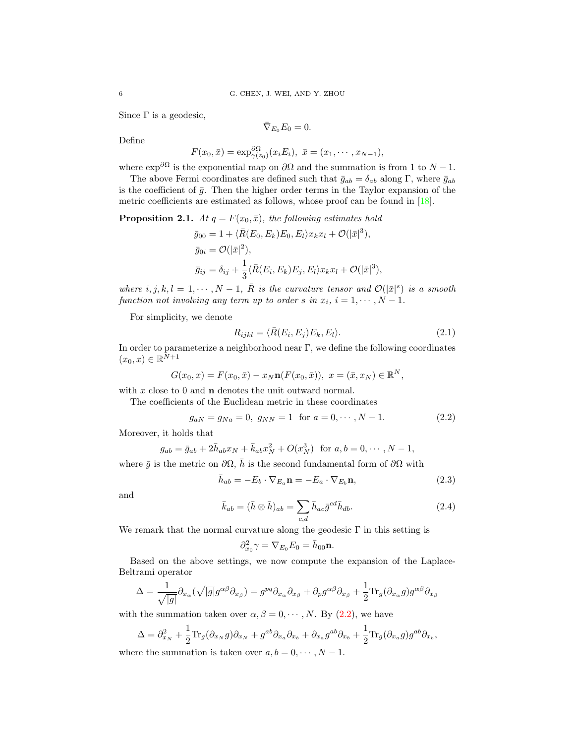Since $\Gamma$ is a geodesic,

$$\bar{\nabla}_{E_0} E_0 = 0.$$

Define

$$F(x_0, \bar{x}) = \exp^{\partial\Omega}_{\gamma(z_0)}(x_i E_i), \ \bar{x} = (x_1, \cdots, x_{N-1}),$$

where $\exp^{\partial\Omega}$ is the exponential map on $\partial\Omega$ and the summation is from 1 to $N-1$.

The above Fermi coordinates are defined such that $\bar{g}_{ab} = \delta_{ab}$ along $\Gamma$, where $\bar{g}_{ab}$ is the coefficient of $\bar{g}$. Then the higher order terms in the Taylor expansion of the metric coefficients are estimated as follows, whose proof can be found in [18].

**Proposition 2.1.** *At $q = F(x_0, \bar{x})$, the following estimates hold*

$$\bar{g}_{00} = 1 + \langle \bar{R}(E_0, E_k)E_0, E_l\rangle x_k x_l + \mathcal{O}(|\bar{x}|^3),$$
$$\bar{g}_{0i} = \mathcal{O}(|\bar{x}|^2),$$
$$\bar{g}_{ij} = \delta_{ij} + \frac{1}{3}\langle \bar{R}(E_i, E_k)E_j, E_l\rangle x_k x_l + \mathcal{O}(|\bar{x}|^3),$$

*where $i, j, k, l = 1, \cdots, N-1$, $\bar{R}$ is the curvature tensor and $\mathcal{O}(|\bar{x}|^s)$ is a smooth function not involving any term up to order $s$ in $x_i$, $i = 1, \cdots, N-1$.*

For simplicity, we denote

$$R_{ijkl} = \langle \bar{R}(E_i, E_j)E_k, E_l\rangle. \tag{2.1}$$

In order to parameterize a neighborhood near $\Gamma$, we define the following coordinates $(x_0, x) \in \mathbb{R}^{N+1}$

$$G(x_0, x) = F(x_0, \bar{x}) - x_N \mathbf{n}(F(x_0, \bar{x})), \ x = (\bar{x}, x_N) \in \mathbb{R}^N,$$

with $x$ close to 0 and $\mathbf{n}$ denotes the unit outward normal.

The coefficients of the Euclidean metric in these coordinates

$$g_{aN} = g_{Na} = 0, \ g_{NN} = 1 \ \text{ for } a = 0, \cdots, N-1. \tag{2.2}$$

Moreover, it holds that

$$g_{ab} = \bar{g}_{ab} + 2\bar{h}_{ab} x_N + \bar{k}_{ab} x_N^2 + O(x_N^3) \ \text{ for } a, b = 0, \cdots, N-1,$$

where $\bar{g}$ is the metric on $\partial\Omega$, $\bar{h}$ is the second fundamental form of $\partial\Omega$ with

$$\bar{h}_{ab} = -E_b \cdot \nabla_{E_a}\mathbf{n} = -E_a \cdot \nabla_{E_b}\mathbf{n}, \tag{2.3}$$

and

$$\bar{k}_{ab} = (\bar{h} \otimes \bar{h})_{ab} = \sum_{c,d} \bar{h}_{ac}\bar{g}^{cd}\bar{h}_{db}. \tag{2.4}$$

We remark that the normal curvature along the geodesic $\Gamma$ in this setting is

$$\partial^2_{x_0}\gamma = \nabla_{E_0}E_0 = \bar{h}_{00}\mathbf{n}.$$

Based on the above settings, we now compute the expansion of the Laplace-Beltrami operator

$$\Delta = \frac{1}{\sqrt{|g|}}\partial_{x_\alpha}(\sqrt{|g|}g^{\alpha\beta}\partial_{x_\beta}) = g^{pq}\partial_{x_\alpha}\partial_{x_\beta} + \partial_p g^{\alpha\beta}\partial_{x_\beta} + \frac{1}{2}\mathrm{Tr}_g(\partial_{x_\alpha}g)g^{\alpha\beta}\partial_{x_\beta}$$

with the summation taken over $\alpha, \beta = 0, \cdots, N$. By (2.2), we have

$$\Delta = \partial^2_{x_N} + \frac{1}{2}\mathrm{Tr}_g(\partial_{x_N}g)\partial_{x_N} + g^{ab}\partial_{x_a}\partial_{x_b} + \partial_{x_a}g^{ab}\partial_{x_b} + \frac{1}{2}\mathrm{Tr}_g(\partial_{x_a}g)g^{ab}\partial_{x_b},$$

where the summation is taken over $a, b = 0, \cdots, N-1$.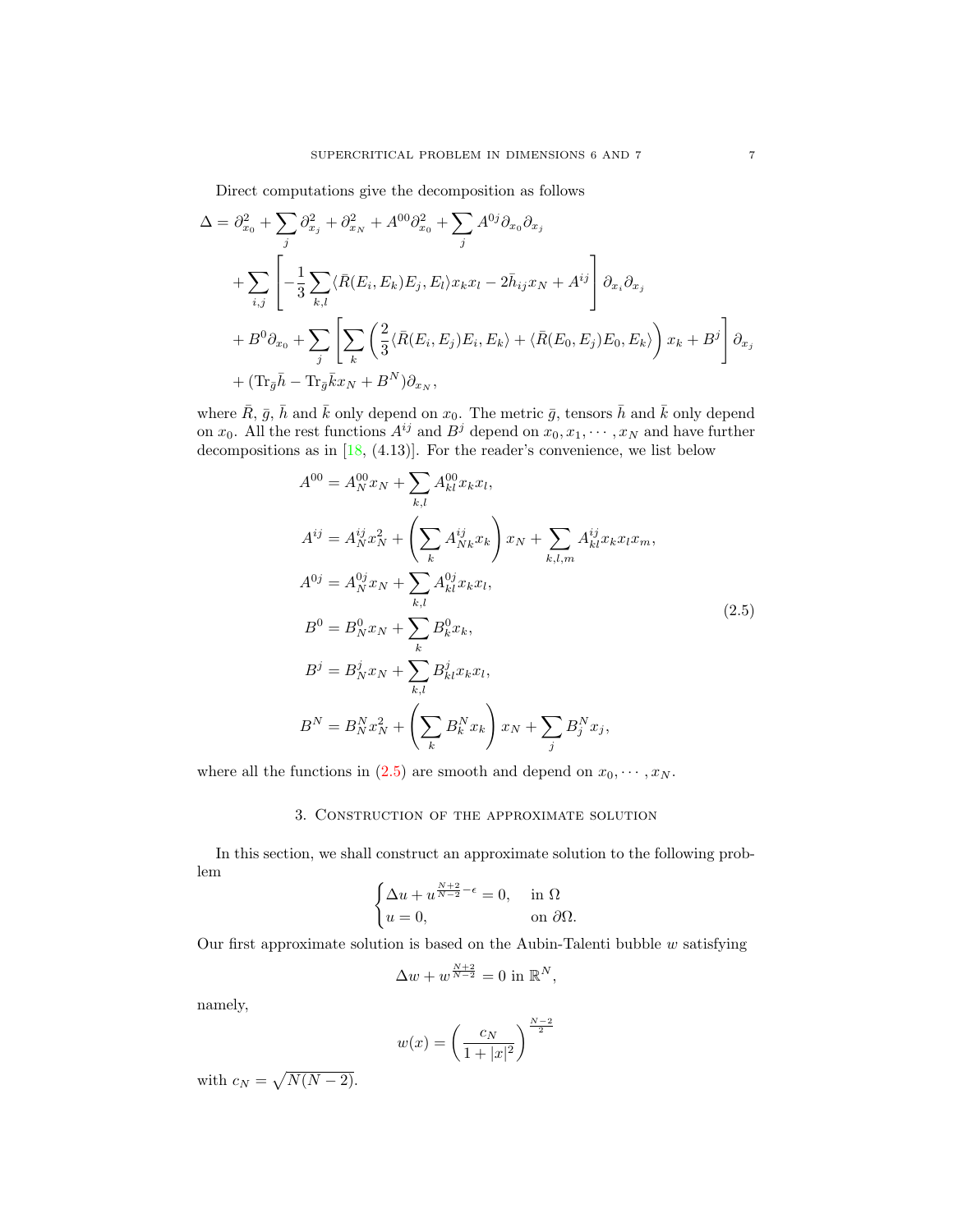Direct computations give the decomposition as follows

$$
\begin{aligned}
\Delta = &\ \partial_{x_0}^2 + \sum_j \partial_{x_j}^2 + \partial_{x_N}^2 + A^{00}\partial_{x_0}^2 + \sum_j A^{0j}\partial_{x_0}\partial_{x_j} \\
&+ \sum_{i,j}\left[-\frac{1}{3}\sum_{k,l}\langle \bar{R}(E_i,E_k)E_j,E_l\rangle x_k x_l - 2\bar{h}_{ij}x_N + A^{ij}\right]\partial_{x_i}\partial_{x_j} \\
&+ B^0\partial_{x_0} + \sum_j\left[\sum_k\left(\frac{2}{3}\langle \bar{R}(E_i,E_j)E_i,E_k\rangle + \langle \bar{R}(E_0,E_j)E_0,E_k\rangle\right)x_k + B^j\right]\partial_{x_j} \\
&+ (\mathrm{Tr}_{\bar{g}}\bar{h} - \mathrm{Tr}_{\bar{g}}\bar{k}x_N + B^N)\partial_{x_N},
\end{aligned}
$$

where $\bar{R}$, $\bar{g}$, $\bar{h}$ and $\bar{k}$ only depend on $x_0$. The metric $\bar{g}$, tensors $\bar{h}$ and $\bar{k}$ only depend on $x_0$. All the rest functions $A^{ij}$ and $B^j$ depend on $x_0, x_1, \cdots, x_N$ and have further decompositions as in [18, (4.13)]. For the reader's convenience, we list below

$$
\begin{aligned}
A^{00} &= A_N^{00}x_N + \sum_{k,l}A_{kl}^{00}x_k x_l, \\
A^{ij} &= A_N^{ij}x_N^2 + \left(\sum_k A_{Nk}^{ij}x_k\right)x_N + \sum_{k,l,m}A_{kl}^{ij}x_k x_l x_m, \\
A^{0j} &= A_N^{0j}x_N + \sum_{k,l}A_{kl}^{0j}x_k x_l, \\
B^0 &= B_N^0 x_N + \sum_k B_k^0 x_k, \\
B^j &= B_N^j x_N + \sum_{k,l}B_{kl}^j x_k x_l, \\
B^N &= B_N^N x_N^2 + \left(\sum_k B_k^N x_k\right)x_N + \sum_j B_j^N x_j,
\end{aligned}
\tag{2.5}
$$

where all the functions in (2.5) are smooth and depend on $x_0, \cdots, x_N$.

## 3. Construction of the approximate solution

In this section, we shall construct an approximate solution to the following problem

$$
\begin{cases}
\Delta u + u^{\frac{N+2}{N-2}-\epsilon} = 0, & \text{in } \Omega \\
u = 0, & \text{on } \partial\Omega.
\end{cases}
$$

Our first approximate solution is based on the Aubin-Talenti bubble $w$ satisfying

$$
\Delta w + w^{\frac{N+2}{N-2}} = 0 \text{ in } \mathbb{R}^N,
$$

namely,

$$
w(x) = \left(\frac{c_N}{1+|x|^2}\right)^{\frac{N-2}{2}}
$$

with $c_N = \sqrt{N(N-2)}$.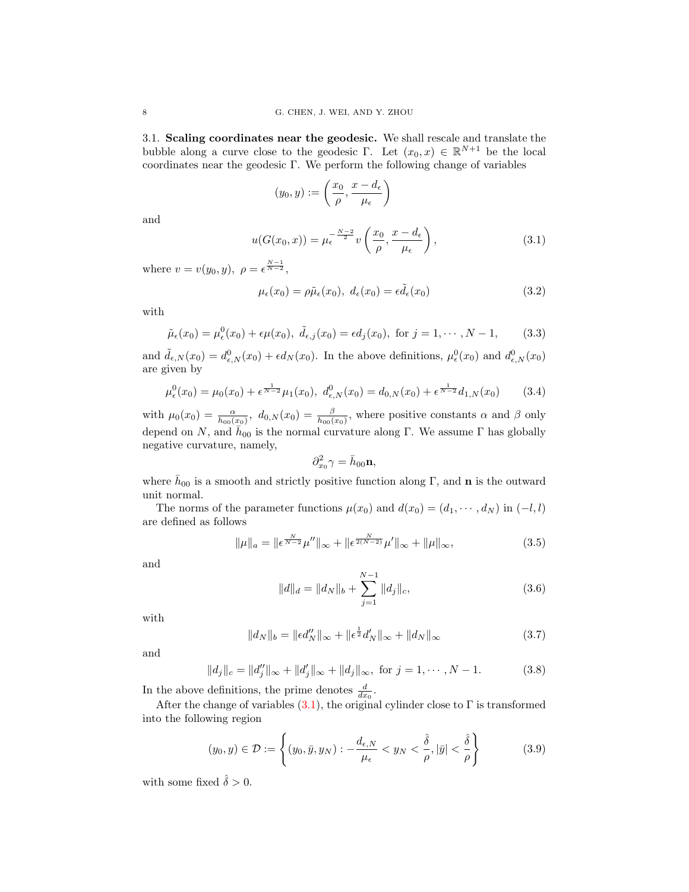### 3.1. Scaling coordinates near the geodesic.

We shall rescale and translate the bubble along a curve close to the geodesic $\Gamma$. Let $(x_0, x) \in \mathbb{R}^{N+1}$ be the local coordinates near the geodesic $\Gamma$. We perform the following change of variables

$$(y_0, y) := \left( \frac{x_0}{\rho}, \frac{x - d_\epsilon}{\mu_\epsilon} \right)$$

and

$$u(G(x_0, x)) = \mu_\epsilon^{-\frac{N-2}{2}} v\left( \frac{x_0}{\rho}, \frac{x - d_\epsilon}{\mu_\epsilon} \right), \tag{3.1}$$

where $v = v(y_0, y)$, $\rho = \epsilon^{\frac{N-1}{N-2}}$,

$$\mu_\epsilon(x_0) = \rho \tilde{\mu}_\epsilon(x_0), \ d_\epsilon(x_0) = \epsilon \tilde{d}_\epsilon(x_0) \tag{3.2}$$

with

$$\tilde{\mu}_\epsilon(x_0) = \mu_\epsilon^0(x_0) + \epsilon \mu(x_0), \ \tilde{d}_{\epsilon,j}(x_0) = \epsilon d_j(x_0), \text{ for } j = 1, \cdots, N-1, \tag{3.3}$$

and $\tilde{d}_{\epsilon,N}(x_0) = d_{\epsilon,N}^0(x_0) + \epsilon d_N(x_0)$. In the above definitions, $\mu_\epsilon^0(x_0)$ and $d_{\epsilon,N}^0(x_0)$ are given by

$$\mu_\epsilon^0(x_0) = \mu_0(x_0) + \epsilon^{\frac{1}{N-2}} \mu_1(x_0), \ d_{\epsilon,N}^0(x_0) = d_{0,N}(x_0) + \epsilon^{\frac{1}{N-2}} d_{1,N}(x_0) \tag{3.4}$$

with $\mu_0(x_0) = \frac{\alpha}{\bar{h}_{00}(x_0)}$, $d_{0,N}(x_0) = \frac{\beta}{\bar{h}_{00}(x_0)}$, where positive constants $\alpha$ and $\beta$ only depend on $N$, and $\bar{h}_{00}$ is the normal curvature along $\Gamma$. We assume $\Gamma$ has globally negative curvature, namely,

$$\partial_{x_0}^2 \gamma = \bar{h}_{00} \mathbf{n},$$

where $\bar{h}_{00}$ is a smooth and strictly positive function along $\Gamma$, and $\mathbf{n}$ is the outward unit normal.

The norms of the parameter functions $\mu(x_0)$ and $d(x_0) = (d_1, \cdots, d_N)$ in $(-l, l)$ are defined as follows

$$\|\mu\|_a = \|\epsilon^{\frac{N}{N-2}} \mu''\|_\infty + \|\epsilon^{\frac{N}{2(N-2)}} \mu'\|_\infty + \|\mu\|_\infty, \tag{3.5}$$

and

$$\|d\|_d = \|d_N\|_b + \sum_{j=1}^{N-1} \|d_j\|_c, \tag{3.6}$$

with

$$\|d_N\|_b = \|\epsilon d_N''\|_\infty + \|\epsilon^{\frac{1}{2}} d_N'\|_\infty + \|d_N\|_\infty \tag{3.7}$$

and

$$\|d_j\|_c = \|d_j''\|_\infty + \|d_j'\|_\infty + \|d_j\|_\infty, \text{ for } j = 1, \cdots, N-1. \tag{3.8}$$

In the above definitions, the prime denotes $\frac{d}{dx_0}$.

After the change of variables (3.1), the original cylinder close to $\Gamma$ is transformed into the following region

$$(y_0, y) \in \mathcal{D} := \left\{ (y_0, \bar{y}, y_N) : -\frac{d_{\epsilon,N}}{\mu_\epsilon} < y_N < \frac{\hat{\delta}}{\rho}, |\bar{y}| < \frac{\hat{\delta}}{\rho} \right\} \tag{3.9}$$

with some fixed $\hat{\delta} > 0$.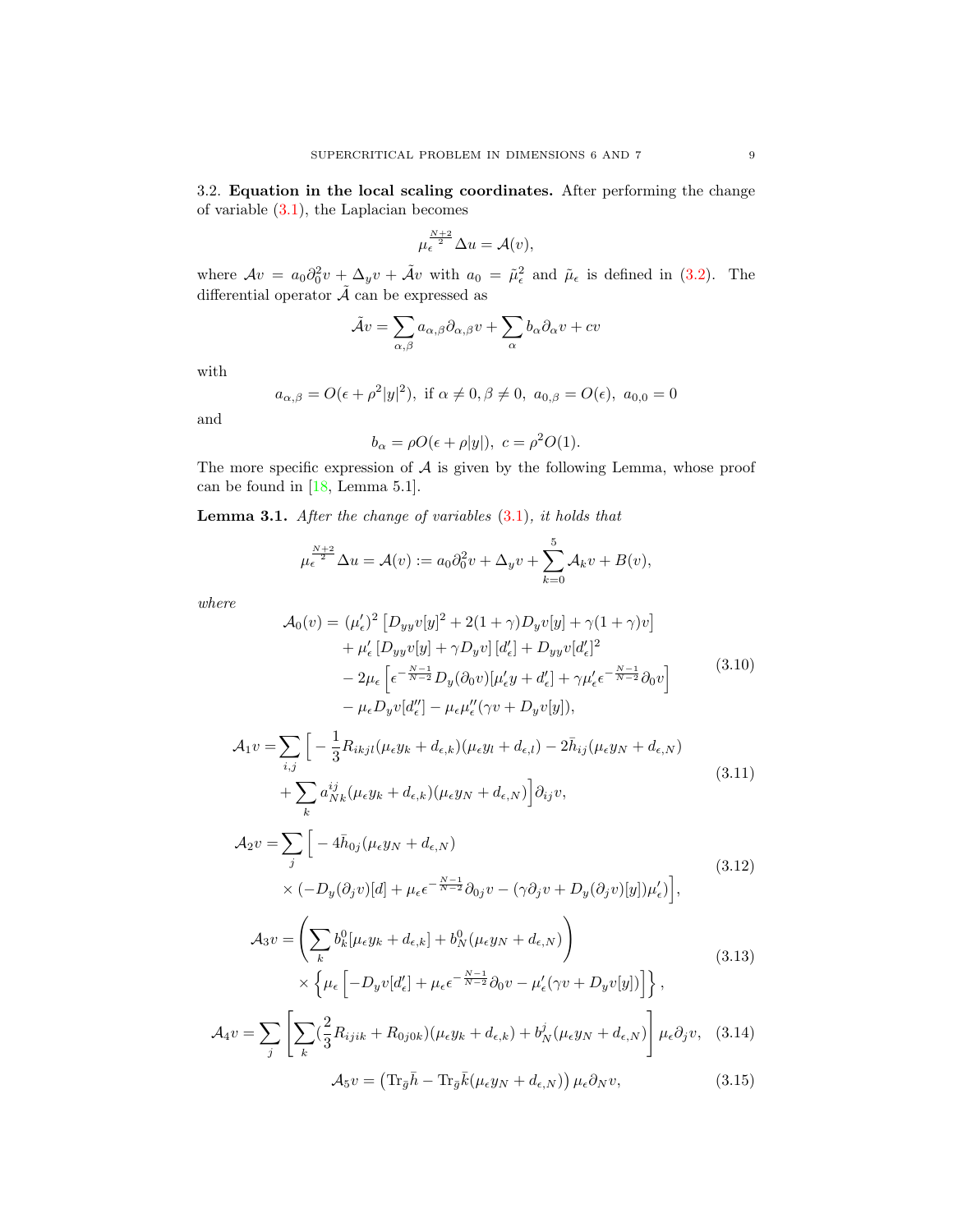3.2. **Equation in the local scaling coordinates.** After performing the change of variable (3.1), the Laplacian becomes

$$\mu_\epsilon^{\frac{N+2}{2}} \Delta u = \mathcal{A}(v),$$

where $\mathcal{A}v = a_0 \partial_0^2 v + \Delta_y v + \tilde{\mathcal{A}} v$ with $a_0 = \tilde{\mu}_\epsilon^2$ and $\tilde{\mu}_\epsilon$ is defined in (3.2). The differential operator $\tilde{\mathcal{A}}$ can be expressed as

$$\tilde{\mathcal{A}} v = \sum_{\alpha,\beta} a_{\alpha,\beta} \partial_{\alpha,\beta} v + \sum_{\alpha} b_\alpha \partial_\alpha v + cv$$

with

$$a_{\alpha,\beta} = O(\epsilon + \rho^2 |y|^2), \text{ if } \alpha \neq 0, \beta \neq 0, \; a_{0,\beta} = O(\epsilon), \; a_{0,0} = 0$$

and

$$b_\alpha = \rho O(\epsilon + \rho |y|), \; c = \rho^2 O(1).$$

The more specific expression of $\mathcal{A}$ is given by the following Lemma, whose proof can be found in [18, Lemma 5.1].

**Lemma 3.1.** *After the change of variables (3.1), it holds that*

$$\mu_\epsilon^{\frac{N+2}{2}} \Delta u = \mathcal{A}(v) := a_0 \partial_0^2 v + \Delta_y v + \sum_{k=0}^{5} \mathcal{A}_k v + B(v),$$

*where*

$$\begin{aligned}
\mathcal{A}_0(v) = {} & (\mu_\epsilon')^2 \left[ D_{yy} v[y]^2 + 2(1+\gamma) D_y v[y] + \gamma(1+\gamma) v \right] \\
& + \mu_\epsilon' \left[ D_{yy} v[y] + \gamma D_y v \right] [d_\epsilon'] + D_{yy} v [d_\epsilon']^2 \\
& - 2\mu_\epsilon \left[ \epsilon^{-\frac{N-1}{N-2}} D_y(\partial_0 v)[\mu_\epsilon' y + d_\epsilon'] + \gamma \mu_\epsilon' \epsilon^{-\frac{N-1}{N-2}} \partial_0 v \right] \\
& - \mu_\epsilon D_y v [d_\epsilon''] - \mu_\epsilon \mu_\epsilon'' (\gamma v + D_y v[y]),
\end{aligned} \tag{3.10}$$

$$\begin{aligned}
\mathcal{A}_1 v = \sum_{i,j} \Big[ & -\frac{1}{3} R_{ikjl} (\mu_\epsilon y_k + d_{\epsilon,k})(\mu_\epsilon y_l + d_{\epsilon,l}) - 2\bar{h}_{ij} (\mu_\epsilon y_N + d_{\epsilon,N}) \\
& + \sum_k a_{Nk}^{ij} (\mu_\epsilon y_k + d_{\epsilon,k})(\mu_\epsilon y_N + d_{\epsilon,N}) \Big] \partial_{ij} v,
\end{aligned} \tag{3.11}$$

$$\begin{aligned}
\mathcal{A}_2 v = \sum_j \Big[ & -4\bar{h}_{0j} (\mu_\epsilon y_N + d_{\epsilon,N}) \\
& \times (-D_y(\partial_j v)[d] + \mu_\epsilon \epsilon^{-\frac{N-1}{N-2}} \partial_{0j} v - (\gamma \partial_j v + D_y(\partial_j v)[y]) \mu_\epsilon') \Big],
\end{aligned} \tag{3.12}$$

$$\begin{aligned}
\mathcal{A}_3 v = {} & \left( \sum_k b_k^0 [\mu_\epsilon y_k + d_{\epsilon,k}] + b_N^0 (\mu_\epsilon y_N + d_{\epsilon,N}) \right) \\
& \times \left\{ \mu_\epsilon \left[ -D_y v[d_\epsilon'] + \mu_\epsilon \epsilon^{-\frac{N-1}{N-2}} \partial_0 v - \mu_\epsilon' (\gamma v + D_y v[y]) \right] \right\},
\end{aligned} \tag{3.13}$$

$$\mathcal{A}_4 v = \sum_j \left[ \sum_k (\frac{2}{3} R_{ijik} + R_{0j0k})(\mu_\epsilon y_k + d_{\epsilon,k}) + b_N^j (\mu_\epsilon y_N + d_{\epsilon,N}) \right] \mu_\epsilon \partial_j v, \tag{3.14}$$

$$\mathcal{A}_5 v = \left( \mathrm{Tr}_{\bar{g}} \bar{h} - \mathrm{Tr}_{\bar{g}} \bar{k} (\mu_\epsilon y_N + d_{\epsilon,N}) \right) \mu_\epsilon \partial_N v, \tag{3.15}$$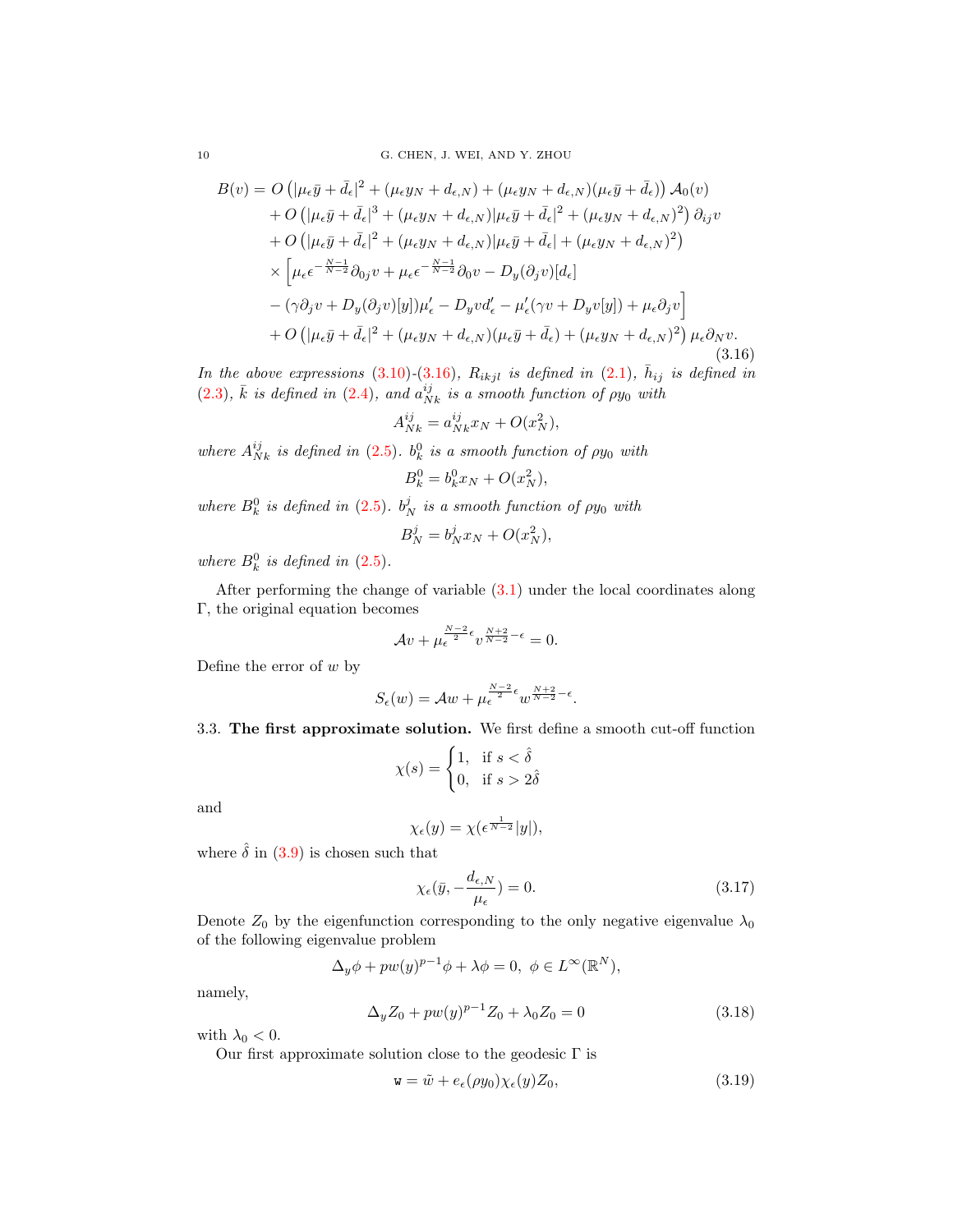$$
\begin{aligned}
B(v) = &\ O\left(|\mu_\epsilon \bar{y} + \bar{d}_\epsilon|^2 + (\mu_\epsilon y_N + d_{\epsilon,N}) + (\mu_\epsilon y_N + d_{\epsilon,N})(\mu_\epsilon \bar{y} + \bar{d}_\epsilon)\right)\mathcal{A}_0(v) \\
&+ O\left(|\mu_\epsilon \bar{y} + \bar{d}_\epsilon|^3 + (\mu_\epsilon y_N + d_{\epsilon,N})|\mu_\epsilon \bar{y} + \bar{d}_\epsilon|^2 + (\mu_\epsilon y_N + d_{\epsilon,N})^2\right)\partial_{ij} v \\
&+ O\left(|\mu_\epsilon \bar{y} + \bar{d}_\epsilon|^2 + (\mu_\epsilon y_N + d_{\epsilon,N})|\mu_\epsilon \bar{y} + \bar{d}_\epsilon| + (\mu_\epsilon y_N + d_{\epsilon,N})^2\right) \\
&\times \Big[\mu_\epsilon \epsilon^{-\frac{N-1}{N-2}}\partial_{0j} v + \mu_\epsilon \epsilon^{-\frac{N-1}{N-2}}\partial_0 v - D_y(\partial_j v)[d_\epsilon] \\
&- (\gamma \partial_j v + D_y(\partial_j v)[y])\mu_\epsilon' - D_y v d_\epsilon' - \mu_\epsilon'(\gamma v + D_y v[y]) + \mu_\epsilon \partial_j v\Big] \\
&+ O\left(|\mu_\epsilon \bar{y} + \bar{d}_\epsilon|^2 + (\mu_\epsilon y_N + d_{\epsilon,N})(\mu_\epsilon \bar{y} + \bar{d}_\epsilon) + (\mu_\epsilon y_N + d_{\epsilon,N})^2\right)\mu_\epsilon \partial_N v.
\end{aligned}
\tag{3.16}
$$

*In the above expressions (3.10)-(3.16), $R_{ikjl}$ is defined in (2.1), $\bar{h}_{ij}$ is defined in (2.3), $\bar{k}$ is defined in (2.4), and $a^{ij}_{Nk}$ is a smooth function of $\rho y_0$ with*

$$A^{ij}_{Nk} = a^{ij}_{Nk} x_N + O(x_N^2),$$

*where $A^{ij}_{Nk}$ is defined in (2.5). $b^0_k$ is a smooth function of $\rho y_0$ with*

$$B^0_k = b^0_k x_N + O(x_N^2),$$

*where $B^0_k$ is defined in (2.5). $b^j_N$ is a smooth function of $\rho y_0$ with*

$$B^j_N = b^j_N x_N + O(x_N^2),$$

*where $B^0_k$ is defined in (2.5).*

After performing the change of variable (3.1) under the local coordinates along $\Gamma$, the original equation becomes

$$\mathcal{A}v + \mu_\epsilon^{\frac{N-2}{2}\epsilon} v^{\frac{N+2}{N-2}-\epsilon} = 0.$$

Define the error of $w$ by

$$S_\epsilon(w) = \mathcal{A}w + \mu_\epsilon^{\frac{N-2}{2}\epsilon} w^{\frac{N+2}{N-2}-\epsilon}.$$

### 3.3. The first approximate solution.

We first define a smooth cut-off function

$$\chi(s) = \begin{cases} 1, & \text{if } s < \hat{\delta} \\ 0, & \text{if } s > 2\hat{\delta} \end{cases}$$

and

$$\chi_\epsilon(y) = \chi(\epsilon^{\frac{1}{N-2}}|y|),$$

where $\hat{\delta}$ in (3.9) is chosen such that

$$\chi_\epsilon(\bar{y}, -\frac{d_{\epsilon,N}}{\mu_\epsilon}) = 0. \tag{3.17}$$

Denote $Z_0$ by the eigenfunction corresponding to the only negative eigenvalue $\lambda_0$ of the following eigenvalue problem

$$\Delta_y \phi + p w(y)^{p-1}\phi + \lambda \phi = 0, \ \phi \in L^\infty(\mathbb{R}^N),$$

namely,

$$\Delta_y Z_0 + p w(y)^{p-1} Z_0 + \lambda_0 Z_0 = 0 \tag{3.18}$$

with $\lambda_0 < 0$.

Our first approximate solution close to the geodesic $\Gamma$ is

$$\mathtt{w} = \tilde{w} + e_\epsilon(\rho y_0)\chi_\epsilon(y) Z_0, \tag{3.19}$$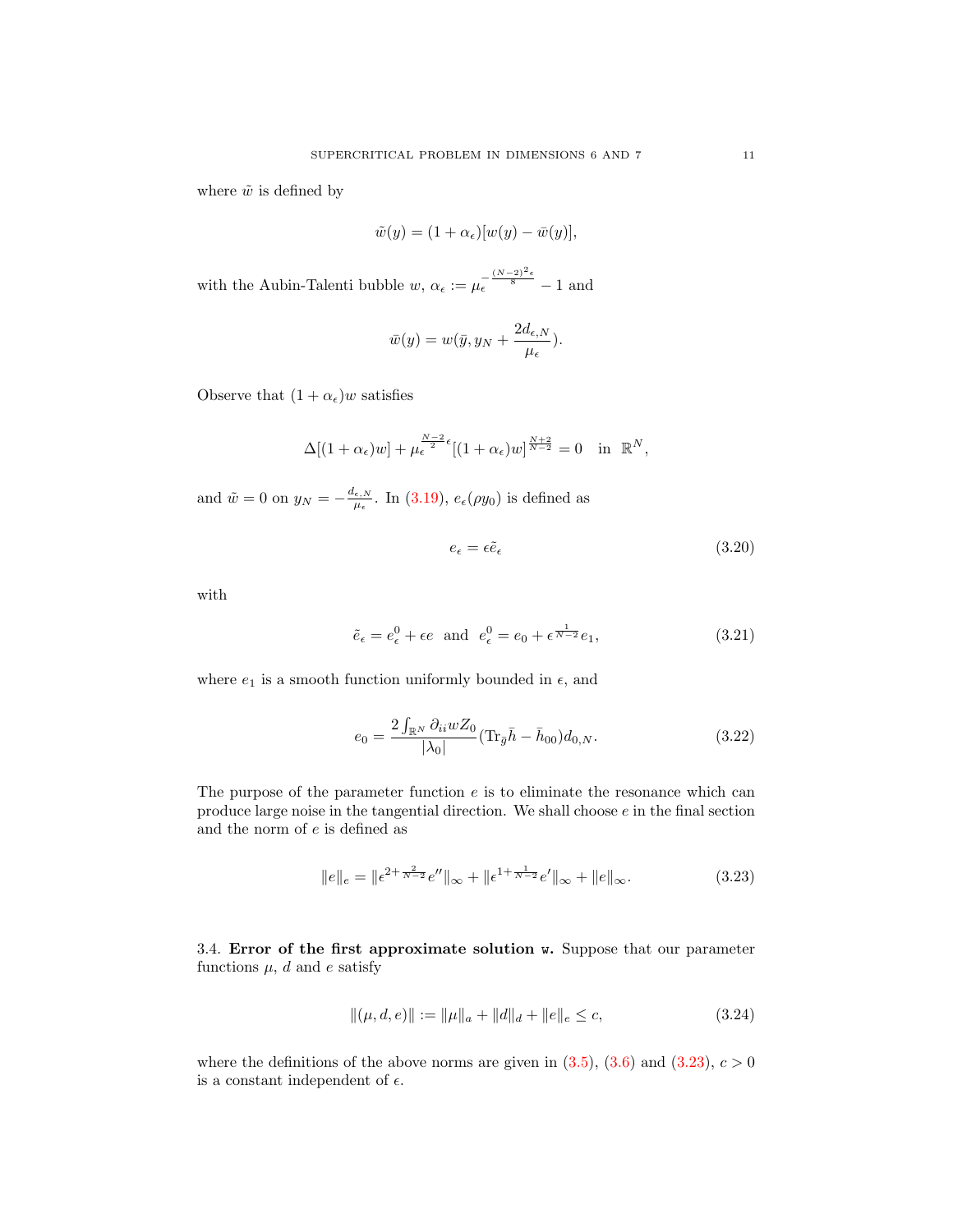where $\tilde{w}$ is defined by

$$\tilde{w}(y) = (1+\alpha_\epsilon)[w(y) - \bar{w}(y)],$$

with the Aubin-Talenti bubble $w$, $\alpha_\epsilon := \mu_\epsilon^{-\frac{(N-2)^2\epsilon}{8}} - 1$ and

$$\bar{w}(y) = w(\bar{y}, y_N + \frac{2d_{\epsilon,N}}{\mu_\epsilon}).$$

Observe that $(1+\alpha_\epsilon)w$ satisfies

$$\Delta[(1+\alpha_\epsilon)w] + \mu_\epsilon^{\frac{N-2}{2}\epsilon}[(1+\alpha_\epsilon)w]^{\frac{N+2}{N-2}} = 0 \quad \text{in } \mathbb{R}^N,$$

and $\tilde{w} = 0$ on $y_N = -\frac{d_{\epsilon,N}}{\mu_\epsilon}$. In (3.19), $e_\epsilon(\rho y_0)$ is defined as

$$e_\epsilon = \epsilon \tilde{e}_\epsilon \tag{3.20}$$

with

$$\tilde{e}_\epsilon = e_\epsilon^0 + \epsilon e \quad \text{and} \quad e_\epsilon^0 = e_0 + \epsilon^{\frac{1}{N-2}} e_1, \tag{3.21}$$

where $e_1$ is a smooth function uniformly bounded in $\epsilon$, and

$$e_0 = \frac{2\int_{\mathbb{R}^N} \partial_{ii} w Z_0}{|\lambda_0|}(\mathrm{Tr}_{\bar{g}}\bar{h} - \bar{h}_{00}) d_{0,N}. \tag{3.22}$$

The purpose of the parameter function $e$ is to eliminate the resonance which can produce large noise in the tangential direction. We shall choose $e$ in the final section and the norm of $e$ is defined as

$$\|e\|_e = \|\epsilon^{2+\frac{2}{N-2}} e''\|_\infty + \|\epsilon^{1+\frac{1}{N-2}} e'\|_\infty + \|e\|_\infty. \tag{3.23}$$

## 3.4. Error of the first approximate solution w.

Suppose that our parameter functions $\mu$, $d$ and $e$ satisfy

$$\|(\mu, d, e)\| := \|\mu\|_a + \|d\|_d + \|e\|_e \leq c, \tag{3.24}$$

where the definitions of the above norms are given in (3.5), (3.6) and (3.23), $c > 0$ is a constant independent of $\epsilon$.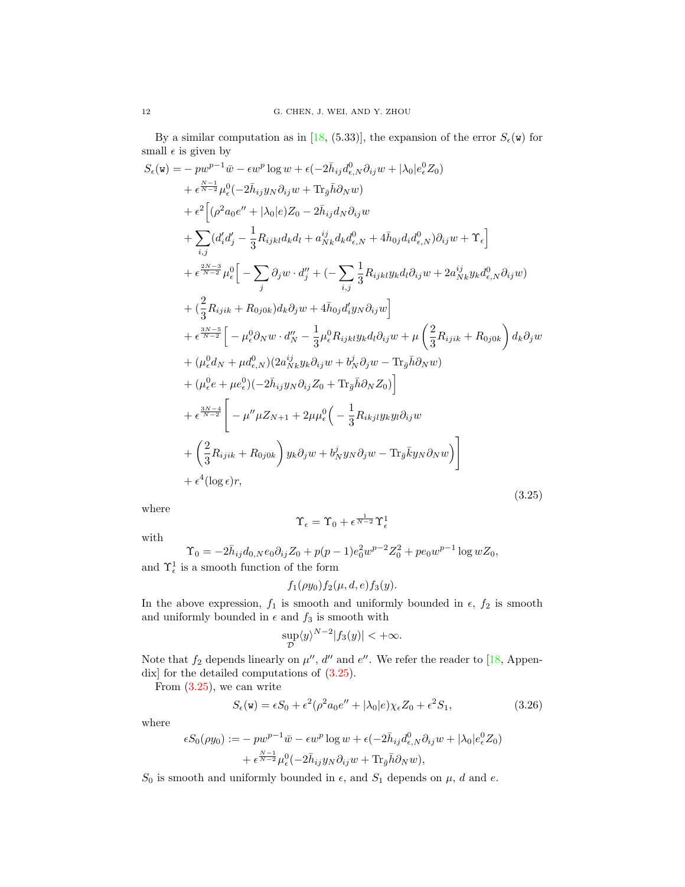By a similar computation as in [18, (5.33)], the expansion of the error $S_\epsilon(\mathtt{w})$ for small $\epsilon$ is given by

$$
\begin{aligned}
S_\epsilon(\mathtt{w}) =& -pw^{p-1}\bar{w} - \epsilon w^p \log w + \epsilon(-2\bar{h}_{ij} d^0_{\epsilon,N}\partial_{ij} w + |\lambda_0| e^0_\epsilon Z_0) \\
&+ \epsilon^{\frac{N-1}{N-2}} \mu^0_\epsilon (-2\bar{h}_{ij} y_N \partial_{ij} w + \mathrm{Tr}_{\bar{g}} \bar{h} \partial_N w) \\
&+ \epsilon^2 \Big[ (\rho^2 a_0 e'' + |\lambda_0| e) Z_0 - 2\bar{h}_{ij} d_N \partial_{ij} w \\
&+ \sum_{i,j} (d'_i d'_j - \frac{1}{3} R_{ijkl} d_k d_l + a^{ij}_{Nk} d_k d^0_{\epsilon,N} + 4\bar{h}_{0j} d_i d^0_{\epsilon,N}) \partial_{ij} w + \Upsilon_\epsilon \Big] \\
&+ \epsilon^{\frac{2N-3}{N-2}} \mu^0_\epsilon \Big[ -\sum_j \partial_j w \cdot d''_j + (-\sum_{i,j} \frac{1}{3} R_{ijkl} y_k d_l \partial_{ij} w + 2a^{ij}_{Nk} y_k d^0_{\epsilon,N} \partial_{ij} w) \\
&+ (\frac{2}{3} R_{ijik} + R_{0j0k}) d_k \partial_j w + 4\bar{h}_{0j} d'_i y_N \partial_{ij} w \Big] \\
&+ \epsilon^{\frac{3N-5}{N-2}} \Big[ -\mu^0_\epsilon \partial_N w \cdot d''_N - \frac{1}{3} \mu^0_\epsilon R_{ijkl} y_k d_l \partial_{ij} w + \mu \left( \frac{2}{3} R_{ijik} + R_{0j0k} \right) d_k \partial_j w \\
&+ (\mu^0_\epsilon d_N + \mu d^0_{\epsilon,N})(2a^{ij}_{Nk} y_k \partial_{ij} w + b^j_N \partial_j w - \mathrm{Tr}_{\bar{g}} \bar{h} \partial_N w) \\
&+ (\mu^0_\epsilon e + \mu e^0_\epsilon)(-2\bar{h}_{ij} y_N \partial_{ij} Z_0 + \mathrm{Tr}_{\bar{g}} \bar{h} \partial_N Z_0) \Big] \\
&+ \epsilon^{\frac{3N-4}{N-2}} \Bigg[ -\mu'' \mu Z_{N+1} + 2\mu \mu^0_\epsilon \Big( -\frac{1}{3} R_{ikjl} y_k y_l \partial_{ij} w \\
&+ \left( \frac{2}{3} R_{ijik} + R_{0j0k} \right) y_k \partial_j w + b^j_N y_N \partial_j w - \mathrm{Tr}_{\bar{g}} \bar{k} y_N \partial_N w \Big) \Bigg] \\
&+ \epsilon^4 (\log \epsilon) r,
\end{aligned}
\tag{3.25}
$$

where

$$\Upsilon_\epsilon = \Upsilon_0 + \epsilon^{\frac{1}{N-2}} \Upsilon^1_\epsilon$$

with

$$\Upsilon_0 = -2\bar{h}_{ij} d_{0,N} e_0 \partial_{ij} Z_0 + p(p-1) e_0^2 w^{p-2} Z_0^2 + p e_0 w^{p-1} \log w Z_0,$$

and $\Upsilon^1_\epsilon$ is a smooth function of the form

$$f_1(\rho y_0) f_2(\mu, d, e) f_3(y).$$

In the above expression, $f_1$ is smooth and uniformly bounded in $\epsilon$, $f_2$ is smooth and uniformly bounded in $\epsilon$ and $f_3$ is smooth with

$$\sup_{\mathcal{D}} \langle y \rangle^{N-2} |f_3(y)| < +\infty.$$

Note that $f_2$ depends linearly on $\mu''$, $d''$ and $e''$. We refer the reader to [18, Appendix] for the detailed computations of (3.25).

From (3.25), we can write

$$S_\epsilon(\mathtt{w}) = \epsilon S_0 + \epsilon^2 (\rho^2 a_0 e'' + |\lambda_0| e) \chi_\epsilon Z_0 + \epsilon^2 S_1, \tag{3.26}$$

where

$$
\begin{aligned}
\epsilon S_0(\rho y_0) :=& -pw^{p-1}\bar{w} - \epsilon w^p \log w + \epsilon(-2\bar{h}_{ij} d^0_{\epsilon,N} \partial_{ij} w + |\lambda_0| e^0_\epsilon Z_0) \\
&+ \epsilon^{\frac{N-1}{N-2}} \mu^0_\epsilon (-2\bar{h}_{ij} y_N \partial_{ij} w + \mathrm{Tr}_{\bar{g}} \bar{h} \partial_N w),
\end{aligned}
$$

$S_0$ is smooth and uniformly bounded in $\epsilon$, and $S_1$ depends on $\mu$, $d$ and $e$.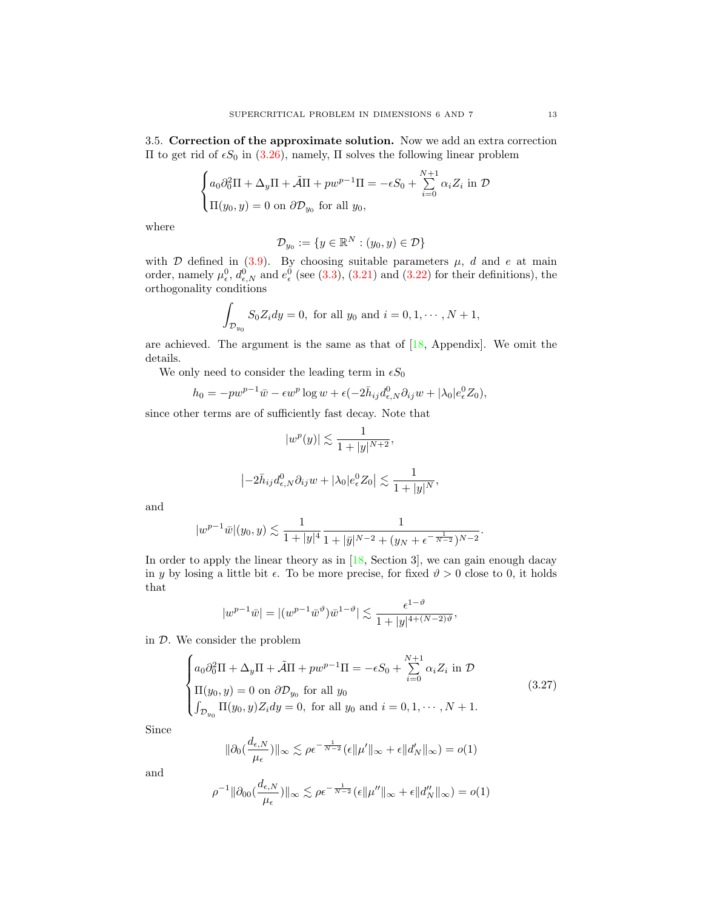### 3.5. **Correction of the approximate solution.**

Now we add an extra correction $\Pi$ to get rid of $\epsilon S_0$ in (3.26), namely, $\Pi$ solves the following linear problem

$$
\begin{cases}
a_0\partial_0^2\Pi + \Delta_y\Pi + \tilde{\mathcal{A}}\Pi + pw^{p-1}\Pi = -\epsilon S_0 + \sum\limits_{i=0}^{N+1}\alpha_i Z_i \text{ in } \mathcal{D}\\
\Pi(y_0, y) = 0 \text{ on } \partial\mathcal{D}_{y_0} \text{ for all } y_0,
\end{cases}
$$

where

$$
\mathcal{D}_{y_0} := \{y \in \mathbb{R}^N : (y_0, y) \in \mathcal{D}\}
$$

with $\mathcal{D}$ defined in (3.9). By choosing suitable parameters $\mu$, $d$ and $e$ at main order, namely $\mu_\epsilon^0$, $d_{\epsilon,N}^0$ and $e_\epsilon^0$ (see (3.3), (3.21) and (3.22) for their definitions), the orthogonality conditions

$$
\int_{\mathcal{D}_{y_0}} S_0 Z_i dy = 0, \text{ for all } y_0 \text{ and } i = 0, 1, \cdots, N+1,
$$

are achieved. The argument is the same as that of [18, Appendix]. We omit the details.

We only need to consider the leading term in $\epsilon S_0$

$$
h_0 = -pw^{p-1}\bar{w} - \epsilon w^p \log w + \epsilon(-2\bar{h}_{ij} d_{\epsilon,N}^0 \partial_{ij} w + |\lambda_0| e_\epsilon^0 Z_0),
$$

since other terms are of sufficiently fast decay. Note that

$$
|w^p(y)| \lesssim \frac{1}{1+|y|^{N+2}},
$$

$$
\left| -2\bar{h}_{ij} d_{\epsilon,N}^0 \partial_{ij} w + |\lambda_0| e_\epsilon^0 Z_0 \right| \lesssim \frac{1}{1+|y|^N},
$$

and

$$
|w^{p-1}\bar{w}|(y_0, y) \lesssim \frac{1}{1+|y|^4} \frac{1}{1+|\bar{y}|^{N-2} + (y_N + \epsilon^{-\frac{1}{N-2}})^{N-2}}.
$$

In order to apply the linear theory as in [18, Section 3], we can gain enough dacay in $y$ by losing a little bit $\epsilon$. To be more precise, for fixed $\vartheta > 0$ close to 0, it holds that

$$
|w^{p-1}\bar{w}| = |(w^{p-1}\bar{w}^{\vartheta})\bar{w}^{1-\vartheta}| \lesssim \frac{\epsilon^{1-\vartheta}}{1+|y|^{4+(N-2)\vartheta}},
$$

in $\mathcal{D}$. We consider the problem

$$
\begin{cases}
a_0\partial_0^2\Pi + \Delta_y\Pi + \tilde{\mathcal{A}}\Pi + pw^{p-1}\Pi = -\epsilon S_0 + \sum\limits_{i=0}^{N+1}\alpha_i Z_i \text{ in } \mathcal{D}\\
\Pi(y_0, y) = 0 \text{ on } \partial\mathcal{D}_{y_0} \text{ for all } y_0\\
\int_{\mathcal{D}_{y_0}} \Pi(y_0, y) Z_i dy = 0, \text{ for all } y_0 \text{ and } i = 0, 1, \cdots, N+1.
\end{cases}
\tag{3.27}
$$

Since

$$
\|\partial_0(\frac{d_{\epsilon,N}}{\mu_\epsilon})\|_\infty \lesssim \rho\epsilon^{-\frac{1}{N-2}}(\epsilon\|\mu'\|_\infty + \epsilon\|d_N'\|_\infty) = o(1)
$$

and

$$
\rho^{-1}\|\partial_{00}(\frac{d_{\epsilon,N}}{\mu_\epsilon})\|_\infty \lesssim \rho\epsilon^{-\frac{1}{N-2}}(\epsilon\|\mu''\|_\infty + \epsilon\|d_N''\|_\infty) = o(1)
$$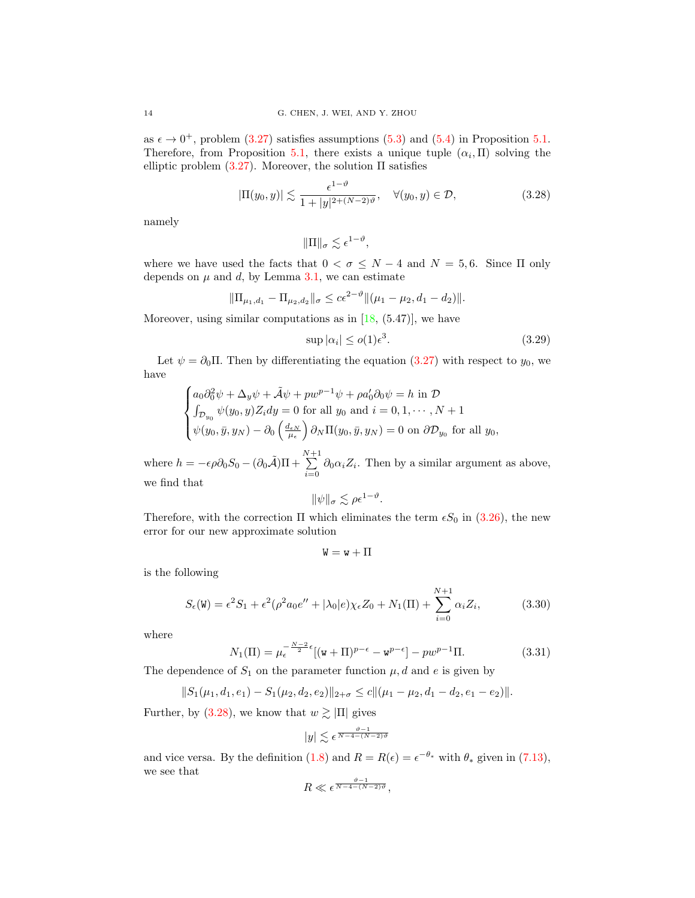as $\epsilon \to 0^+$, problem (3.27) satisfies assumptions (5.3) and (5.4) in Proposition 5.1. Therefore, from Proposition 5.1, there exists a unique tuple $(\alpha_i, \Pi)$ solving the elliptic problem (3.27). Moreover, the solution $\Pi$ satisfies

$$|\Pi(y_0, y)| \lesssim \frac{\epsilon^{1-\vartheta}}{1 + |y|^{2+(N-2)\vartheta}}, \quad \forall (y_0, y) \in \mathcal{D}, \tag{3.28}$$

namely

$$\|\Pi\|_\sigma \lesssim \epsilon^{1-\vartheta},$$

where we have used the facts that $0 < \sigma \leq N - 4$ and $N = 5, 6$. Since $\Pi$ only depends on $\mu$ and $d$, by Lemma 3.1, we can estimate

$$\|\Pi_{\mu_1, d_1} - \Pi_{\mu_2, d_2}\|_\sigma \leq c\epsilon^{2-\vartheta}\|(\mu_1 - \mu_2, d_1 - d_2)\|.$$

Moreover, using similar computations as in [18, (5.47)], we have

$$\sup |\alpha_i| \leq o(1)\epsilon^3. \tag{3.29}$$

Let $\psi = \partial_0 \Pi$. Then by differentiating the equation (3.27) with respect to $y_0$, we have

$$\begin{cases} a_0 \partial_0^2 \psi + \Delta_y \psi + \tilde{\mathcal{A}}\psi + pw^{p-1}\psi + \rho a_0' \partial_0 \psi = h \text{ in } \mathcal{D} \\ \int_{\mathcal{D}_{y_0}} \psi(y_0, y) Z_i dy = 0 \text{ for all } y_0 \text{ and } i = 0, 1, \cdots, N+1 \\ \psi(y_0, \bar{y}, y_N) - \partial_0 \left(\frac{d_{\epsilon N}}{\mu_\epsilon}\right) \partial_N \Pi(y_0, \bar{y}, y_N) = 0 \text{ on } \partial\mathcal{D}_{y_0} \text{ for all } y_0, \end{cases}$$

where $h = -\epsilon\rho\partial_0 S_0 - (\partial_0 \tilde{\mathcal{A}})\Pi + \sum_{i=0}^{N+1} \partial_0 \alpha_i Z_i$. Then by a similar argument as above, we find that

$$\|\psi\|_\sigma \lesssim \rho\epsilon^{1-\vartheta}.$$

Therefore, with the correction $\Pi$ which eliminates the term $\epsilon S_0$ in (3.26), the new error for our new approximate solution

$$\mathtt{W} = \mathtt{w} + \Pi$$

is the following

$$S_\epsilon(\mathtt{W}) = \epsilon^2 S_1 + \epsilon^2(\rho^2 a_0 e'' + |\lambda_0| e)\chi_\epsilon Z_0 + N_1(\Pi) + \sum_{i=0}^{N+1} \alpha_i Z_i, \tag{3.30}$$

where

$$N_1(\Pi) = \mu_\epsilon^{-\frac{N-2}{2}\epsilon}[(\mathtt{w} + \Pi)^{p-\epsilon} - \mathtt{w}^{p-\epsilon}] - pw^{p-1}\Pi. \tag{3.31}$$

The dependence of $S_1$ on the parameter function $\mu, d$ and $e$ is given by

$$\|S_1(\mu_1, d_1, e_1) - S_1(\mu_2, d_2, e_2)\|_{2+\sigma} \leq c\|(\mu_1 - \mu_2, d_1 - d_2, e_1 - e_2)\|.$$

Further, by (3.28), we know that $w \gtrsim |\Pi|$ gives

$$|y| \lesssim \epsilon^{\frac{\vartheta - 1}{N-4-(N-2)\vartheta}}$$

and vice versa. By the definition (1.8) and $R = R(\epsilon) = \epsilon^{-\theta_*}$ with $\theta_*$ given in (7.13), we see that

$$R \ll \epsilon^{\frac{\vartheta-1}{N-4-(N-2)\vartheta}},$$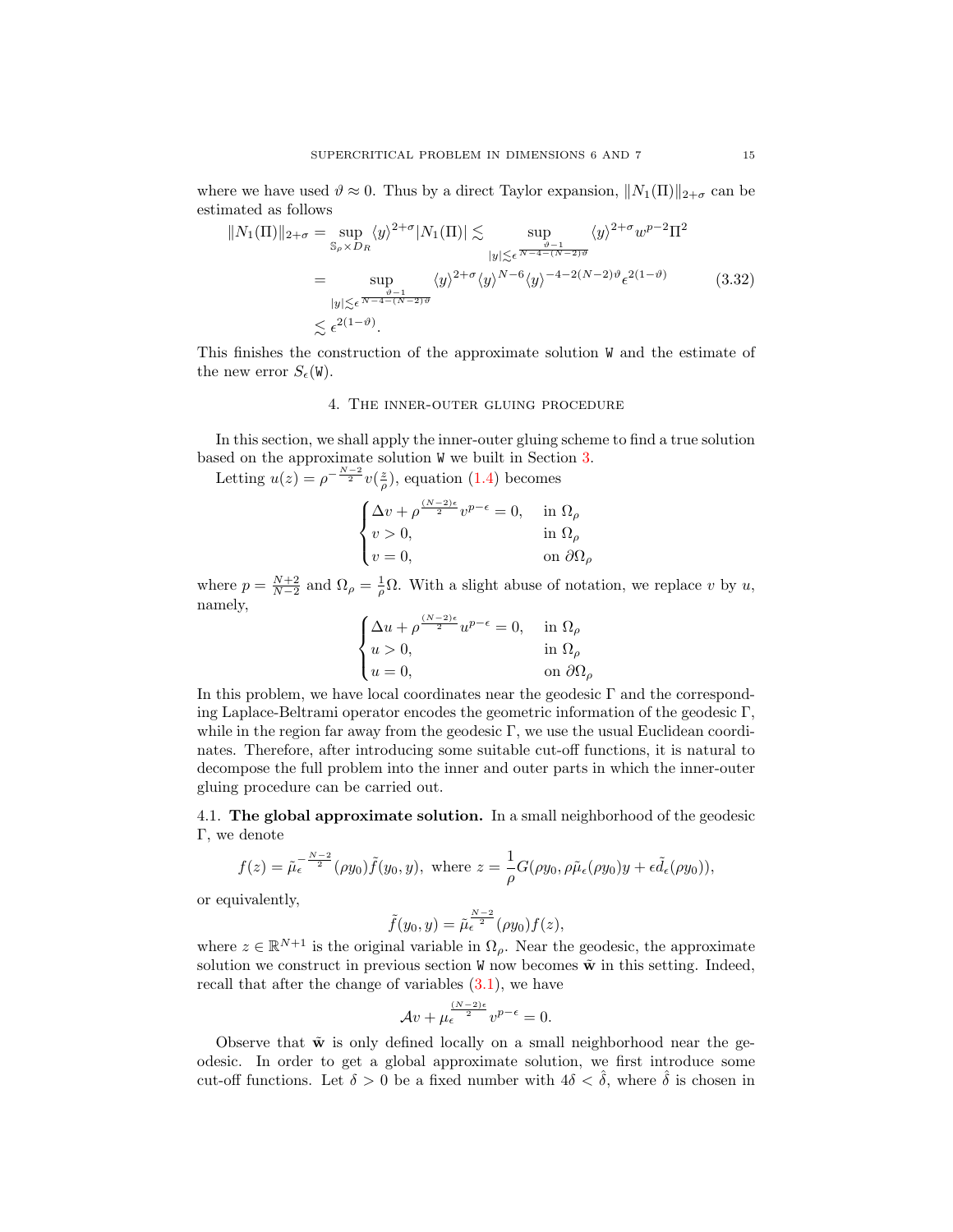where we have used $\vartheta \approx 0$. Thus by a direct Taylor expansion, $\|N_1(\Pi)\|_{2+\sigma}$ can be estimated as follows

$$
\begin{aligned}
\|N_1(\Pi)\|_{2+\sigma} &= \sup_{\mathbb{S}_\rho \times D_R} \langle y \rangle^{2+\sigma} |N_1(\Pi)| \lesssim \sup_{|y| \lesssim \epsilon^{\frac{\vartheta-1}{N-4-(N-2)\vartheta}}} \langle y \rangle^{2+\sigma} w^{p-2} \Pi^2 \\
&= \sup_{|y| \lesssim \epsilon^{\frac{\vartheta-1}{N-4-(N-2)\vartheta}}} \langle y \rangle^{2+\sigma} \langle y \rangle^{N-6} \langle y \rangle^{-4-2(N-2)\vartheta} \epsilon^{2(1-\vartheta)} \qquad (3.32) \\
&\lesssim \epsilon^{2(1-\vartheta)}.
\end{aligned}
$$

This finishes the construction of the approximate solution $\mathtt{W}$ and the estimate of the new error $S_\epsilon(\mathtt{W})$.

## 4. The inner-outer gluing procedure

In this section, we shall apply the inner-outer gluing scheme to find a true solution based on the approximate solution $\mathtt{W}$ we built in Section 3.

Letting $u(z) = \rho^{-\frac{N-2}{2}} v(\frac{z}{\rho})$, equation (1.4) becomes

$$
\begin{cases}
\Delta v + \rho^{\frac{(N-2)\epsilon}{2}} v^{p-\epsilon} = 0, & \text{in } \Omega_\rho \\
v > 0, & \text{in } \Omega_\rho \\
v = 0, & \text{on } \partial\Omega_\rho
\end{cases}
$$

where $p = \frac{N+2}{N-2}$ and $\Omega_\rho = \frac{1}{\rho}\Omega$. With a slight abuse of notation, we replace $v$ by $u$, namely,

$$
\begin{cases}
\Delta u + \rho^{\frac{(N-2)\epsilon}{2}} u^{p-\epsilon} = 0, & \text{in } \Omega_\rho \\
u > 0, & \text{in } \Omega_\rho \\
u = 0, & \text{on } \partial\Omega_\rho
\end{cases}
$$

In this problem, we have local coordinates near the geodesic $\Gamma$ and the corresponding Laplace-Beltrami operator encodes the geometric information of the geodesic $\Gamma$, while in the region far away from the geodesic $\Gamma$, we use the usual Euclidean coordinates. Therefore, after introducing some suitable cut-off functions, it is natural to decompose the full problem into the inner and outer parts in which the inner-outer gluing procedure can be carried out.

**4.1. The global approximate solution.** In a small neighborhood of the geodesic $\Gamma$, we denote

$$
f(z) = \tilde{\mu}_\epsilon^{-\frac{N-2}{2}}(\rho y_0) \tilde{f}(y_0, y), \text{ where } z = \frac{1}{\rho} G(\rho y_0, \rho \tilde{\mu}_\epsilon(\rho y_0) y + \epsilon \tilde{d}_\epsilon(\rho y_0)),
$$

or equivalently,

$$
\tilde{f}(y_0, y) = \tilde{\mu}_\epsilon^{\frac{N-2}{2}}(\rho y_0) f(z),
$$

where $z \in \mathbb{R}^{N+1}$ is the original variable in $\Omega_\rho$. Near the geodesic, the approximate solution we construct in previous section $\mathtt{W}$ now becomes $\tilde{\mathbf{w}}$ in this setting. Indeed, recall that after the change of variables (3.1), we have

$$
\mathcal{A} v + \mu_\epsilon^{\frac{(N-2)\epsilon}{2}} v^{p-\epsilon} = 0.
$$

Observe that $\tilde{\mathbf{w}}$ is only defined locally on a small neighborhood near the geodesic. In order to get a global approximate solution, we first introduce some cut-off functions. Let $\delta > 0$ be a fixed number with $4\delta < \hat{\delta}$, where $\hat{\delta}$ is chosen in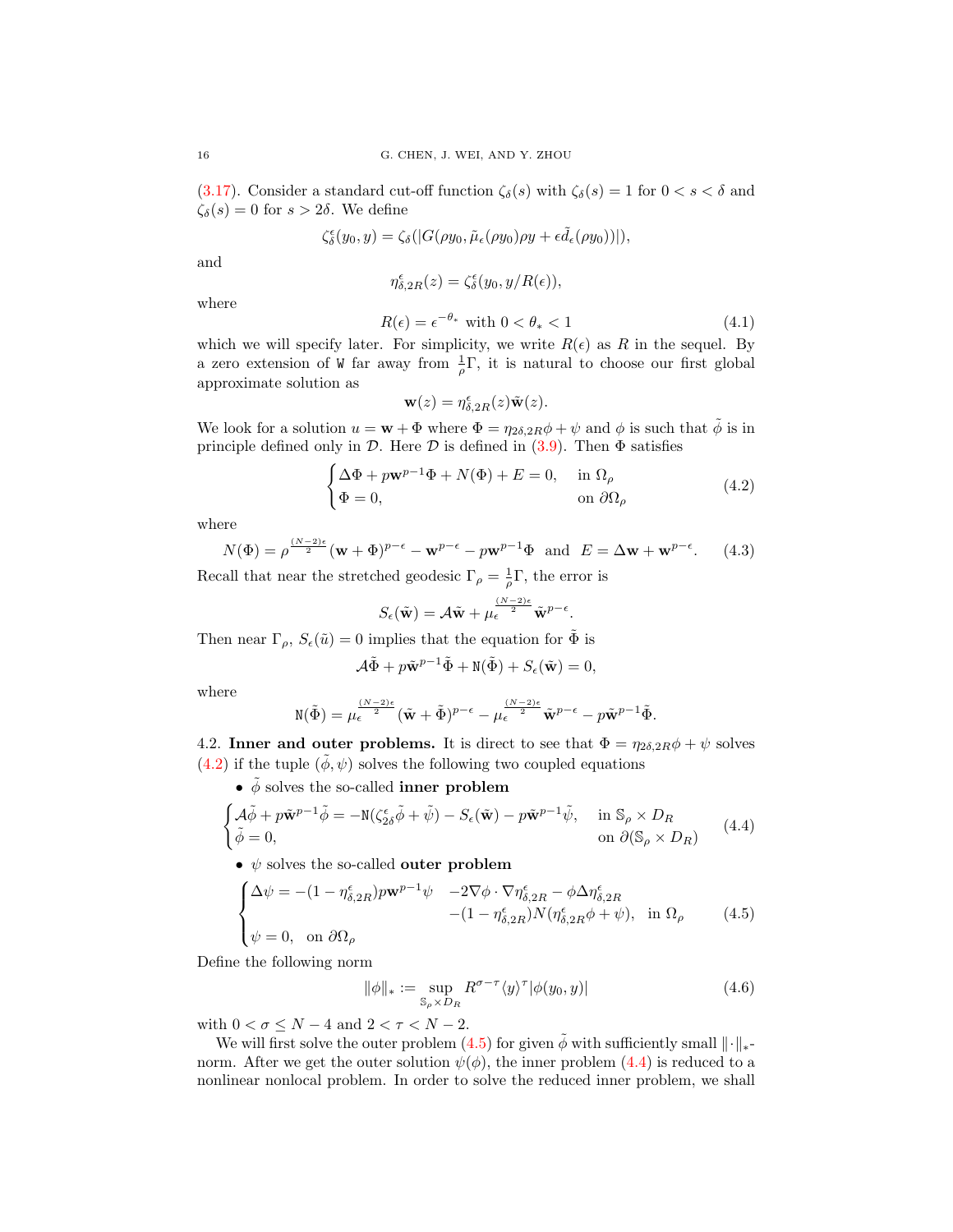(3.17). Consider a standard cut-off function $\zeta_\delta(s)$ with $\zeta_\delta(s) = 1$ for $0 < s < \delta$ and $\zeta_\delta(s) = 0$ for $s > 2\delta$. We define

$$\zeta_\delta^\epsilon(y_0, y) = \zeta_\delta(|G(\rho y_0, \tilde{\mu}_\epsilon(\rho y_0)\rho y + \epsilon \tilde{d}_\epsilon(\rho y_0))|),$$

and

$$\eta_{\delta,2R}^\epsilon(z) = \zeta_\delta^\epsilon(y_0, y/R(\epsilon)),$$

where

$$R(\epsilon) = \epsilon^{-\theta_*} \text{ with } 0 < \theta_* < 1 \tag{4.1}$$

which we will specify later. For simplicity, we write $R(\epsilon)$ as $R$ in the sequel. By a zero extension of $\mathtt{W}$ far away from $\frac{1}{\rho}\Gamma$, it is natural to choose our first global approximate solution as

$$\mathbf{w}(z) = \eta_{\delta,2R}^\epsilon(z)\tilde{\mathbf{w}}(z).$$

We look for a solution $u = \mathbf{w} + \Phi$ where $\Phi = \eta_{2\delta,2R}\phi + \psi$ and $\phi$ is such that $\tilde{\phi}$ is in principle defined only in $\mathcal{D}$. Here $\mathcal{D}$ is defined in (3.9). Then $\Phi$ satisfies

$$\begin{cases} \Delta \Phi + p\mathbf{w}^{p-1}\Phi + N(\Phi) + E = 0, & \text{in } \Omega_\rho \\ \Phi = 0, & \text{on } \partial\Omega_\rho \end{cases} \tag{4.2}$$

where

$$N(\Phi) = \rho^{\frac{(N-2)\epsilon}{2}}(\mathbf{w} + \Phi)^{p-\epsilon} - \mathbf{w}^{p-\epsilon} - p\mathbf{w}^{p-1}\Phi \quad \text{and} \quad E = \Delta \mathbf{w} + \mathbf{w}^{p-\epsilon}. \tag{4.3}$$

Recall that near the stretched geodesic $\Gamma_\rho = \frac{1}{\rho}\Gamma$, the error is

$$S_\epsilon(\tilde{\mathbf{w}}) = \mathcal{A}\tilde{\mathbf{w}} + \mu_\epsilon^{\frac{(N-2)\epsilon}{2}}\tilde{\mathbf{w}}^{p-\epsilon}.$$

Then near $\Gamma_\rho$, $S_\epsilon(\tilde{u}) = 0$ implies that the equation for $\tilde{\Phi}$ is

$$\mathcal{A}\tilde{\Phi} + p\tilde{\mathbf{w}}^{p-1}\tilde{\Phi} + \mathtt{N}(\tilde{\Phi}) + S_\epsilon(\tilde{\mathbf{w}}) = 0,$$

where

$$\mathtt{N}(\tilde{\Phi}) = \mu_\epsilon^{\frac{(N-2)\epsilon}{2}}(\tilde{\mathbf{w}} + \tilde{\Phi})^{p-\epsilon} - \mu_\epsilon^{\frac{(N-2)\epsilon}{2}}\tilde{\mathbf{w}}^{p-\epsilon} - p\tilde{\mathbf{w}}^{p-1}\tilde{\Phi}.$$

4.2. **Inner and outer problems.** It is direct to see that $\Phi = \eta_{2\delta,2R}\phi + \psi$ solves (4.2) if the tuple $(\tilde{\phi}, \psi)$ solves the following two coupled equations

- $\tilde{\phi}$ solves the so-called **inner problem**

$$\begin{cases} \mathcal{A}\tilde{\phi} + p\tilde{\mathbf{w}}^{p-1}\tilde{\phi} = -\mathtt{N}(\zeta_{2\delta}^\epsilon\tilde{\phi} + \tilde{\psi}) - S_\epsilon(\tilde{\mathbf{w}}) - p\tilde{\mathbf{w}}^{p-1}\tilde{\psi}, & \text{in } \mathbb{S}_\rho \times D_R \\ \tilde{\phi} = 0, & \text{on } \partial(\mathbb{S}_\rho \times D_R) \end{cases} \tag{4.4}$$

- $\psi$ solves the so-called **outer problem**

$$\begin{cases} \Delta\psi = -(1 - \eta_{\delta,2R}^\epsilon)p\mathbf{w}^{p-1}\psi & -2\nabla\phi \cdot \nabla\eta_{\delta,2R}^\epsilon - \phi\Delta\eta_{\delta,2R}^\epsilon \\ & -(1 - \eta_{\delta,2R}^\epsilon)N(\eta_{\delta,2R}^\epsilon\phi + \psi), \quad \text{in } \Omega_\rho \\ \psi = 0, \quad \text{on } \partial\Omega_\rho \end{cases} \tag{4.5}$$

Define the following norm

$$\|\phi\|_* := \sup_{\mathbb{S}_\rho \times D_R} R^{\sigma-\tau}\langle y\rangle^\tau |\phi(y_0, y)| \tag{4.6}$$

with $0 < \sigma \le N - 4$ and $2 < \tau < N - 2$.

We will first solve the outer problem (4.5) for given $\tilde{\phi}$ with sufficiently small $\|\cdot\|_*$-norm. After we get the outer solution $\psi(\phi)$, the inner problem (4.4) is reduced to a nonlinear nonlocal problem. In order to solve the reduced inner problem, we shall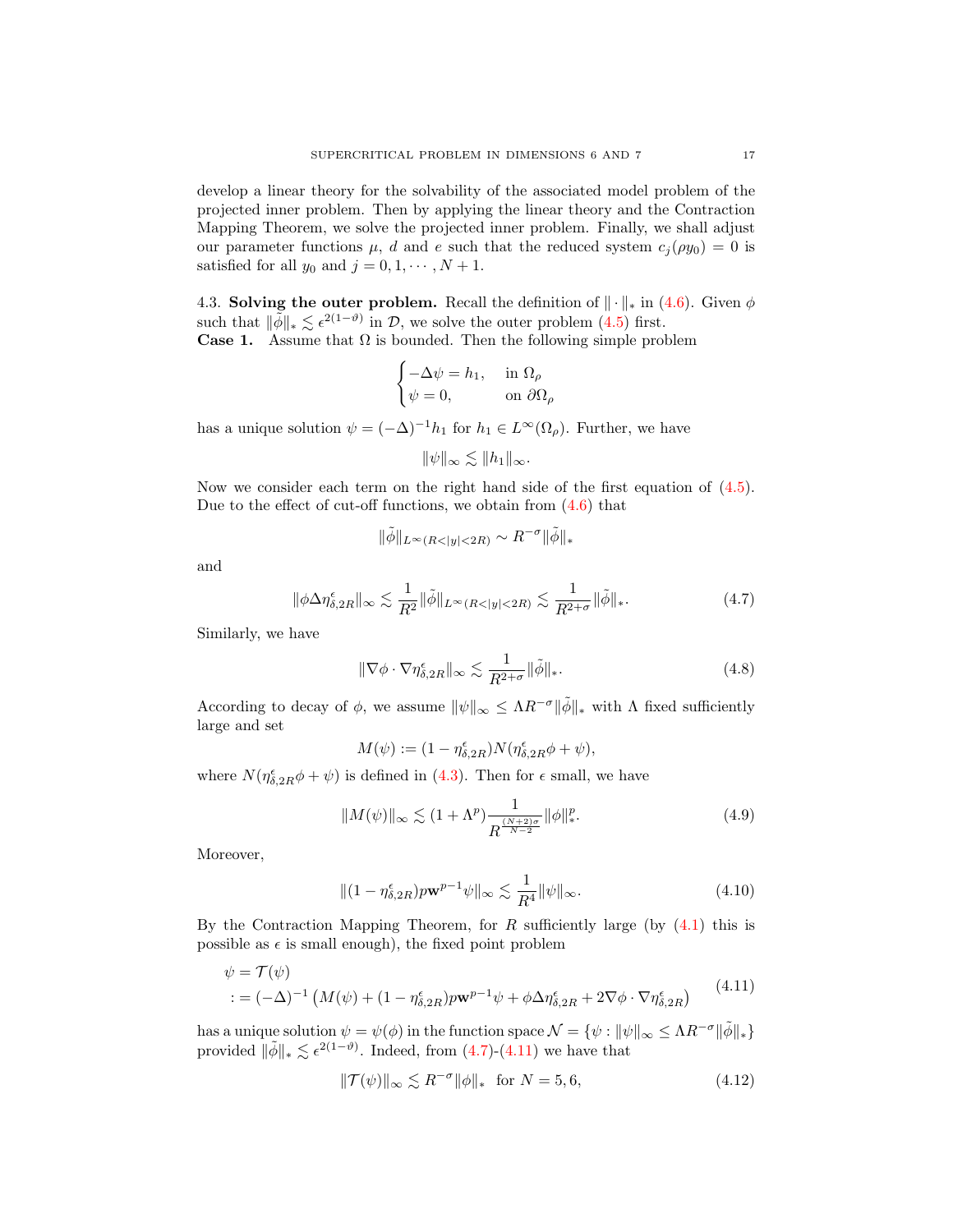develop a linear theory for the solvability of the associated model problem of the projected inner problem. Then by applying the linear theory and the Contraction Mapping Theorem, we solve the projected inner problem. Finally, we shall adjust our parameter functions $\mu$, $d$ and $e$ such that the reduced system $c_j(\rho y_0) = 0$ is satisfied for all $y_0$ and $j = 0, 1, \cdots, N+1$.

### 4.3. Solving the outer problem.

Recall the definition of $\|\cdot\|_*$ in (4.6). Given $\phi$ such that $\|\tilde{\phi}\|_* \lesssim \epsilon^{2(1-\vartheta)}$ in $\mathcal{D}$, we solve the outer problem (4.5) first.

**Case 1.** Assume that $\Omega$ is bounded. Then the following simple problem

$$
\begin{cases}
-\Delta \psi = h_1, & \text{in } \Omega_\rho \\
\psi = 0, & \text{on } \partial\Omega_\rho
\end{cases}
$$

has a unique solution $\psi = (-\Delta)^{-1} h_1$ for $h_1 \in L^\infty(\Omega_\rho)$. Further, we have

$$
\|\psi\|_\infty \lesssim \|h_1\|_\infty.
$$

Now we consider each term on the right hand side of the first equation of (4.5). Due to the effect of cut-off functions, we obtain from (4.6) that

$$
\|\tilde{\phi}\|_{L^\infty(R<|y|<2R)} \sim R^{-\sigma} \|\tilde{\phi}\|_*
$$

and

$$
\|\phi \Delta \eta^\epsilon_{\delta,2R}\|_\infty \lesssim \frac{1}{R^2} \|\tilde{\phi}\|_{L^\infty(R<|y|<2R)} \lesssim \frac{1}{R^{2+\sigma}} \|\tilde{\phi}\|_*. \tag{4.7}
$$

Similarly, we have

$$
\|\nabla \phi \cdot \nabla \eta^\epsilon_{\delta,2R}\|_\infty \lesssim \frac{1}{R^{2+\sigma}} \|\tilde{\phi}\|_*. \tag{4.8}
$$

According to decay of $\phi$, we assume $\|\psi\|_\infty \leq \Lambda R^{-\sigma} \|\tilde{\phi}\|_*$ with $\Lambda$ fixed sufficiently large and set

$$
M(\psi) := (1 - \eta^\epsilon_{\delta,2R}) N(\eta^\epsilon_{\delta,2R} \phi + \psi),
$$

where $N(\eta^\epsilon_{\delta,2R}\phi + \psi)$ is defined in (4.3). Then for $\epsilon$ small, we have

$$
\|M(\psi)\|_\infty \lesssim (1 + \Lambda^p) \frac{1}{R^{\frac{(N+2)\sigma}{N-2}}} \|\phi\|_*^p. \tag{4.9}
$$

Moreover,

$$
\|(1 - \eta^\epsilon_{\delta,2R}) p \mathbf{w}^{p-1} \psi\|_\infty \lesssim \frac{1}{R^4} \|\psi\|_\infty. \tag{4.10}
$$

By the Contraction Mapping Theorem, for $R$ sufficiently large (by (4.1) this is possible as $\epsilon$ is small enough), the fixed point problem

$$
\begin{aligned}
\psi &= \mathcal{T}(\psi) \\
&:= (-\Delta)^{-1} \left( M(\psi) + (1 - \eta^\epsilon_{\delta,2R}) p \mathbf{w}^{p-1} \psi + \phi \Delta \eta^\epsilon_{\delta,2R} + 2 \nabla \phi \cdot \nabla \eta^\epsilon_{\delta,2R} \right)
\end{aligned} \tag{4.11}
$$

has a unique solution $\psi = \psi(\phi)$ in the function space $\mathcal{N} = \{\psi : \|\psi\|_\infty \leq \Lambda R^{-\sigma} \|\tilde{\phi}\|_*\}$ provided $\|\tilde{\phi}\|_* \lesssim \epsilon^{2(1-\vartheta)}$. Indeed, from (4.7)-(4.11) we have that

$$
\|\mathcal{T}(\psi)\|_\infty \lesssim R^{-\sigma} \|\phi\|_* \quad \text{for } N = 5, 6, \tag{4.12}
$$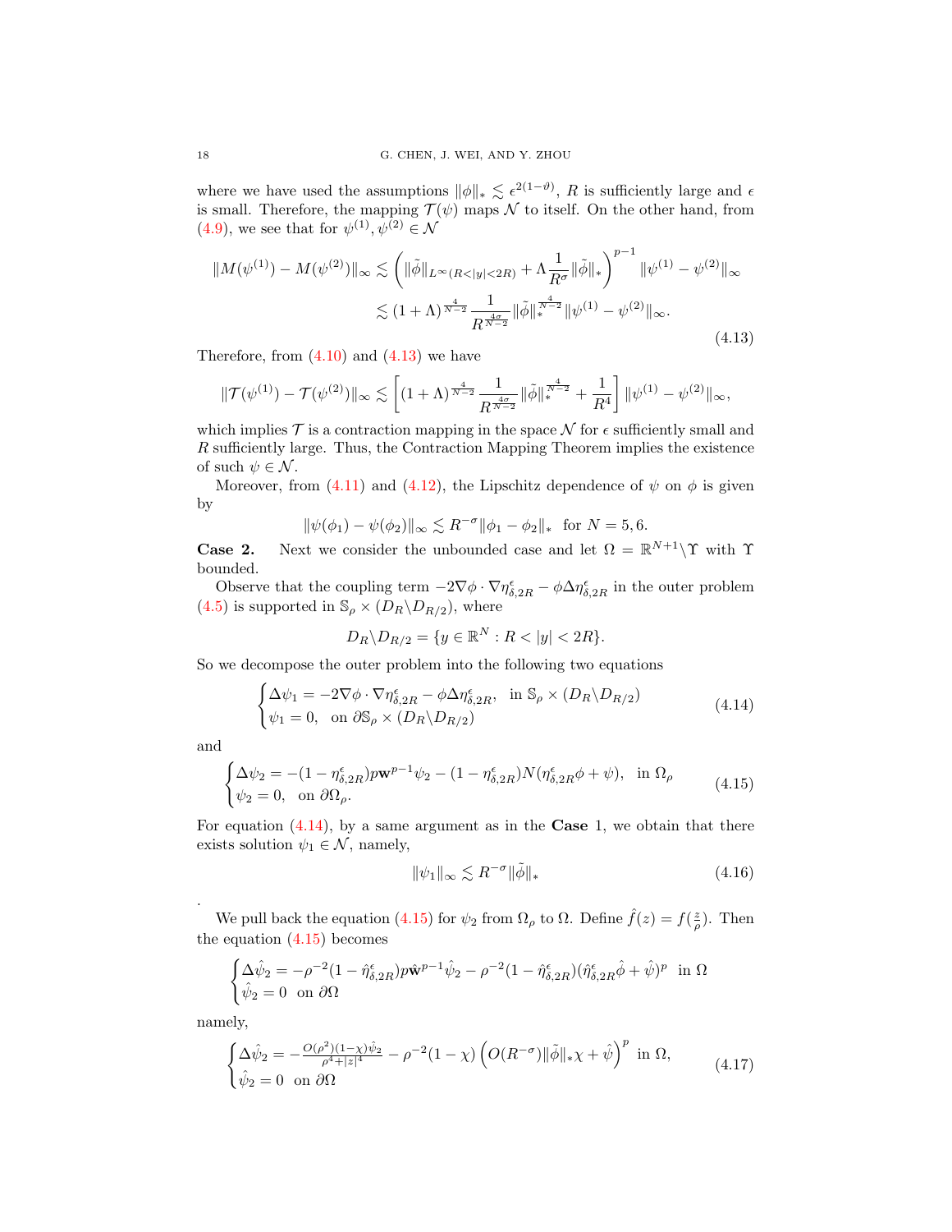where we have used the assumptions $\|\phi\|_* \lesssim \epsilon^{2(1-\vartheta)}$, $R$ is sufficiently large and $\epsilon$ is small. Therefore, the mapping $\mathcal{T}(\psi)$ maps $\mathcal{N}$ to itself. On the other hand, from (4.9), we see that for $\psi^{(1)}, \psi^{(2)} \in \mathcal{N}$

$$
\begin{aligned}
\|M(\psi^{(1)}) - M(\psi^{(2)})\|_\infty &\lesssim \left( \|\tilde{\phi}\|_{L^\infty(R<|y|<2R)} + \Lambda \frac{1}{R^\sigma} \|\tilde{\phi}\|_* \right)^{p-1} \|\psi^{(1)} - \psi^{(2)}\|_\infty \\
&\lesssim (1+\Lambda)^{\frac{4}{N-2}} \frac{1}{R^{\frac{4\sigma}{N-2}}} \|\tilde{\phi}\|_*^{\frac{4}{N-2}} \|\psi^{(1)} - \psi^{(2)}\|_\infty.
\end{aligned}
\tag{4.13}
$$

Therefore, from (4.10) and (4.13) we have

$$
\|\mathcal{T}(\psi^{(1)}) - \mathcal{T}(\psi^{(2)})\|_\infty \lesssim \left[ (1+\Lambda)^{\frac{4}{N-2}} \frac{1}{R^{\frac{4\sigma}{N-2}}} \|\tilde{\phi}\|_*^{\frac{4}{N-2}} + \frac{1}{R^4} \right] \|\psi^{(1)} - \psi^{(2)}\|_\infty,
$$

which implies $\mathcal{T}$ is a contraction mapping in the space $\mathcal{N}$ for $\epsilon$ sufficiently small and $R$ sufficiently large. Thus, the Contraction Mapping Theorem implies the existence of such $\psi \in \mathcal{N}$.

Moreover, from (4.11) and (4.12), the Lipschitz dependence of $\psi$ on $\phi$ is given by

$$
\|\psi(\phi_1) - \psi(\phi_2)\|_\infty \lesssim R^{-\sigma} \|\phi_1 - \phi_2\|_* \quad \text{for } N = 5, 6.
$$

**Case 2.** Next we consider the unbounded case and let $\Omega = \mathbb{R}^{N+1} \backslash \Upsilon$ with $\Upsilon$ bounded.

Observe that the coupling term $-2\nabla\phi \cdot \nabla\eta^\epsilon_{\delta,2R} - \phi\Delta\eta^\epsilon_{\delta,2R}$ in the outer problem (4.5) is supported in $\mathbb{S}_\rho \times (D_R \backslash D_{R/2})$, where

$$
D_R \backslash D_{R/2} = \{y \in \mathbb{R}^N : R < |y| < 2R\}.
$$

So we decompose the outer problem into the following two equations

$$
\begin{cases}
\Delta\psi_1 = -2\nabla\phi \cdot \nabla\eta^\epsilon_{\delta,2R} - \phi\Delta\eta^\epsilon_{\delta,2R}, & \text{in } \mathbb{S}_\rho \times (D_R \backslash D_{R/2}) \\
\psi_1 = 0, & \text{on } \partial\mathbb{S}_\rho \times (D_R \backslash D_{R/2})
\end{cases}
\tag{4.14}
$$

and

$$
\begin{cases}
\Delta\psi_2 = -(1-\eta^\epsilon_{\delta,2R}) p \mathbf{w}^{p-1} \psi_2 - (1-\eta^\epsilon_{\delta,2R}) N(\eta^\epsilon_{\delta,2R}\phi + \psi), & \text{in } \Omega_\rho \\
\psi_2 = 0, & \text{on } \partial\Omega_\rho.
\end{cases}
\tag{4.15}
$$

For equation (4.14), by a same argument as in the **Case** 1, we obtain that there exists solution $\psi_1 \in \mathcal{N}$, namely,

$$
\|\psi_1\|_\infty \lesssim R^{-\sigma} \|\tilde{\phi}\|_*
\tag{4.16}
$$

.

We pull back the equation (4.15) for $\psi_2$ from $\Omega_\rho$ to $\Omega$. Define $\hat{f}(z) = f(\frac{z}{\rho})$. Then the equation (4.15) becomes

$$
\begin{cases}
\Delta\hat{\psi}_2 = -\rho^{-2}(1-\hat{\eta}^\epsilon_{\delta,2R}) p \hat{\mathbf{w}}^{p-1} \hat{\psi}_2 - \rho^{-2}(1-\hat{\eta}^\epsilon_{\delta,2R})(\hat{\eta}^\epsilon_{\delta,2R}\hat{\phi} + \hat{\psi})^p & \text{in } \Omega \\
\hat{\psi}_2 = 0 & \text{on } \partial\Omega
\end{cases}
$$

namely,

$$
\begin{cases}
\Delta\hat{\psi}_2 = -\frac{O(\rho^2)(1-\chi)\hat{\psi}_2}{\rho^4 + |z|^4} - \rho^{-2}(1-\chi)\left( O(R^{-\sigma}) \|\tilde{\phi}\|_* \chi + \hat{\psi} \right)^p & \text{in } \Omega, \\
\hat{\psi}_2 = 0 & \text{on } \partial\Omega
\end{cases}
\tag{4.17}
$$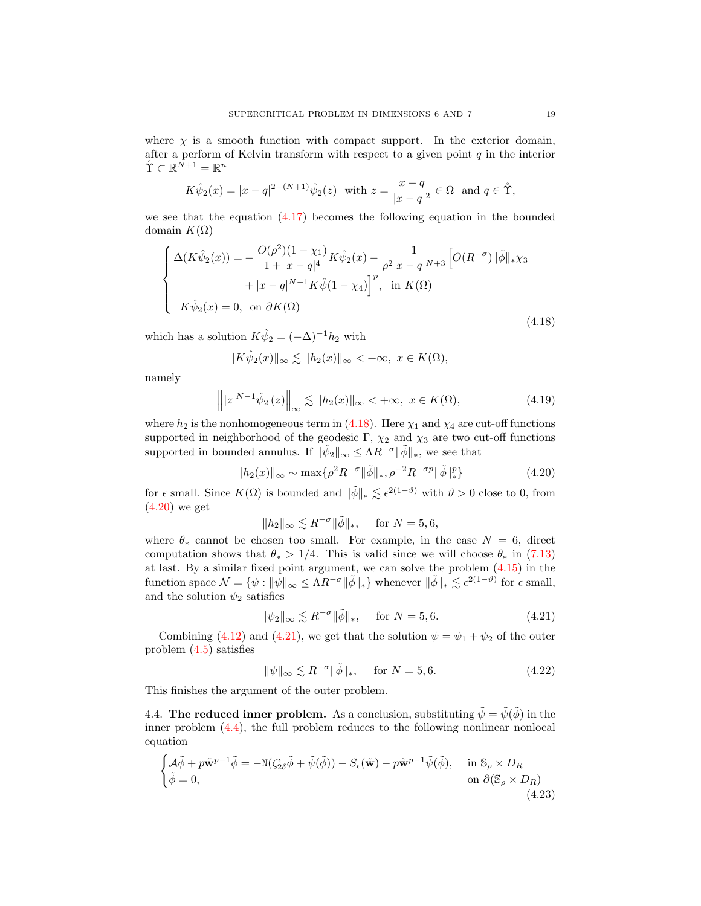where $\chi$ is a smooth function with compact support. In the exterior domain, after a perform of Kelvin transform with respect to a given point $q$ in the interior $\mathring{\Upsilon} \subset \mathbb{R}^{N+1} = \mathbb{R}^n$

$$K\hat{\psi}_2(x) = |x-q|^{2-(N+1)}\hat{\psi}_2(z) \ \text{ with } z = \frac{x-q}{|x-q|^2} \in \Omega \ \text{ and } q \in \mathring{\Upsilon},$$

we see that the equation (4.17) becomes the following equation in the bounded domain $K(\Omega)$

$$\begin{cases} \Delta(K\hat{\psi}_2(x)) = -\dfrac{O(\rho^2)(1-\chi_1)}{1+|x-q|^4}K\hat{\psi}_2(x) - \dfrac{1}{\rho^2|x-q|^{N+3}}\Big[O(R^{-\sigma})\|\tilde{\phi}\|_*\chi_3 \\ \qquad\qquad\qquad + |x-q|^{N-1}K\hat{\psi}(1-\chi_4)\Big]^p, \ \text{ in } K(\Omega) \\ K\hat{\psi}_2(x) = 0, \ \text{ on } \partial K(\Omega) \end{cases} \tag{4.18}$$

which has a solution $K\hat{\psi}_2 = (-\Delta)^{-1}h_2$ with

$$\|K\hat{\psi}_2(x)\|_\infty \lesssim \|h_2(x)\|_\infty < +\infty, \ x \in K(\Omega),$$

namely

$$\Big\||z|^{N-1}\hat{\psi}_2(z)\Big\|_\infty \lesssim \|h_2(x)\|_\infty < +\infty, \ x \in K(\Omega), \tag{4.19}$$

where $h_2$ is the nonhomogeneous term in (4.18). Here $\chi_1$ and $\chi_4$ are cut-off functions supported in neighborhood of the geodesic $\Gamma$, $\chi_2$ and $\chi_3$ are two cut-off functions supported in bounded annulus. If $\|\hat{\psi}_2\|_\infty \leq \Lambda R^{-\sigma}\|\tilde{\phi}\|_*$, we see that

$$\|h_2(x)\|_\infty \sim \max\{\rho^2 R^{-\sigma}\|\tilde{\phi}\|_*, \rho^{-2}R^{-\sigma p}\|\tilde{\phi}\|_*^p\} \tag{4.20}$$

for $\epsilon$ small. Since $K(\Omega)$ is bounded and $\|\tilde{\phi}\|_* \lesssim \epsilon^{2(1-\vartheta)}$ with $\vartheta > 0$ close to 0, from (4.20) we get

$$\|h_2\|_\infty \lesssim R^{-\sigma}\|\tilde{\phi}\|_*, \quad \text{ for } N = 5, 6,$$

where $\theta_*$ cannot be chosen too small. For example, in the case $N = 6$, direct computation shows that $\theta_* > 1/4$. This is valid since we will choose $\theta_*$ in (7.13) at last. By a similar fixed point argument, we can solve the problem (4.15) in the function space $\mathcal{N} = \{\psi : \|\psi\|_\infty \leq \Lambda R^{-\sigma}\|\tilde{\phi}\|_*\}$ whenever $\|\tilde{\phi}\|_* \lesssim \epsilon^{2(1-\vartheta)}$ for $\epsilon$ small, and the solution $\psi_2$ satisfies

$$\|\psi_2\|_\infty \lesssim R^{-\sigma}\|\tilde{\phi}\|_*, \quad \text{ for } N = 5, 6. \tag{4.21}$$

Combining (4.12) and (4.21), we get that the solution $\psi = \psi_1 + \psi_2$ of the outer problem (4.5) satisfies

$$\|\psi\|_\infty \lesssim R^{-\sigma}\|\tilde{\phi}\|_*, \quad \text{ for } N = 5, 6. \tag{4.22}$$

This finishes the argument of the outer problem.

4.4. **The reduced inner problem.** As a conclusion, substituting $\tilde{\psi} = \tilde{\psi}(\tilde{\phi})$ in the inner problem (4.4), the full problem reduces to the following nonlinear nonlocal equation

$$\begin{cases} \mathcal{A}\tilde{\phi} + p\tilde{\mathbf{w}}^{p-1}\tilde{\phi} = -\mathtt{N}(\zeta_{2\delta}^\epsilon\tilde{\phi} + \tilde{\psi}(\tilde{\phi})) - S_\epsilon(\tilde{\mathbf{w}}) - p\tilde{\mathbf{w}}^{p-1}\tilde{\psi}(\tilde{\phi}), & \text{in } \mathbb{S}_\rho \times D_R \\ \tilde{\phi} = 0, & \text{on } \partial(\mathbb{S}_\rho \times D_R) \end{cases} \tag{4.23}$$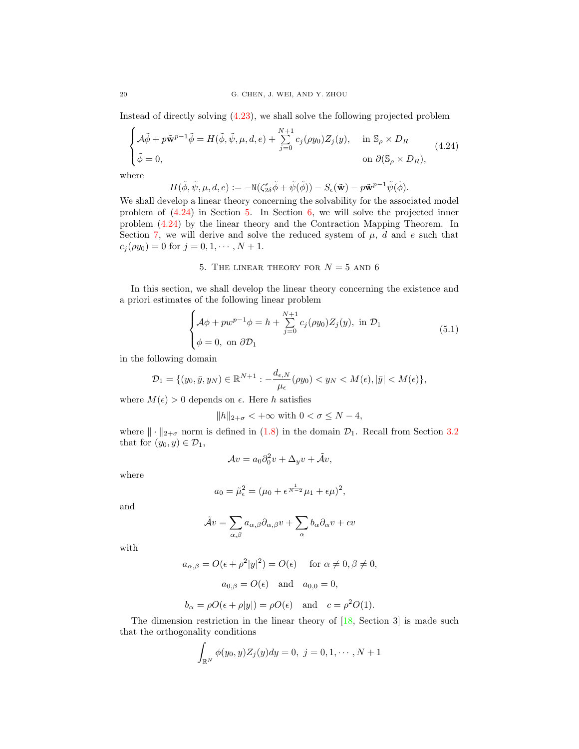Instead of directly solving (4.23), we shall solve the following projected problem

$$
\begin{cases}
\mathcal{A}\tilde{\phi} + p\tilde{\mathbf{w}}^{p-1}\tilde{\phi} = H(\tilde{\phi}, \tilde{\psi}, \mu, d, e) + \sum\limits_{j=0}^{N+1} c_j(\rho y_0) Z_j(y), & \text{in } \mathbb{S}_\rho \times D_R \\
\tilde{\phi} = 0, & \text{on } \partial(\mathbb{S}_\rho \times D_R),
\end{cases}
\tag{4.24}
$$

where

$$
H(\tilde{\phi}, \tilde{\psi}, \mu, d, e) := -\mathtt{N}(\zeta_{2\delta}^{\epsilon}\tilde{\phi} + \tilde{\psi}(\tilde{\phi})) - S_\epsilon(\tilde{\mathbf{w}}) - p\tilde{\mathbf{w}}^{p-1}\tilde{\psi}(\tilde{\phi}).
$$

We shall develop a linear theory concerning the solvability for the associated model problem of (4.24) in Section 5. In Section 6, we will solve the projected inner problem (4.24) by the linear theory and the Contraction Mapping Theorem. In Section 7, we will derive and solve the reduced system of $\mu$, $d$ and $e$ such that $c_j(\rho y_0) = 0$ for $j = 0, 1, \cdots, N+1$.

## 5. The linear theory for $N = 5$ and $6$

In this section, we shall develop the linear theory concerning the existence and a priori estimates of the following linear problem

$$
\begin{cases}
\mathcal{A}\phi + pw^{p-1}\phi = h + \sum\limits_{j=0}^{N+1} c_j(\rho y_0) Z_j(y), \text{ in } \mathcal{D}_1 \\
\phi = 0, \text{ on } \partial\mathcal{D}_1
\end{cases}
\tag{5.1}
$$

in the following domain

$$
\mathcal{D}_1 = \{(y_0, \bar{y}, y_N) \in \mathbb{R}^{N+1} : -\frac{d_{\epsilon,N}}{\mu_\epsilon}(\rho y_0) < y_N < M(\epsilon), |\bar{y}| < M(\epsilon)\},
$$

where $M(\epsilon) > 0$ depends on $\epsilon$. Here $h$ satisfies

$$
\|h\|_{2+\sigma} < +\infty \text{ with } 0 < \sigma \leq N - 4,
$$

where $\|\cdot\|_{2+\sigma}$ norm is defined in (1.8) in the domain $\mathcal{D}_1$. Recall from Section 3.2 that for $(y_0, y) \in \mathcal{D}_1$,

$$
\mathcal{A}v = a_0\partial_0^2 v + \Delta_y v + \tilde{\mathcal{A}}v,
$$

where

$$
a_0 = \tilde{\mu}_\epsilon^2 = (\mu_0 + \epsilon^{\frac{1}{N-2}}\mu_1 + \epsilon\mu)^2,
$$

and

$$
\tilde{\mathcal{A}}v = \sum_{\alpha,\beta} a_{\alpha,\beta}\partial_{\alpha,\beta}v + \sum_\alpha b_\alpha \partial_\alpha v + cv
$$

with

$$
a_{\alpha,\beta} = O(\epsilon + \rho^2|y|^2) = O(\epsilon) \quad \text{ for } \alpha \neq 0, \beta \neq 0,
$$

$$
a_{0,\beta} = O(\epsilon) \quad \text{and} \quad a_{0,0} = 0,
$$

$$
b_\alpha = \rho O(\epsilon + \rho|y|) = \rho O(\epsilon) \quad \text{and} \quad c = \rho^2 O(1).
$$

The dimension restriction in the linear theory of [18, Section 3] is made such that the orthogonality conditions

$$
\int_{\mathbb{R}^N} \phi(y_0, y) Z_j(y) dy = 0, \ j = 0, 1, \cdots, N+1
$$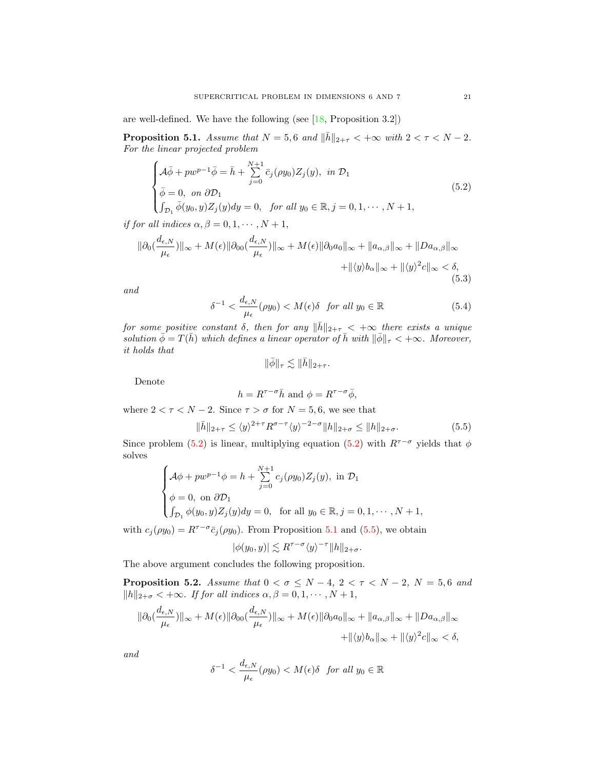are well-defined. We have the following (see [18, Proposition 3.2])

**Proposition 5.1.** *Assume that $N = 5, 6$ and $\|\bar{h}\|_{2+\tau} < +\infty$ with $2 < \tau < N - 2$. For the linear projected problem*

$$
\begin{cases}
\mathcal{A}\bar{\phi} + pw^{p-1}\bar{\phi} = \bar{h} + \sum\limits_{j=0}^{N+1} \bar{c}_j(\rho y_0) Z_j(y), \ \text{in } \mathcal{D}_1 \\
\bar{\phi} = 0, \ \text{on } \partial\mathcal{D}_1 \\
\int_{\mathcal{D}_1} \bar{\phi}(y_0, y) Z_j(y) dy = 0, \quad \text{for all } y_0 \in \mathbb{R}, j = 0, 1, \cdots, N+1,
\end{cases}
\tag{5.2}
$$

*if for all indices $\alpha, \beta = 0, 1, \cdots, N+1$,*

$$
\|\partial_0(\frac{d_{\epsilon,N}}{\mu_\epsilon})\|_\infty + M(\epsilon)\|\partial_{00}(\frac{d_{\epsilon,N}}{\mu_\epsilon})\|_\infty + M(\epsilon)\|\partial_0 a_0\|_\infty + \|a_{\alpha,\beta}\|_\infty + \|Da_{\alpha,\beta}\|_\infty
$$
$$
+ \|\langle y\rangle b_\alpha\|_\infty + \|\langle y\rangle^2 c\|_\infty < \delta,
\tag{5.3}
$$

*and*

$$
\delta^{-1} < \frac{d_{\epsilon,N}}{\mu_\epsilon}(\rho y_0) < M(\epsilon)\delta \quad \text{for all } y_0 \in \mathbb{R}
\tag{5.4}
$$

*for some positive constant $\delta$, then for any $\|\bar{h}\|_{2+\tau} < +\infty$ there exists a unique solution $\bar{\phi} = T(\bar{h})$ which defines a linear operator of $\bar{h}$ with $\|\bar{\phi}\|_\tau < +\infty$. Moreover, it holds that*

$$
\|\bar{\phi}\|_\tau \lesssim \|\bar{h}\|_{2+\tau}.
$$

Denote

$$
h = R^{\tau-\sigma}\bar{h} \text{ and } \phi = R^{\tau-\sigma}\bar{\phi},
$$

where $2 < \tau < N - 2$. Since $\tau > \sigma$ for $N = 5, 6$, we see that

$$
\|\bar{h}\|_{2+\tau} \le \langle y\rangle^{2+\tau} R^{\sigma-\tau} \langle y\rangle^{-2-\sigma} \|h\|_{2+\sigma} \le \|h\|_{2+\sigma}.
\tag{5.5}
$$

Since problem (5.2) is linear, multiplying equation (5.2) with $R^{\tau-\sigma}$ yields that $\phi$ solves

$$
\begin{cases}
\mathcal{A}\phi + pw^{p-1}\phi = h + \sum\limits_{j=0}^{N+1} c_j(\rho y_0) Z_j(y), \ \text{in } \mathcal{D}_1 \\
\phi = 0, \ \text{on } \partial\mathcal{D}_1 \\
\int_{\mathcal{D}_1} \phi(y_0, y) Z_j(y) dy = 0, \quad \text{for all } y_0 \in \mathbb{R}, j = 0, 1, \cdots, N+1,
\end{cases}
$$

with $c_j(\rho y_0) = R^{\tau-\sigma}\bar{c}_j(\rho y_0)$. From Proposition 5.1 and (5.5), we obtain

$$
|\phi(y_0, y)| \lesssim R^{\tau-\sigma} \langle y\rangle^{-\tau} \|h\|_{2+\sigma}.
$$

The above argument concludes the following proposition.

**Proposition 5.2.** *Assume that $0 < \sigma \le N - 4$, $2 < \tau < N - 2$, $N = 5, 6$ and $\|h\|_{2+\sigma} < +\infty$. If for all indices $\alpha, \beta = 0, 1, \cdots, N+1$,*

$$
\|\partial_0(\frac{d_{\epsilon,N}}{\mu_\epsilon})\|_\infty + M(\epsilon)\|\partial_{00}(\frac{d_{\epsilon,N}}{\mu_\epsilon})\|_\infty + M(\epsilon)\|\partial_0 a_0\|_\infty + \|a_{\alpha,\beta}\|_\infty + \|Da_{\alpha,\beta}\|_\infty
$$
$$
+ \|\langle y\rangle b_\alpha\|_\infty + \|\langle y\rangle^2 c\|_\infty < \delta,
$$

*and*

$$
\delta^{-1} < \frac{d_{\epsilon,N}}{\mu_\epsilon}(\rho y_0) < M(\epsilon)\delta \quad \text{for all } y_0 \in \mathbb{R}
$$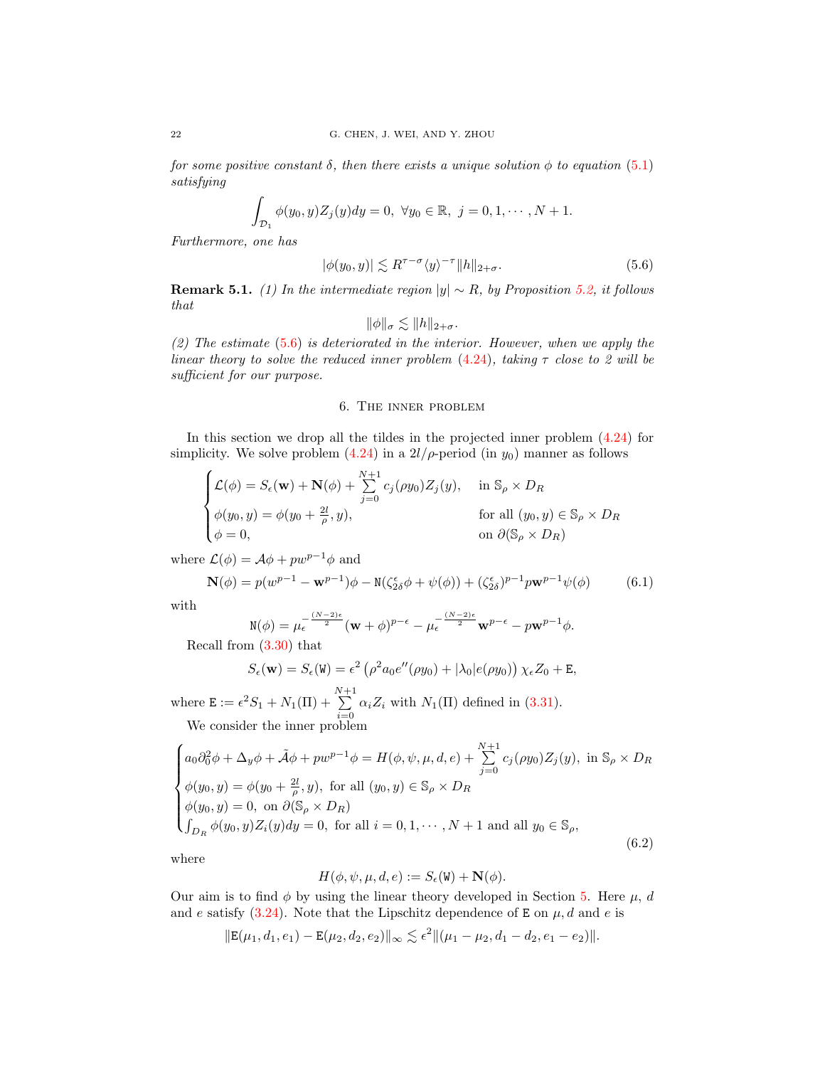*for some positive constant $\delta$, then there exists a unique solution $\phi$ to equation (5.1) satisfying*

$$\int_{\mathcal{D}_1} \phi(y_0, y) Z_j(y) dy = 0, \ \forall y_0 \in \mathbb{R}, \ j = 0, 1, \cdots, N+1.$$

*Furthermore, one has*

$$|\phi(y_0, y)| \lesssim R^{\tau - \sigma} \langle y \rangle^{-\tau} \|h\|_{2+\sigma}. \tag{5.6}$$

**Remark 5.1.** *(1) In the intermediate region $|y| \sim R$, by Proposition 5.2, it follows that*

$$\|\phi\|_{\sigma} \lesssim \|h\|_{2+\sigma}.$$

*(2) The estimate (5.6) is deteriorated in the interior. However, when we apply the linear theory to solve the reduced inner problem (4.24), taking $\tau$ close to 2 will be sufficient for our purpose.*

## 6. The inner problem

In this section we drop all the tildes in the projected inner problem (4.24) for simplicity. We solve problem (4.24) in a $2l/\rho$-period (in $y_0$) manner as follows

$$\begin{cases} \mathcal{L}(\phi) = S_\epsilon(\mathbf{w}) + \mathbf{N}(\phi) + \sum\limits_{j=0}^{N+1} c_j(\rho y_0) Z_j(y), & \text{in } \mathbb{S}_\rho \times D_R \\ \phi(y_0, y) = \phi(y_0 + \frac{2l}{\rho}, y), & \text{for all } (y_0, y) \in \mathbb{S}_\rho \times D_R \\ \phi = 0, & \text{on } \partial(\mathbb{S}_\rho \times D_R) \end{cases}$$

where $\mathcal{L}(\phi) = \mathcal{A}\phi + p w^{p-1}\phi$ and

$$\mathbf{N}(\phi) = p(w^{p-1} - \mathbf{w}^{p-1})\phi - \mathtt{N}(\zeta_{2\delta}^\epsilon \phi + \psi(\phi)) + (\zeta_{2\delta}^\epsilon)^{p-1} p \mathbf{w}^{p-1} \psi(\phi) \tag{6.1}$$

with

$$\mathtt{N}(\phi) = \mu_\epsilon^{-\frac{(N-2)\epsilon}{2}} (\mathbf{w} + \phi)^{p-\epsilon} - \mu_\epsilon^{-\frac{(N-2)\epsilon}{2}} \mathbf{w}^{p-\epsilon} - p\mathbf{w}^{p-1}\phi.$$

Recall from (3.30) that

$$S_\epsilon(\mathbf{w}) = S_\epsilon(\mathtt{W}) = \epsilon^2 \left( \rho^2 a_0 e''(\rho y_0) + |\lambda_0| e(\rho y_0) \right) \chi_\epsilon Z_0 + \mathtt{E},$$

where $\mathtt{E} := \epsilon^2 S_1 + N_1(\Pi) + \sum\limits_{i=0}^{N+1} \alpha_i Z_i$ with $N_1(\Pi)$ defined in (3.31).

We consider the inner problem

$$\begin{cases} a_0 \partial_0^2 \phi + \Delta_y \phi + \tilde{\mathcal{A}}\phi + p w^{p-1}\phi = H(\phi, \psi, \mu, d, e) + \sum\limits_{j=0}^{N+1} c_j(\rho y_0) Z_j(y), \text{ in } \mathbb{S}_\rho \times D_R \\ \phi(y_0, y) = \phi(y_0 + \frac{2l}{\rho}, y), \text{ for all } (y_0, y) \in \mathbb{S}_\rho \times D_R \\ \phi(y_0, y) = 0, \text{ on } \partial(\mathbb{S}_\rho \times D_R) \\ \int_{D_R} \phi(y_0, y) Z_i(y) dy = 0, \text{ for all } i = 0, 1, \cdots, N+1 \text{ and all } y_0 \in \mathbb{S}_\rho, \end{cases} \tag{6.2}$$

where

$$H(\phi, \psi, \mu, d, e) := S_\epsilon(\mathtt{W}) + \mathbf{N}(\phi).$$

Our aim is to find $\phi$ by using the linear theory developed in Section 5. Here $\mu$, $d$ and $e$ satisfy (3.24). Note that the Lipschitz dependence of $\mathtt{E}$ on $\mu, d$ and $e$ is

$$\|\mathtt{E}(\mu_1, d_1, e_1) - \mathtt{E}(\mu_2, d_2, e_2)\|_\infty \lesssim \epsilon^2 \|(\mu_1 - \mu_2, d_1 - d_2, e_1 - e_2)\|.$$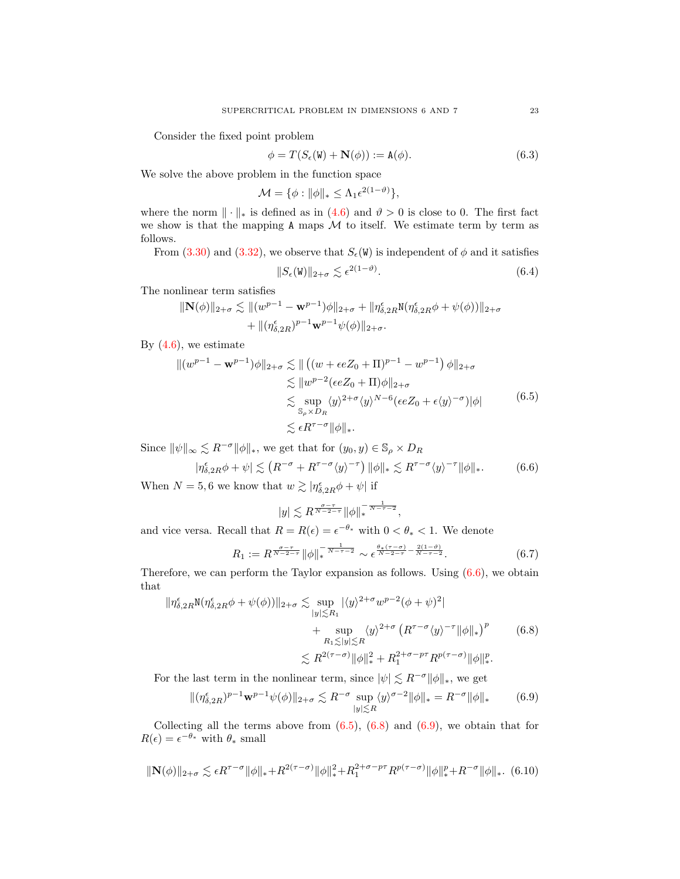Consider the fixed point problem

$$\phi = T(S_\epsilon(\mathtt{W}) + \mathbf{N}(\phi)) := \mathtt{A}(\phi). \tag{6.3}$$

We solve the above problem in the function space

$$\mathcal{M} = \{\phi : \|\phi\|_* \le \Lambda_1 \epsilon^{2(1-\vartheta)}\},$$

where the norm $\|\cdot\|_*$ is defined as in (4.6) and $\vartheta > 0$ is close to 0. The first fact we show is that the mapping $\mathtt{A}$ maps $\mathcal{M}$ to itself. We estimate term by term as follows.

From (3.30) and (3.32), we observe that $S_\epsilon(\mathtt{W})$ is independent of $\phi$ and it satisfies

$$\|S_\epsilon(\mathtt{W})\|_{2+\sigma} \lesssim \epsilon^{2(1-\vartheta)}. \tag{6.4}$$

The nonlinear term satisfies

$$\begin{aligned}\|\mathbf{N}(\phi)\|_{2+\sigma} \lesssim \|(w^{p-1} - \mathbf{w}^{p-1})\phi\|_{2+\sigma} + \|\eta^\epsilon_{\delta,2R}\mathtt{N}(\eta^\epsilon_{\delta,2R}\phi + \psi(\phi))\|_{2+\sigma} \\ + \|(\eta^\epsilon_{\delta,2R})^{p-1}\mathbf{w}^{p-1}\psi(\phi)\|_{2+\sigma}.\end{aligned}$$

By (4.6), we estimate

$$\begin{aligned}\|(w^{p-1} - \mathbf{w}^{p-1})\phi\|_{2+\sigma} &\lesssim \|\left((w + \epsilon e Z_0 + \Pi)^{p-1} - w^{p-1}\right)\phi\|_{2+\sigma} \\ &\lesssim \|w^{p-2}(\epsilon e Z_0 + \Pi)\phi\|_{2+\sigma} \\ &\lesssim \sup_{\mathbb{S}_\rho \times D_R} \langle y\rangle^{2+\sigma}\langle y\rangle^{N-6}(\epsilon e Z_0 + \epsilon\langle y\rangle^{-\sigma})|\phi| \\ &\lesssim \epsilon R^{\tau-\sigma}\|\phi\|_*.\end{aligned} \tag{6.5}$$

Since $\|\psi\|_\infty \lesssim R^{-\sigma}\|\phi\|_*$, we get that for $(y_0, y) \in \mathbb{S}_\rho \times D_R$

$$|\eta^\epsilon_{\delta,2R}\phi + \psi| \lesssim \left(R^{-\sigma} + R^{\tau-\sigma}\langle y\rangle^{-\tau}\right)\|\phi\|_* \lesssim R^{\tau-\sigma}\langle y\rangle^{-\tau}\|\phi\|_*. \tag{6.6}$$

When $N = 5, 6$ we know that $w \gtrsim |\eta^\epsilon_{\delta,2R}\phi + \psi|$ if

$$|y| \lesssim R^{\frac{\sigma-\tau}{N-2-\tau}}\|\phi\|_*^{-\frac{1}{N-\tau-2}},$$

and vice versa. Recall that $R = R(\epsilon) = \epsilon^{-\theta_*}$ with $0 < \theta_* < 1$. We denote

$$R_1 := R^{\frac{\sigma-\tau}{N-2-\tau}}\|\phi\|_*^{-\frac{1}{N-\tau-2}} \sim \epsilon^{\frac{\theta_*(\tau-\sigma)}{N-2-\tau} - \frac{2(1-\vartheta)}{N-\tau-2}}. \tag{6.7}$$

Therefore, we can perform the Taylor expansion as follows. Using (6.6), we obtain that

$$\begin{aligned}\|\eta^\epsilon_{\delta,2R}\mathtt{N}(\eta^\epsilon_{\delta,2R}\phi + \psi(\phi))\|_{2+\sigma} &\lesssim \sup_{|y|\lesssim R_1}|\langle y\rangle^{2+\sigma}w^{p-2}(\phi+\psi)^2| \\ &\quad + \sup_{R_1 \lesssim |y| \lesssim R}\langle y\rangle^{2+\sigma}\left(R^{\tau-\sigma}\langle y\rangle^{-\tau}\|\phi\|_*\right)^p \\ &\lesssim R^{2(\tau-\sigma)}\|\phi\|_*^2 + R_1^{2+\sigma-p\tau}R^{p(\tau-\sigma)}\|\phi\|_*^p.\end{aligned} \tag{6.8}$$

For the last term in the nonlinear term, since $|\psi| \lesssim R^{-\sigma}\|\phi\|_*$, we get

$$\|(\eta^\epsilon_{\delta,2R})^{p-1}\mathbf{w}^{p-1}\psi(\phi)\|_{2+\sigma} \lesssim R^{-\sigma}\sup_{|y|\lesssim R}\langle y\rangle^{\sigma-2}\|\phi\|_* = R^{-\sigma}\|\phi\|_* \tag{6.9}$$

Collecting all the terms above from (6.5), (6.8) and (6.9), we obtain that for $R(\epsilon) = \epsilon^{-\theta_*}$ with $\theta_*$ small

$$\|\mathbf{N}(\phi)\|_{2+\sigma} \lesssim \epsilon R^{\tau-\sigma}\|\phi\|_* + R^{2(\tau-\sigma)}\|\phi\|_*^2 + R_1^{2+\sigma-p\tau}R^{p(\tau-\sigma)}\|\phi\|_*^p + R^{-\sigma}\|\phi\|_*. \tag{6.10}$$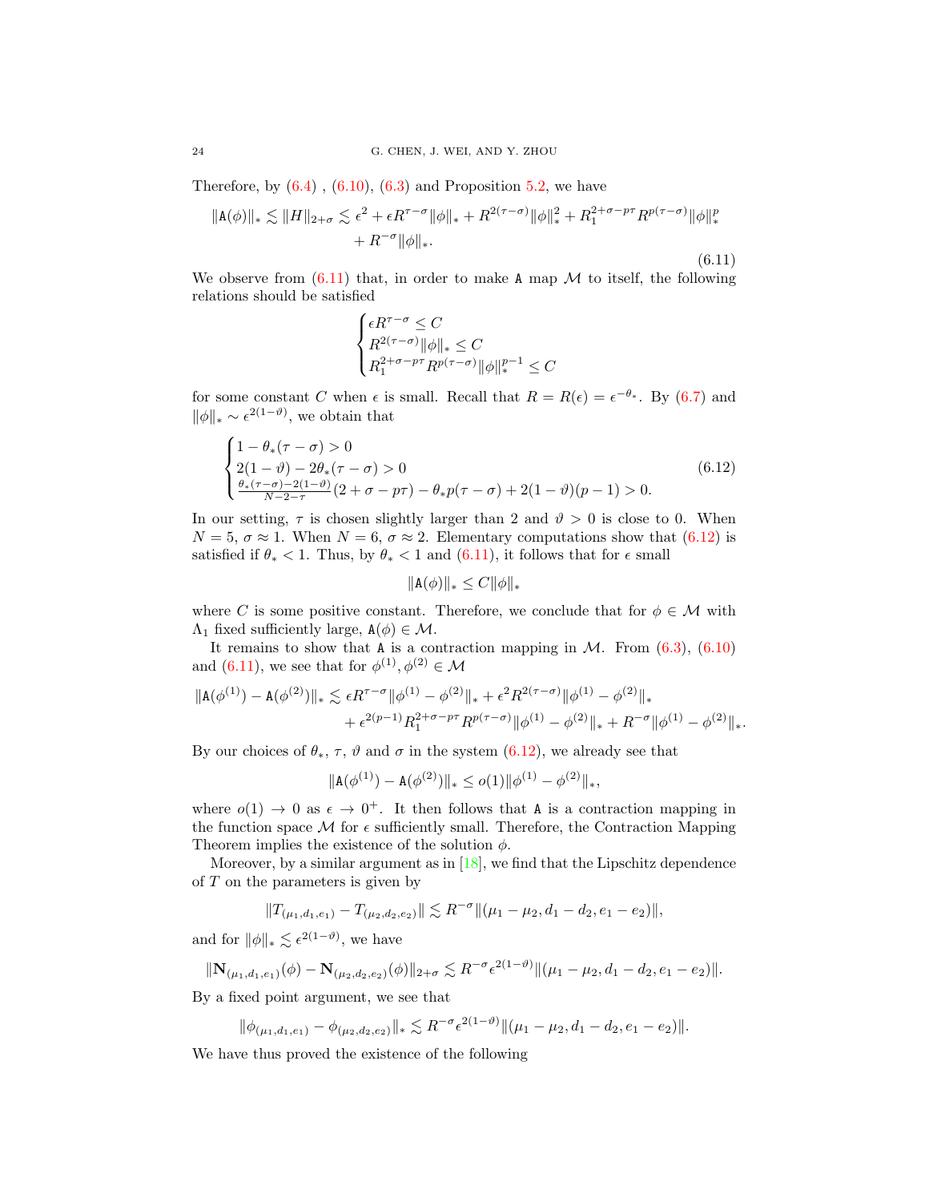Therefore, by (6.4) , (6.10), (6.3) and Proposition 5.2, we have

$$\|\mathtt{A}(\phi)\|_* \lesssim \|H\|_{2+\sigma} \lesssim \epsilon^2 + \epsilon R^{\tau-\sigma}\|\phi\|_* + R^{2(\tau-\sigma)}\|\phi\|_*^2 + R_1^{2+\sigma-p\tau}R^{p(\tau-\sigma)}\|\phi\|_*^p + R^{-\sigma}\|\phi\|_*. \tag{6.11}$$

We observe from (6.11) that, in order to make $\mathtt{A}$ map $\mathcal{M}$ to itself, the following relations should be satisfied

$$\begin{cases} \epsilon R^{\tau-\sigma} \le C \\ R^{2(\tau-\sigma)}\|\phi\|_* \le C \\ R_1^{2+\sigma-p\tau}R^{p(\tau-\sigma)}\|\phi\|_*^{p-1} \le C \end{cases}$$

for some constant $C$ when $\epsilon$ is small. Recall that $R = R(\epsilon) = \epsilon^{-\theta_*}$. By (6.7) and $\|\phi\|_* \sim \epsilon^{2(1-\vartheta)}$, we obtain that

$$\begin{cases} 1 - \theta_*(\tau-\sigma) > 0 \\ 2(1-\vartheta) - 2\theta_*(\tau-\sigma) > 0 \\ \frac{\theta_*(\tau-\sigma)-2(1-\vartheta)}{N-2-\tau}(2+\sigma-p\tau) - \theta_* p(\tau-\sigma) + 2(1-\vartheta)(p-1) > 0. \end{cases} \tag{6.12}$$

In our setting, $\tau$ is chosen slightly larger than 2 and $\vartheta > 0$ is close to 0. When $N = 5$, $\sigma \approx 1$. When $N = 6$, $\sigma \approx 2$. Elementary computations show that (6.12) is satisfied if $\theta_* < 1$. Thus, by $\theta_* < 1$ and (6.11), it follows that for $\epsilon$ small

$$\|\mathtt{A}(\phi)\|_* \le C\|\phi\|_*$$

where $C$ is some positive constant. Therefore, we conclude that for $\phi \in \mathcal{M}$ with $\Lambda_1$ fixed sufficiently large, $\mathtt{A}(\phi) \in \mathcal{M}$.

It remains to show that $\mathtt{A}$ is a contraction mapping in $\mathcal{M}$. From (6.3), (6.10) and (6.11), we see that for $\phi^{(1)}, \phi^{(2)} \in \mathcal{M}$

$$\|\mathtt{A}(\phi^{(1)}) - \mathtt{A}(\phi^{(2)})\|_* \lesssim \epsilon R^{\tau-\sigma}\|\phi^{(1)}-\phi^{(2)}\|_* + \epsilon^2 R^{2(\tau-\sigma)}\|\phi^{(1)}-\phi^{(2)}\|_* + \epsilon^{2(p-1)}R_1^{2+\sigma-p\tau}R^{p(\tau-\sigma)}\|\phi^{(1)}-\phi^{(2)}\|_* + R^{-\sigma}\|\phi^{(1)}-\phi^{(2)}\|_*.$$

By our choices of $\theta_*$, $\tau$, $\vartheta$ and $\sigma$ in the system (6.12), we already see that

$$\|\mathtt{A}(\phi^{(1)}) - \mathtt{A}(\phi^{(2)})\|_* \le o(1)\|\phi^{(1)}-\phi^{(2)}\|_*,$$

where $o(1) \to 0$ as $\epsilon \to 0^+$. It then follows that $\mathtt{A}$ is a contraction mapping in the function space $\mathcal{M}$ for $\epsilon$ sufficiently small. Therefore, the Contraction Mapping Theorem implies the existence of the solution $\phi$.

Moreover, by a similar argument as in [18], we find that the Lipschitz dependence of $T$ on the parameters is given by

$$\|T_{(\mu_1,d_1,e_1)} - T_{(\mu_2,d_2,e_2)}\| \lesssim R^{-\sigma}\|(\mu_1-\mu_2, d_1-d_2, e_1-e_2)\|,$$

and for $\|\phi\|_* \lesssim \epsilon^{2(1-\vartheta)}$, we have

$$\|\mathbf{N}_{(\mu_1,d_1,e_1)}(\phi) - \mathbf{N}_{(\mu_2,d_2,e_2)}(\phi)\|_{2+\sigma} \lesssim R^{-\sigma}\epsilon^{2(1-\vartheta)}\|(\mu_1-\mu_2, d_1-d_2, e_1-e_2)\|.$$

By a fixed point argument, we see that

$$\|\phi_{(\mu_1,d_1,e_1)} - \phi_{(\mu_2,d_2,e_2)}\|_* \lesssim R^{-\sigma}\epsilon^{2(1-\vartheta)}\|(\mu_1-\mu_2, d_1-d_2, e_1-e_2)\|.$$

We have thus proved the existence of the following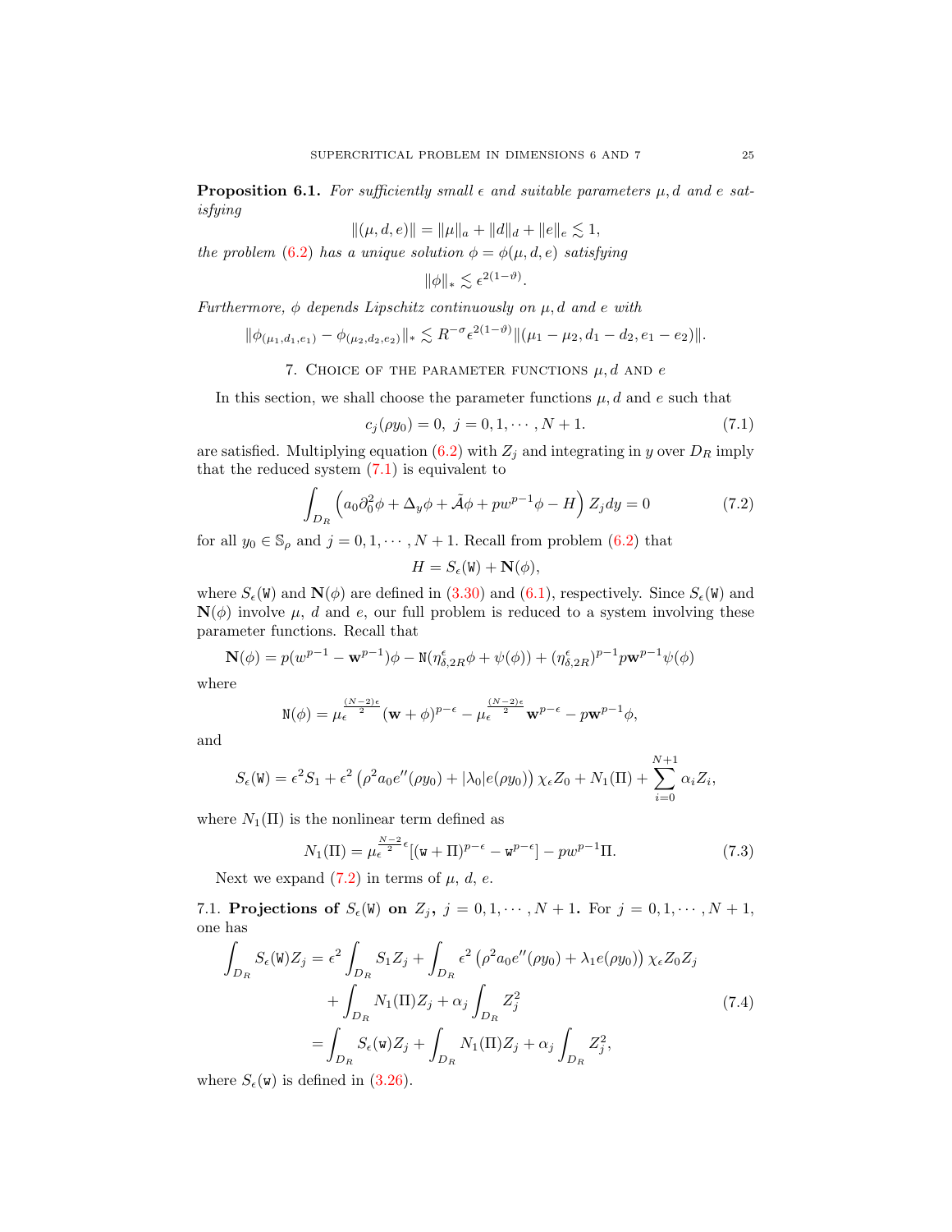**Proposition 6.1.** *For sufficiently small $\epsilon$ and suitable parameters $\mu, d$ and $e$ satisfying*

$$\|(\mu, d, e)\| = \|\mu\|_a + \|d\|_d + \|e\|_e \lesssim 1,$$

*the problem (6.2) has a unique solution $\phi = \phi(\mu, d, e)$ satisfying*

$$\|\phi\|_* \lesssim \epsilon^{2(1-\vartheta)}.$$

*Furthermore, $\phi$ depends Lipschitz continuously on $\mu, d$ and $e$ with*

$$\|\phi_{(\mu_1,d_1,e_1)} - \phi_{(\mu_2,d_2,e_2)}\|_* \lesssim R^{-\sigma}\epsilon^{2(1-\vartheta)}\|(\mu_1 - \mu_2, d_1 - d_2, e_1 - e_2)\|.$$

## 7. Choice of the parameter functions $\mu, d$ and $e$

In this section, we shall choose the parameter functions $\mu, d$ and $e$ such that

$$c_j(\rho y_0) = 0, \ j = 0, 1, \cdots, N+1. \tag{7.1}$$

are satisfied. Multiplying equation (6.2) with $Z_j$ and integrating in $y$ over $D_R$ imply that the reduced system (7.1) is equivalent to

$$\int_{D_R} \left( a_0 \partial_0^2 \phi + \Delta_y \phi + \tilde{A}\phi + pw^{p-1}\phi - H \right) Z_j dy = 0 \tag{7.2}$$

for all $y_0 \in \mathbb{S}_\rho$ and $j = 0, 1, \cdots, N+1$. Recall from problem (6.2) that

$$H = S_\epsilon(\mathtt{W}) + \mathbf{N}(\phi),$$

where $S_\epsilon(\mathtt{W})$ and $\mathbf{N}(\phi)$ are defined in (3.30) and (6.1), respectively. Since $S_\epsilon(\mathtt{W})$ and $\mathbf{N}(\phi)$ involve $\mu$, $d$ and $e$, our full problem is reduced to a system involving these parameter functions. Recall that

$$\mathbf{N}(\phi) = p(w^{p-1} - \mathbf{w}^{p-1})\phi - \mathtt{N}(\eta^\epsilon_{\delta,2R}\phi + \psi(\phi)) + (\eta^\epsilon_{\delta,2R})^{p-1} p\mathbf{w}^{p-1}\psi(\phi)$$

where

$$\mathtt{N}(\phi) = \mu_\epsilon^{\frac{(N-2)\epsilon}{2}}(\mathbf{w} + \phi)^{p-\epsilon} - \mu_\epsilon^{\frac{(N-2)\epsilon}{2}}\mathbf{w}^{p-\epsilon} - p\mathbf{w}^{p-1}\phi,$$

and

$$S_\epsilon(\mathtt{W}) = \epsilon^2 S_1 + \epsilon^2 \left(\rho^2 a_0 e''(\rho y_0) + |\lambda_0| e(\rho y_0)\right)\chi_\epsilon Z_0 + N_1(\Pi) + \sum_{i=0}^{N+1}\alpha_i Z_i,$$

where $N_1(\Pi)$ is the nonlinear term defined as

$$N_1(\Pi) = \mu_\epsilon^{\frac{N-2}{2}\epsilon}[(\mathtt{w} + \Pi)^{p-\epsilon} - \mathtt{w}^{p-\epsilon}] - pw^{p-1}\Pi. \tag{7.3}$$

Next we expand (7.2) in terms of $\mu$, $d$, $e$.

### 7.1. Projections of $S_\epsilon(\mathtt{W})$ on $Z_j$, $j = 0, 1, \cdots, N+1$.

For $j = 0, 1, \cdots, N+1$, one has

$$\begin{aligned}
\int_{D_R} S_\epsilon(\mathtt{W}) Z_j &= \epsilon^2 \int_{D_R} S_1 Z_j + \int_{D_R} \epsilon^2 \left(\rho^2 a_0 e''(\rho y_0) + \lambda_1 e(\rho y_0)\right)\chi_\epsilon Z_0 Z_j \\
&\quad + \int_{D_R} N_1(\Pi) Z_j + \alpha_j \int_{D_R} Z_j^2 \\
&= \int_{D_R} S_\epsilon(\mathtt{w}) Z_j + \int_{D_R} N_1(\Pi) Z_j + \alpha_j \int_{D_R} Z_j^2,
\end{aligned} \tag{7.4}$$

where $S_\epsilon(\mathtt{w})$ is defined in (3.26).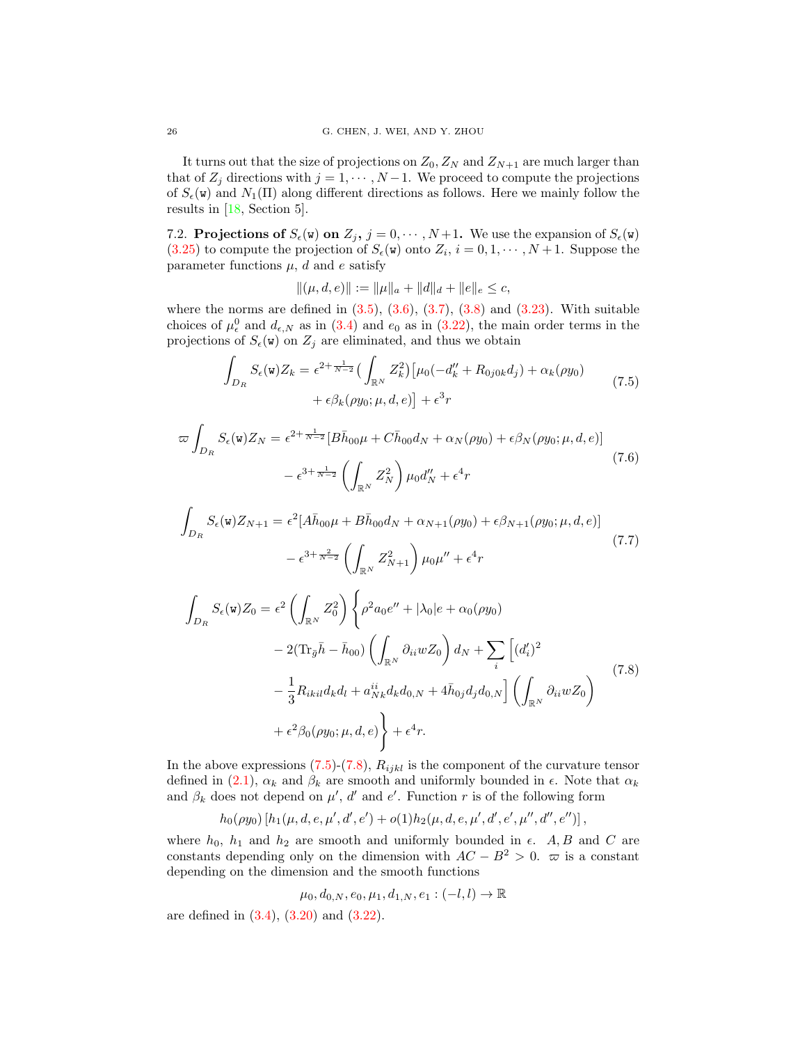It turns out that the size of projections on $Z_0, Z_N$ and $Z_{N+1}$ are much larger than that of $Z_j$ directions with $j = 1, \cdots, N-1$. We proceed to compute the projections of $S_\epsilon(\mathtt{w})$ and $N_1(\Pi)$ along different directions as follows. Here we mainly follow the results in [18, Section 5].

7.2. **Projections of $S_\epsilon(\mathtt{w})$ on $Z_j$, $j = 0, \cdots, N+1$.** We use the expansion of $S_\epsilon(\mathtt{w})$ (3.25) to compute the projection of $S_\epsilon(\mathtt{w})$ onto $Z_i$, $i = 0, 1, \cdots, N+1$. Suppose the parameter functions $\mu$, $d$ and $e$ satisfy

$$\|(\mu, d, e)\| := \|\mu\|_a + \|d\|_d + \|e\|_e \leq c,$$

where the norms are defined in (3.5), (3.6), (3.7), (3.8) and (3.23). With suitable choices of $\mu_\epsilon^0$ and $d_{\epsilon,N}$ as in (3.4) and $e_0$ as in (3.22), the main order terms in the projections of $S_\epsilon(\mathtt{w})$ on $Z_j$ are eliminated, and thus we obtain

$$\begin{aligned}\int_{D_R} S_\epsilon(\mathtt{w}) Z_k = \epsilon^{2+\frac{1}{N-2}} \Big(\int_{\mathbb{R}^N} Z_k^2\Big)\big[\mu_0(-d_k'' + R_{0j0k} d_j) + \alpha_k(\rho y_0) \\ + \epsilon \beta_k(\rho y_0; \mu, d, e)\big] + \epsilon^3 r\end{aligned} \tag{7.5}$$

$$\begin{aligned}\varpi \int_{D_R} S_\epsilon(\mathtt{w}) Z_N = \epsilon^{2+\frac{1}{N-2}} [B \bar{h}_{00} \mu + C \bar{h}_{00} d_N + \alpha_N(\rho y_0) + \epsilon \beta_N(\rho y_0; \mu, d, e)] \\ - \epsilon^{3+\frac{1}{N-2}} \left(\int_{\mathbb{R}^N} Z_N^2\right) \mu_0 d_N'' + \epsilon^4 r\end{aligned} \tag{7.6}$$

$$\begin{aligned}\int_{D_R} S_\epsilon(\mathtt{w}) Z_{N+1} = \epsilon^2 [A \bar{h}_{00} \mu + B \bar{h}_{00} d_N + \alpha_{N+1}(\rho y_0) + \epsilon \beta_{N+1}(\rho y_0; \mu, d, e)] \\ - \epsilon^{3+\frac{2}{N-2}} \left(\int_{\mathbb{R}^N} Z_{N+1}^2\right) \mu_0 \mu'' + \epsilon^4 r\end{aligned} \tag{7.7}$$

$$\begin{aligned}\int_{D_R} S_\epsilon(\mathtt{w}) Z_0 = \epsilon^2 \left(\int_{\mathbb{R}^N} Z_0^2\right) \Bigg\{ & \rho^2 a_0 e'' + |\lambda_0| e + \alpha_0(\rho y_0) \\ & - 2(\mathrm{Tr}_{\bar{g}} \bar{h} - \bar{h}_{00}) \left(\int_{\mathbb{R}^N} \partial_{ii} w Z_0\right) d_N + \sum_i \Big[(d_i')^2 \\ & - \frac{1}{3} R_{ikil} d_k d_l + a_{Nk}^{ii} d_k d_{0,N} + 4 \bar{h}_{0j} d_j d_{0,N}\Big] \left(\int_{\mathbb{R}^N} \partial_{ii} w Z_0\right) \\ & + \epsilon^2 \beta_0(\rho y_0; \mu, d, e) \Bigg\} + \epsilon^4 r.\end{aligned} \tag{7.8}$$

In the above expressions (7.5)-(7.8), $R_{ijkl}$ is the component of the curvature tensor defined in (2.1), $\alpha_k$ and $\beta_k$ are smooth and uniformly bounded in $\epsilon$. Note that $\alpha_k$ and $\beta_k$ does not depend on $\mu'$, $d'$ and $e'$. Function $r$ is of the following form

$$h_0(\rho y_0) \left[ h_1(\mu, d, e, \mu', d', e') + o(1) h_2(\mu, d, e, \mu', d', e', \mu'', d'', e'') \right],$$

where $h_0$, $h_1$ and $h_2$ are smooth and uniformly bounded in $\epsilon$. $A, B$ and $C$ are constants depending only on the dimension with $AC - B^2 > 0$. $\varpi$ is a constant depending on the dimension and the smooth functions

$$\mu_0, d_{0,N}, e_0, \mu_1, d_{1,N}, e_1 : (-l, l) \to \mathbb{R}$$

are defined in (3.4), (3.20) and (3.22).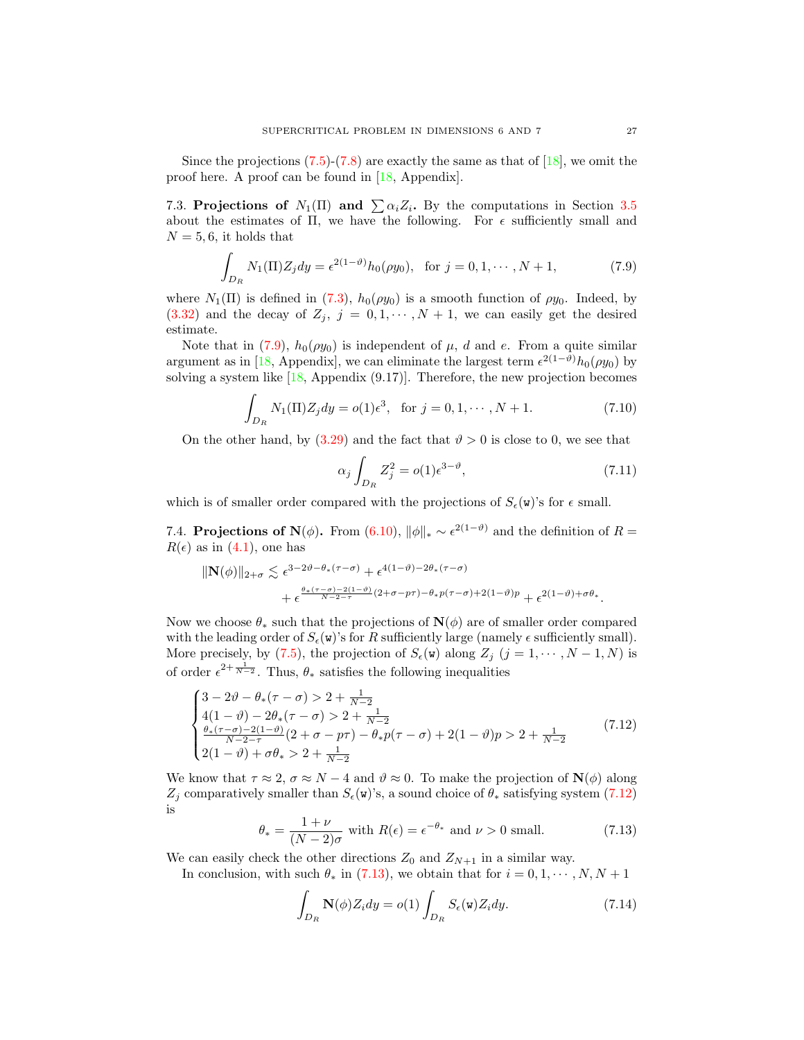Since the projections (7.5)-(7.8) are exactly the same as that of [18], we omit the proof here. A proof can be found in [18, Appendix].

7.3. **Projections of $N_1(\Pi)$ and $\sum \alpha_i Z_i$.** By the computations in Section 3.5 about the estimates of $\Pi$, we have the following. For $\epsilon$ sufficiently small and $N = 5, 6$, it holds that

$$\int_{D_R} N_1(\Pi) Z_j dy = \epsilon^{2(1-\vartheta)} h_0(\rho y_0), \quad \text{for } j = 0, 1, \cdots, N+1, \tag{7.9}$$

where $N_1(\Pi)$ is defined in (7.3), $h_0(\rho y_0)$ is a smooth function of $\rho y_0$. Indeed, by (3.32) and the decay of $Z_j$, $j = 0, 1, \cdots, N+1$, we can easily get the desired estimate.

Note that in (7.9), $h_0(\rho y_0)$ is independent of $\mu$, $d$ and $e$. From a quite similar argument as in [18, Appendix], we can eliminate the largest term $\epsilon^{2(1-\vartheta)} h_0(\rho y_0)$ by solving a system like [18, Appendix (9.17)]. Therefore, the new projection becomes

$$\int_{D_R} N_1(\Pi) Z_j dy = o(1)\epsilon^3, \quad \text{for } j = 0, 1, \cdots, N+1. \tag{7.10}$$

On the other hand, by (3.29) and the fact that $\vartheta > 0$ is close to 0, we see that

$$\alpha_j \int_{D_R} Z_j^2 = o(1)\epsilon^{3-\vartheta}, \tag{7.11}$$

which is of smaller order compared with the projections of $S_\epsilon(\mathtt{w})$'s for $\epsilon$ small.

7.4. **Projections of $\mathbf{N}(\phi)$.** From (6.10), $\|\phi\|_* \sim \epsilon^{2(1-\vartheta)}$ and the definition of $R = R(\epsilon)$ as in (4.1), one has

$$\|\mathbf{N}(\phi)\|_{2+\sigma} \lesssim \epsilon^{3-2\vartheta-\theta_*(\tau-\sigma)} + \epsilon^{4(1-\vartheta)-2\theta_*(\tau-\sigma)} + \epsilon^{\frac{\theta_*(\tau-\sigma)-2(1-\vartheta)}{N-2-\tau}(2+\sigma-p\tau)-\theta_* p(\tau-\sigma)+2(1-\vartheta)p} + \epsilon^{2(1-\vartheta)+\sigma\theta_*}.$$

Now we choose $\theta_*$ such that the projections of $\mathbf{N}(\phi)$ are of smaller order compared with the leading order of $S_\epsilon(\mathtt{w})$'s for $R$ sufficiently large (namely $\epsilon$ sufficiently small). More precisely, by (7.5), the projection of $S_\epsilon(\mathtt{w})$ along $Z_j$ ($j = 1, \cdots, N-1, N$) is of order $\epsilon^{2+\frac{1}{N-2}}$. Thus, $\theta_*$ satisfies the following inequalities

$$\begin{cases} 3 - 2\vartheta - \theta_*(\tau-\sigma) > 2 + \frac{1}{N-2} \\ 4(1-\vartheta) - 2\theta_*(\tau-\sigma) > 2 + \frac{1}{N-2} \\ \frac{\theta_*(\tau-\sigma)-2(1-\vartheta)}{N-2-\tau}(2+\sigma-p\tau) - \theta_* p(\tau-\sigma) + 2(1-\vartheta)p > 2 + \frac{1}{N-2} \\ 2(1-\vartheta) + \sigma\theta_* > 2 + \frac{1}{N-2} \end{cases} \tag{7.12}$$

We know that $\tau \approx 2$, $\sigma \approx N-4$ and $\vartheta \approx 0$. To make the projection of $\mathbf{N}(\phi)$ along $Z_j$ comparatively smaller than $S_\epsilon(\mathtt{w})$'s, a sound choice of $\theta_*$ satisfying system (7.12) is

$$\theta_* = \frac{1+\nu}{(N-2)\sigma} \text{ with } R(\epsilon) = \epsilon^{-\theta_*} \text{ and } \nu > 0 \text{ small}. \tag{7.13}$$

We can easily check the other directions $Z_0$ and $Z_{N+1}$ in a similar way.

In conclusion, with such $\theta_*$ in (7.13), we obtain that for $i = 0, 1, \cdots, N, N+1$

$$\int_{D_R} \mathbf{N}(\phi) Z_i dy = o(1) \int_{D_R} S_\epsilon(\mathtt{w}) Z_i dy. \tag{7.14}$$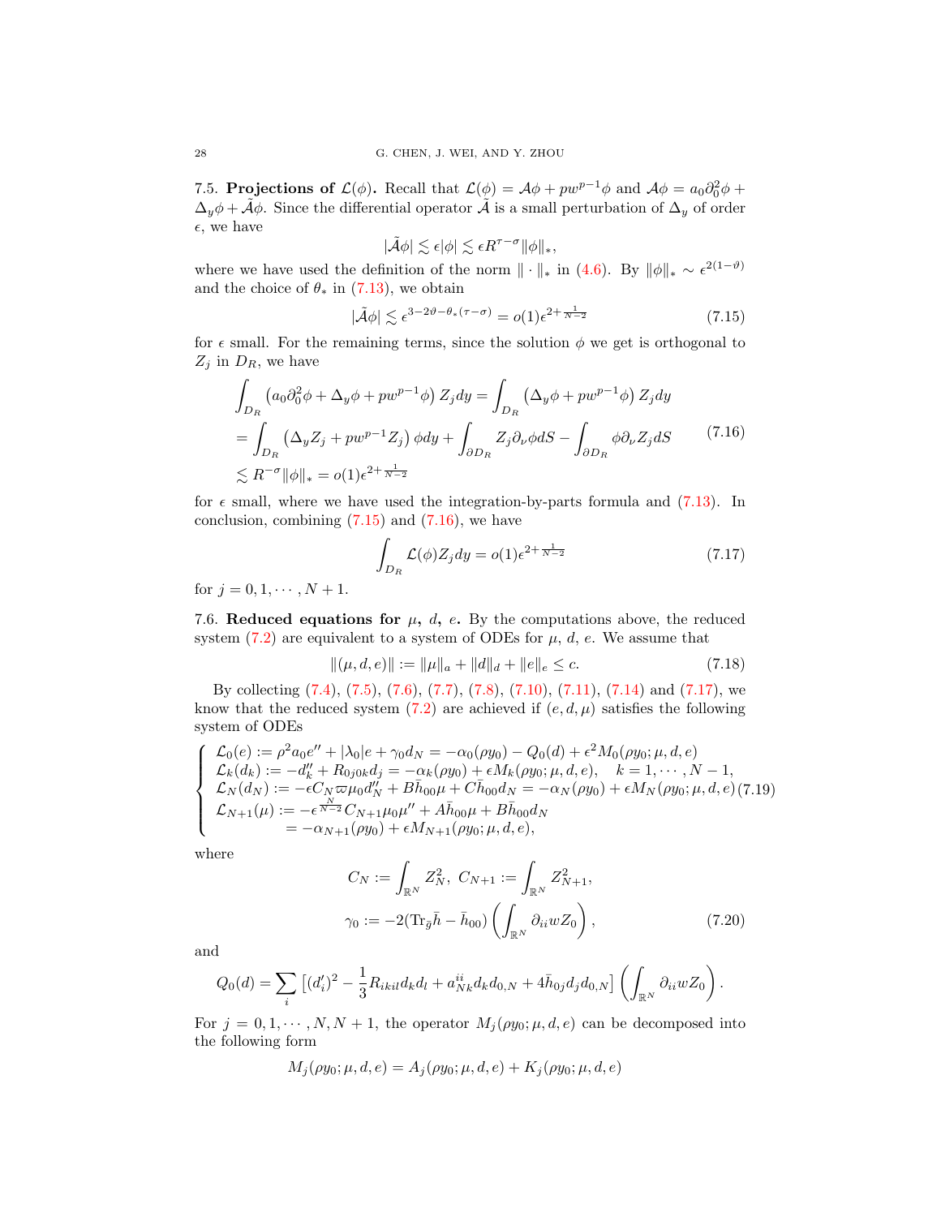7.5. **Projections of $\mathcal{L}(\phi)$.** Recall that $\mathcal{L}(\phi) = \mathcal{A}\phi + pw^{p-1}\phi$ and $\mathcal{A}\phi = a_0\partial_0^2\phi + \Delta_y\phi + \tilde{\mathcal{A}}\phi$. Since the differential operator $\tilde{\mathcal{A}}$ is a small perturbation of $\Delta_y$ of order $\epsilon$, we have

$$|\tilde{\mathcal{A}}\phi| \lesssim \epsilon|\phi| \lesssim \epsilon R^{\tau-\sigma}\|\phi\|_*,$$

where we have used the definition of the norm $\|\cdot\|_*$ in (4.6). By $\|\phi\|_* \sim \epsilon^{2(1-\vartheta)}$ and the choice of $\theta_*$ in (7.13), we obtain

$$|\tilde{\mathcal{A}}\phi| \lesssim \epsilon^{3-2\vartheta-\theta_*(\tau-\sigma)} = o(1)\epsilon^{2+\frac{1}{N-2}} \tag{7.15}$$

for $\epsilon$ small. For the remaining terms, since the solution $\phi$ we get is orthogonal to $Z_j$ in $D_R$, we have

$$\begin{aligned}
&\int_{D_R}\left(a_0\partial_0^2\phi + \Delta_y\phi + pw^{p-1}\phi\right)Z_j dy = \int_{D_R}\left(\Delta_y\phi + pw^{p-1}\phi\right)Z_j dy \\
&= \int_{D_R}\left(\Delta_y Z_j + pw^{p-1}Z_j\right)\phi dy + \int_{\partial D_R} Z_j\partial_\nu\phi dS - \int_{\partial D_R}\phi\partial_\nu Z_j dS \\
&\lesssim R^{-\sigma}\|\phi\|_* = o(1)\epsilon^{2+\frac{1}{N-2}}
\end{aligned} \tag{7.16}$$

for $\epsilon$ small, where we have used the integration-by-parts formula and (7.13). In conclusion, combining (7.15) and (7.16), we have

$$\int_{D_R}\mathcal{L}(\phi)Z_j dy = o(1)\epsilon^{2+\frac{1}{N-2}} \tag{7.17}$$

for $j = 0, 1, \cdots, N+1$.

7.6. **Reduced equations for $\mu$, $d$, $e$.** By the computations above, the reduced system (7.2) are equivalent to a system of ODEs for $\mu$, $d$, $e$. We assume that

$$\|(\mu, d, e)\| := \|\mu\|_a + \|d\|_d + \|e\|_e \le c. \tag{7.18}$$

By collecting (7.4), (7.5), (7.6), (7.7), (7.8), (7.10), (7.11), (7.14) and (7.17), we know that the reduced system (7.2) are achieved if $(e, d, \mu)$ satisfies the following system of ODEs

$$\begin{cases}
\mathcal{L}_0(e) := \rho^2 a_0 e'' + |\lambda_0|e + \gamma_0 d_N = -\alpha_0(\rho y_0) - Q_0(d) + \epsilon^2 M_0(\rho y_0; \mu, d, e) \\
\mathcal{L}_k(d_k) := -d_k'' + R_{0j0k}d_j = -\alpha_k(\rho y_0) + \epsilon M_k(\rho y_0; \mu, d, e), \quad k = 1, \cdots, N-1, \\
\mathcal{L}_N(d_N) := -\epsilon C_N\varpi\mu_0 d_N'' + B\bar{h}_{00}\mu + C\bar{h}_{00}d_N = -\alpha_N(\rho y_0) + \epsilon M_N(\rho y_0; \mu, d, e) \\
\mathcal{L}_{N+1}(\mu) := -\epsilon^{\frac{N}{N-2}}C_{N+1}\mu_0\mu'' + A\bar{h}_{00}\mu + B\bar{h}_{00}d_N \\
\qquad\qquad = -\alpha_{N+1}(\rho y_0) + \epsilon M_{N+1}(\rho y_0; \mu, d, e),
\end{cases} \tag{7.19}$$

where

$$C_N := \int_{\mathbb{R}^N} Z_N^2,\ C_{N+1} := \int_{\mathbb{R}^N} Z_{N+1}^2,$$

$$\gamma_0 := -2(\mathrm{Tr}_{\bar{g}}\bar{h} - \bar{h}_{00})\left(\int_{\mathbb{R}^N}\partial_{ii}wZ_0\right), \tag{7.20}$$

and

$$Q_0(d) = \sum_i\left[(d_i')^2 - \frac{1}{3}R_{ikil}d_kd_l + a_{Nk}^{ii}d_kd_{0,N} + 4\bar{h}_{0j}d_jd_{0,N}\right]\left(\int_{\mathbb{R}^N}\partial_{ii}wZ_0\right).$$

For $j = 0, 1, \cdots, N, N+1$, the operator $M_j(\rho y_0; \mu, d, e)$ can be decomposed into the following form

$$M_j(\rho y_0; \mu, d, e) = A_j(\rho y_0; \mu, d, e) + K_j(\rho y_0; \mu, d, e)$$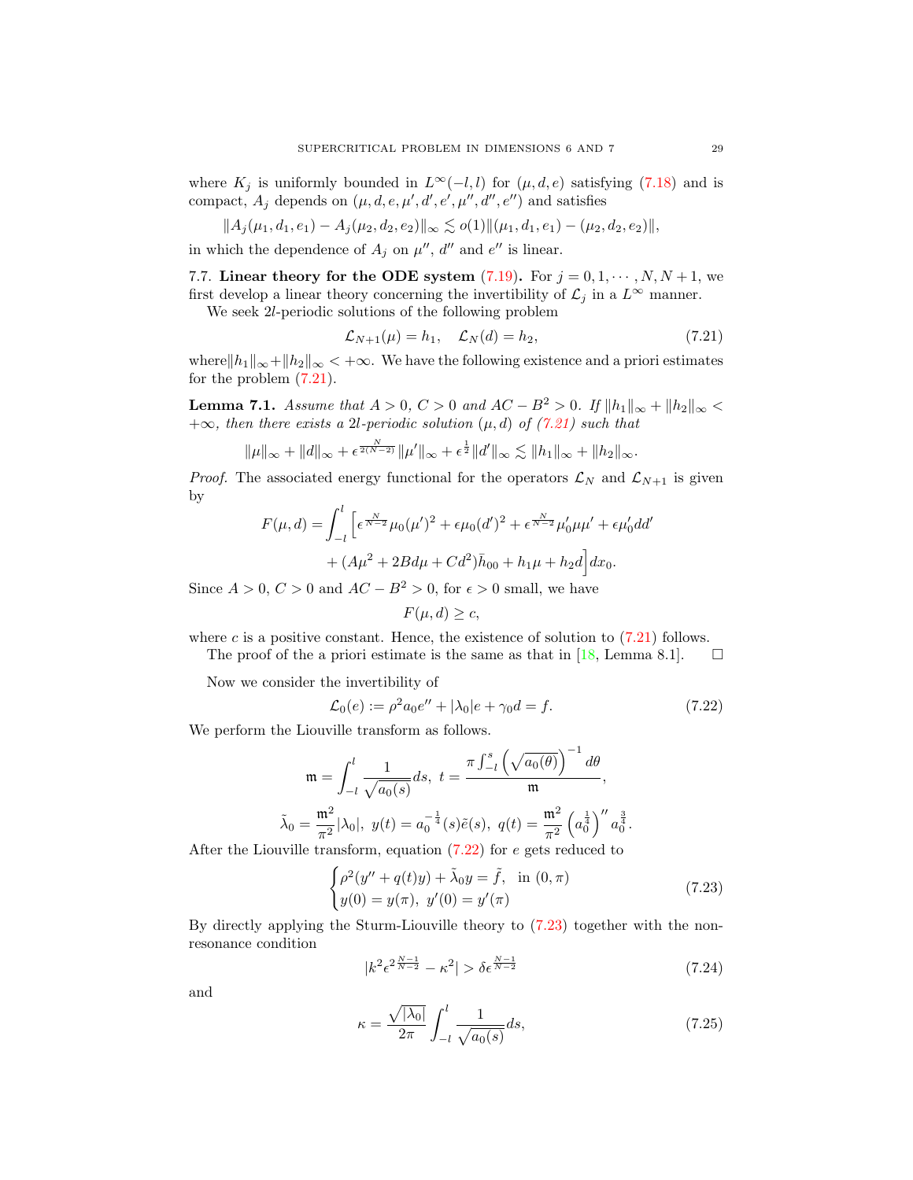where $K_j$ is uniformly bounded in $L^\infty(-l,l)$ for $(\mu,d,e)$ satisfying (7.18) and is compact, $A_j$ depends on $(\mu,d,e,\mu',d',e',\mu'',d'',e'')$ and satisfies

$$\|A_j(\mu_1,d_1,e_1)-A_j(\mu_2,d_2,e_2)\|_\infty \lesssim o(1)\|(\mu_1,d_1,e_1)-(\mu_2,d_2,e_2)\|,$$

in which the dependence of $A_j$ on $\mu''$, $d''$ and $e''$ is linear.

7.7. **Linear theory for the ODE system (7.19).** For $j=0,1,\cdots,N,N+1$, we first develop a linear theory concerning the invertibility of $\mathcal{L}_j$ in a $L^\infty$ manner.

We seek $2l$-periodic solutions of the following problem

$$\mathcal{L}_{N+1}(\mu)=h_1, \quad \mathcal{L}_N(d)=h_2, \tag{7.21}$$

where$\|h_1\|_\infty+\|h_2\|_\infty<+\infty$. We have the following existence and a priori estimates for the problem (7.21).

**Lemma 7.1.** *Assume that $A>0$, $C>0$ and $AC-B^2>0$. If $\|h_1\|_\infty+\|h_2\|_\infty<+\infty$, then there exists a $2l$-periodic solution $(\mu,d)$ of (7.21) such that*

$$\|\mu\|_\infty+\|d\|_\infty+\epsilon^{\frac{N}{2(N-2)}}\|\mu'\|_\infty+\epsilon^{\frac12}\|d'\|_\infty \lesssim \|h_1\|_\infty+\|h_2\|_\infty.$$

*Proof.* The associated energy functional for the operators $\mathcal{L}_N$ and $\mathcal{L}_{N+1}$ is given by

$$\begin{aligned}F(\mu,d)=\int_{-l}^{l}\Big[&\epsilon^{\frac{N}{N-2}}\mu_0(\mu')^2+\epsilon\mu_0(d')^2+\epsilon^{\frac{N}{N-2}}\mu_0'\mu\mu'+\epsilon\mu_0'dd'\\&+(A\mu^2+2Bd\mu+Cd^2)\bar{h}_{00}+h_1\mu+h_2d\Big]dx_0.\end{aligned}$$

Since $A>0$, $C>0$ and $AC-B^2>0$, for $\epsilon>0$ small, we have

$$F(\mu,d)\geq c,$$

where $c$ is a positive constant. Hence, the existence of solution to (7.21) follows.

The proof of the a priori estimate is the same as that in [18, Lemma 8.1]. $\square$

Now we consider the invertibility of

$$\mathcal{L}_0(e):=\rho^2a_0e''+|\lambda_0|e+\gamma_0d=f. \tag{7.22}$$

We perform the Liouville transform as follows.

$$\mathfrak{m}=\int_{-l}^{l}\frac{1}{\sqrt{a_0(s)}}ds,\ t=\frac{\pi\int_{-l}^{s}\left(\sqrt{a_0(\theta)}\right)^{-1}d\theta}{\mathfrak{m}},$$

$$\tilde{\lambda}_0=\frac{\mathfrak{m}^2}{\pi^2}|\lambda_0|,\ y(t)=a_0^{-\frac14}(s)\tilde{e}(s),\ q(t)=\frac{\mathfrak{m}^2}{\pi^2}\left(a_0^{\frac14}\right)''a_0^{\frac34}.$$

After the Liouville transform, equation (7.22) for $e$ gets reduced to

$$\begin{cases}\rho^2(y''+q(t)y)+\tilde{\lambda}_0y=\tilde{f}, & \text{in } (0,\pi)\\ y(0)=y(\pi),\ y'(0)=y'(\pi)\end{cases} \tag{7.23}$$

By directly applying the Sturm-Liouville theory to (7.23) together with the non-resonance condition

$$|k^2\epsilon^{2\frac{N-1}{N-2}}-\kappa^2|>\delta\epsilon^{\frac{N-1}{N-2}} \tag{7.24}$$

and

$$\kappa=\frac{\sqrt{|\lambda_0|}}{2\pi}\int_{-l}^{l}\frac{1}{\sqrt{a_0(s)}}ds, \tag{7.25}$$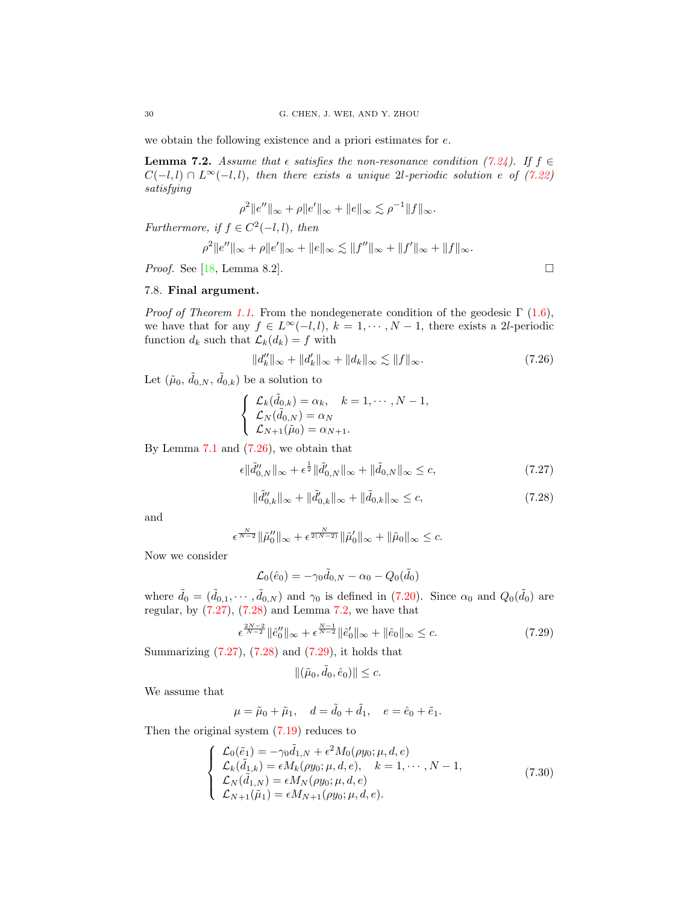we obtain the following existence and a priori estimates for $e$.

**Lemma 7.2.** *Assume that $\epsilon$ satisfies the non-resonance condition (7.24). If $f \in C(-l,l) \cap L^\infty(-l,l)$, then there exists a unique $2l$-periodic solution $e$ of (7.22) satisfying*

$$\rho^2\|e''\|_\infty + \rho\|e'\|_\infty + \|e\|_\infty \lesssim \rho^{-1}\|f\|_\infty.$$

*Furthermore, if $f \in C^2(-l,l)$, then*

$$\rho^2\|e''\|_\infty + \rho\|e'\|_\infty + \|e\|_\infty \lesssim \|f''\|_\infty + \|f'\|_\infty + \|f\|_\infty.$$

*Proof.* See [18, Lemma 8.2]. □

### 7.8. Final argument.

*Proof of Theorem 1.1.* From the nondegenerate condition of the geodesic $\Gamma$ (1.6), we have that for any $f \in L^\infty(-l,l)$, $k = 1, \cdots, N-1$, there exists a $2l$-periodic function $d_k$ such that $\mathcal{L}_k(d_k) = f$ with

$$\|d_k''\|_\infty + \|d_k'\|_\infty + \|d_k\|_\infty \lesssim \|f\|_\infty. \tag{7.26}$$

Let $(\tilde{\mu}_0, \tilde{d}_{0,N}, \tilde{d}_{0,k})$ be a solution to

$$\begin{cases} \mathcal{L}_k(\tilde{d}_{0,k}) = \alpha_k, \quad k = 1, \cdots, N-1, \\ \mathcal{L}_N(\tilde{d}_{0,N}) = \alpha_N \\ \mathcal{L}_{N+1}(\tilde{\mu}_0) = \alpha_{N+1}. \end{cases}$$

By Lemma 7.1 and (7.26), we obtain that

$$\epsilon\|\tilde{d}_{0,N}''\|_\infty + \epsilon^{\frac{1}{2}}\|\tilde{d}_{0,N}'\|_\infty + \|\tilde{d}_{0,N}\|_\infty \le c, \tag{7.27}$$

$$\|\tilde{d}_{0,k}''\|_\infty + \|\tilde{d}_{0,k}'\|_\infty + \|\tilde{d}_{0,k}\|_\infty \le c, \tag{7.28}$$

and

$$\epsilon^{\frac{N}{N-2}}\|\tilde{\mu}_0''\|_\infty + \epsilon^{\frac{N}{2(N-2)}}\|\tilde{\mu}_0'\|_\infty + \|\tilde{\mu}_0\|_\infty \le c.$$

Now we consider

$$\mathcal{L}_0(\hat{e}_0) = -\gamma_0\tilde{d}_{0,N} - \alpha_0 - Q_0(\tilde{d}_0)$$

where $\tilde{d}_0 = (\tilde{d}_{0,1}, \cdots, \tilde{d}_{0,N})$ and $\gamma_0$ is defined in (7.20). Since $\alpha_0$ and $Q_0(\tilde{d}_0)$ are regular, by (7.27), (7.28) and Lemma 7.2, we have that

$$\epsilon^{\frac{2N-2}{N-2}}\|\hat{e}_0''\|_\infty + \epsilon^{\frac{N-1}{N-2}}\|\hat{e}_0'\|_\infty + \|\hat{e}_0\|_\infty \le c. \tag{7.29}$$

Summarizing (7.27), (7.28) and (7.29), it holds that

$$\|(\tilde{\mu}_0, \tilde{d}_0, \hat{e}_0)\| \le c.$$

We assume that

$$\mu = \tilde{\mu}_0 + \tilde{\mu}_1, \quad d = \tilde{d}_0 + \tilde{d}_1, \quad e = \hat{e}_0 + \tilde{e}_1.$$

Then the original system (7.19) reduces to

$$\begin{cases} \mathcal{L}_0(\tilde{e}_1) = -\gamma_0\tilde{d}_{1,N} + \epsilon^2 M_0(\rho y_0; \mu, d, e) \\ \mathcal{L}_k(\tilde{d}_{1,k}) = \epsilon M_k(\rho y_0; \mu, d, e), \quad k = 1, \cdots, N-1, \\ \mathcal{L}_N(\tilde{d}_{1,N}) = \epsilon M_N(\rho y_0; \mu, d, e) \\ \mathcal{L}_{N+1}(\tilde{\mu}_1) = \epsilon M_{N+1}(\rho y_0; \mu, d, e). \end{cases} \tag{7.30}$$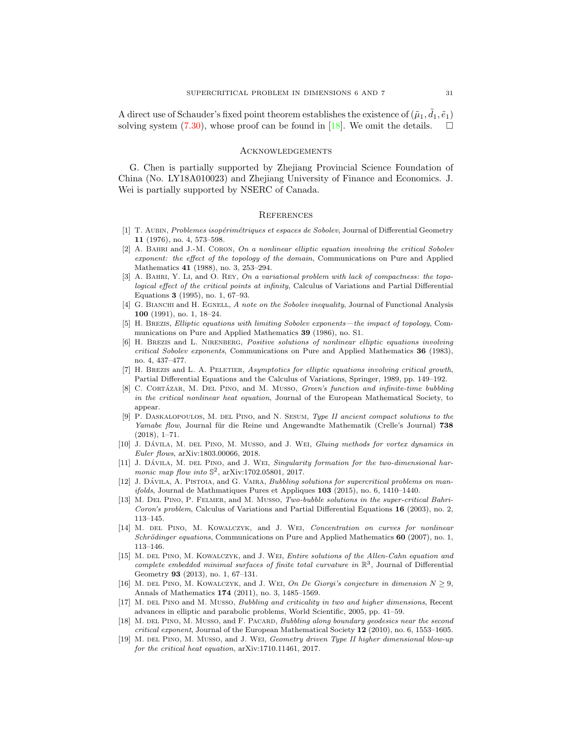A direct use of Schauder's fixed point theorem establishes the existence of $(\tilde{\mu}_1, \tilde{d}_1, \tilde{e}_1)$ solving system (7.30), whose proof can be found in [18]. We omit the details. $\square$

## Acknowledgements

G. Chen is partially supported by Zhejiang Provincial Science Foundation of China (No. LY18A010023) and Zhejiang University of Finance and Economics. J. Wei is partially supported by NSERC of Canada.

## References

[1] T. Aubin, *Problemes isopérimétriques et espaces de Sobolev*, Journal of Differential Geometry **11** (1976), no. 4, 573–598.

[2] A. Bahri and J.-M. Coron, *On a nonlinear elliptic equation involving the critical Sobolev exponent: the effect of the topology of the domain*, Communications on Pure and Applied Mathematics **41** (1988), no. 3, 253–294.

[3] A. Bahri, Y. Li, and O. Rey, *On a variational problem with lack of compactness: the topological effect of the critical points at infinity*, Calculus of Variations and Partial Differential Equations **3** (1995), no. 1, 67–93.

[4] G. Bianchi and H. Egnell, *A note on the Sobolev inequality*, Journal of Functional Analysis **100** (1991), no. 1, 18–24.

[5] H. Brezis, *Elliptic equations with limiting Sobolev exponents—the impact of topology*, Communications on Pure and Applied Mathematics **39** (1986), no. S1.

[6] H. Brezis and L. Nirenberg, *Positive solutions of nonlinear elliptic equations involving critical Sobolev exponents*, Communications on Pure and Applied Mathematics **36** (1983), no. 4, 437–477.

[7] H. Brezis and L. A. Peletier, *Asymptotics for elliptic equations involving critical growth*, Partial Differential Equations and the Calculus of Variations, Springer, 1989, pp. 149–192.

[8] C. Cortázar, M. Del Pino, and M. Musso, *Green's function and infinite-time bubbling in the critical nonlinear heat equation*, Journal of the European Mathematical Society, to appear.

[9] P. Daskalopoulos, M. del Pino, and N. Sesum, *Type II ancient compact solutions to the Yamabe flow*, Journal für die Reine und Angewandte Mathematik (Crelle's Journal) **738** (2018), 1–71.

[10] J. Dávila, M. del Pino, M. Musso, and J. Wei, *Gluing methods for vortex dynamics in Euler flows*, arXiv:1803.00066, 2018.

[11] J. Dávila, M. del Pino, and J. Wei, *Singularity formation for the two-dimensional harmonic map flow into* $\mathbb{S}^2$, arXiv:1702.05801, 2017.

[12] J. Dávila, A. Pistoia, and G. Vaira, *Bubbling solutions for supercritical problems on manifolds*, Journal de Mathmatiques Pures et Appliques **103** (2015), no. 6, 1410–1440.

[13] M. Del Pino, P. Felmer, and M. Musso, *Two-bubble solutions in the super-critical Bahri-Coron's problem*, Calculus of Variations and Partial Differential Equations **16** (2003), no. 2, 113–145.

[14] M. del Pino, M. Kowalczyk, and J. Wei, *Concentration on curves for nonlinear Schrödinger equations*, Communications on Pure and Applied Mathematics **60** (2007), no. 1, 113–146.

[15] M. del Pino, M. Kowalczyk, and J. Wei, *Entire solutions of the Allen-Cahn equation and complete embedded minimal surfaces of finite total curvature in* $\mathbb{R}^3$, Journal of Differential Geometry **93** (2013), no. 1, 67–131.

[16] M. del Pino, M. Kowalczyk, and J. Wei, *On De Giorgi's conjecture in dimension* $N \geq 9$, Annals of Mathematics **174** (2011), no. 3, 1485–1569.

[17] M. del Pino and M. Musso, *Bubbling and criticality in two and higher dimensions*, Recent advances in elliptic and parabolic problems, World Scientific, 2005, pp. 41–59.

[18] M. del Pino, M. Musso, and F. Pacard, *Bubbling along boundary geodesics near the second critical exponent*, Journal of the European Mathematical Society **12** (2010), no. 6, 1553–1605.

[19] M. del Pino, M. Musso, and J. Wei, *Geometry driven Type II higher dimensional blow-up for the critical heat equation*, arXiv:1710.11461, 2017.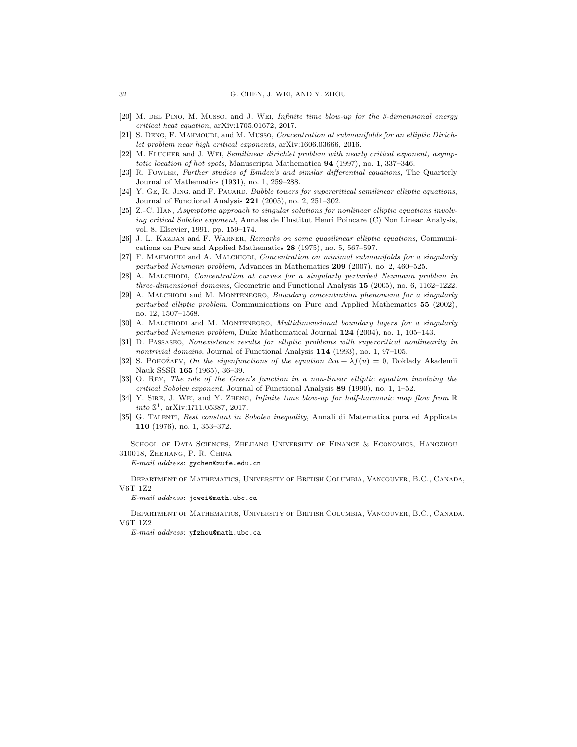[20] M. del Pino, M. Musso, and J. Wei, *Infinite time blow-up for the 3-dimensional energy critical heat equation*, arXiv:1705.01672, 2017.

[21] S. Deng, F. Mahmoudi, and M. Musso, *Concentration at submanifolds for an elliptic Dirichlet problem near high critical exponents*, arXiv:1606.03666, 2016.

[22] M. Flucher and J. Wei, *Semilinear dirichlet problem with nearly critical exponent, asymptotic location of hot spots*, Manuscripta Mathematica **94** (1997), no. 1, 337–346.

[23] R. Fowler, *Further studies of Emden's and similar differential equations*, The Quarterly Journal of Mathematics (1931), no. 1, 259–288.

[24] Y. Ge, R. Jing, and F. Pacard, *Bubble towers for supercritical semilinear elliptic equations*, Journal of Functional Analysis **221** (2005), no. 2, 251–302.

[25] Z.-C. Han, *Asymptotic approach to singular solutions for nonlinear elliptic equations involving critical Sobolev exponent*, Annales de l'Institut Henri Poincare (C) Non Linear Analysis, vol. 8, Elsevier, 1991, pp. 159–174.

[26] J. L. Kazdan and F. Warner, *Remarks on some quasilinear elliptic equations*, Communications on Pure and Applied Mathematics **28** (1975), no. 5, 567–597.

[27] F. Mahmoudi and A. Malchiodi, *Concentration on minimal submanifolds for a singularly perturbed Neumann problem*, Advances in Mathematics **209** (2007), no. 2, 460–525.

[28] A. Malchiodi, *Concentration at curves for a singularly perturbed Neumann problem in three-dimensional domains*, Geometric and Functional Analysis **15** (2005), no. 6, 1162–1222.

[29] A. Malchiodi and M. Montenegro, *Boundary concentration phenomena for a singularly perturbed elliptic problem*, Communications on Pure and Applied Mathematics **55** (2002), no. 12, 1507–1568.

[30] A. Malchiodi and M. Montenegro, *Multidimensional boundary layers for a singularly perturbed Neumann problem*, Duke Mathematical Journal **124** (2004), no. 1, 105–143.

[31] D. Passaseo, *Nonexistence results for elliptic problems with supercritical nonlinearity in nontrivial domains*, Journal of Functional Analysis **114** (1993), no. 1, 97–105.

[32] S. Pohožaev, *On the eigenfunctions of the equation $\Delta u + \lambda f(u) = 0$*, Doklady Akademii Nauk SSSR **165** (1965), 36–39.

[33] O. Rey, *The role of the Green's function in a non-linear elliptic equation involving the critical Sobolev exponent*, Journal of Functional Analysis **89** (1990), no. 1, 1–52.

[34] Y. Sire, J. Wei, and Y. Zheng, *Infinite time blow-up for half-harmonic map flow from $\mathbb{R}$ into $\mathbb{S}^1$*, arXiv:1711.05387, 2017.

[35] G. Talenti, *Best constant in Sobolev inequality*, Annali di Matematica pura ed Applicata **110** (1976), no. 1, 353–372.

School of Data Sciences, Zhejiang University of Finance & Economics, Hangzhou 310018, Zhejiang, P. R. China

*E-mail address*: gychen@zufe.edu.cn

Department of Mathematics, University of British Columbia, Vancouver, B.C., Canada, V6T 1Z2

*E-mail address*: jcwei@math.ubc.ca

Department of Mathematics, University of British Columbia, Vancouver, B.C., Canada, V6T 1Z2

*E-mail address*: yfzhou@math.ubc.ca